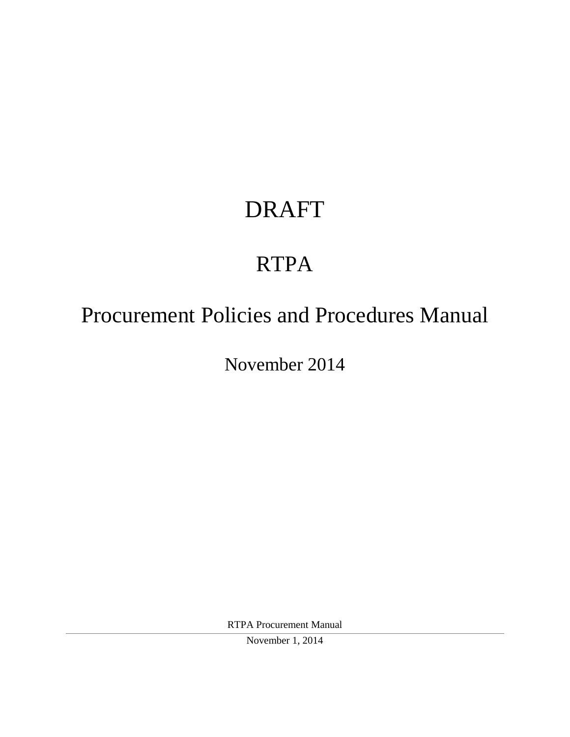# DRAFT

# RTPA

# Procurement Policies and Procedures Manual

November 2014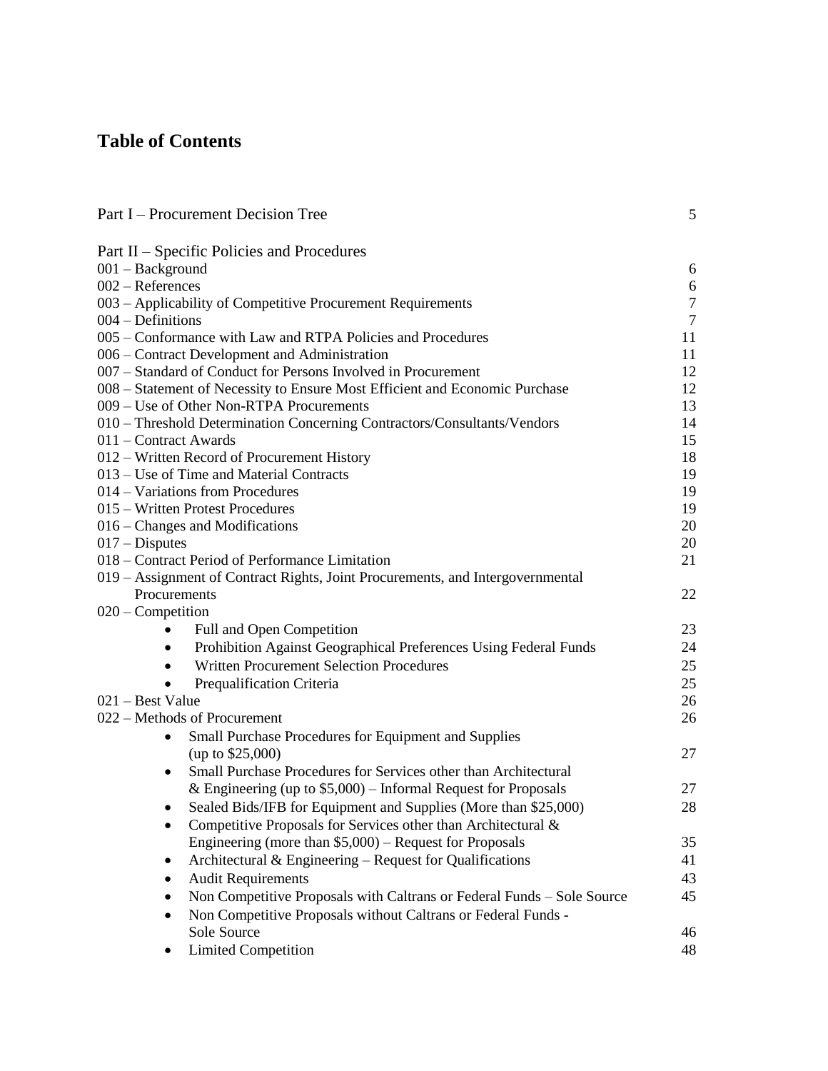# Table of Contents

| | |
|---|---|
| Part I – Procurement Decision Tree | 5 |
| **Part II – Specific Policies and Procedures** | |
| 001 – Background | 6 |
| 002 – References | 6 |
| 003 – Applicability of Competitive Procurement Requirements | 7 |
| 004 – Definitions | 7 |
| 005 – Conformance with Law and RTPA Policies and Procedures | 11 |
| 006 – Contract Development and Administration | 11 |
| 007 – Standard of Conduct for Persons Involved in Procurement | 12 |
| 008 – Statement of Necessity to Ensure Most Efficient and Economic Purchase | 12 |
| 009 – Use of Other Non-RTPA Procurements | 13 |
| 010 – Threshold Determination Concerning Contractors/Consultants/Vendors | 14 |
| 011 – Contract Awards | 15 |
| 012 – Written Record of Procurement History | 18 |
| 013 – Use of Time and Material Contracts | 19 |
| 014 – Variations from Procedures | 19 |
| 015 – Written Protest Procedures | 19 |
| 016 – Changes and Modifications | 20 |
| 017 – Disputes | 20 |
| 018 – Contract Period of Performance Limitation | 21 |
| 019 – Assignment of Contract Rights, Joint Procurements, and Intergovernmental Procurements | 22 |
| 020 – Competition | |
| • Full and Open Competition | 23 |
| • Prohibition Against Geographical Preferences Using Federal Funds | 24 |
| • Written Procurement Selection Procedures | 25 |
| • Prequalification Criteria | 25 |
| 021 – Best Value | 26 |
| 022 – Methods of Procurement | 26 |
| • Small Purchase Procedures for Equipment and Supplies (up to $25,000) | 27 |
| • Small Purchase Procedures for Services other than Architectural & Engineering (up to $5,000) – Informal Request for Proposals | 27 |
| • Sealed Bids/IFB for Equipment and Supplies (More than $25,000) | 28 |
| • Competitive Proposals for Services other than Architectural & Engineering (more than $5,000) – Request for Proposals | 35 |
| • Architectural & Engineering – Request for Qualifications | 41 |
| • Audit Requirements | 43 |
| • Non Competitive Proposals with Caltrans or Federal Funds – Sole Source | 45 |
| • Non Competitive Proposals without Caltrans or Federal Funds - Sole Source | 46 |
| • Limited Competition | 48 |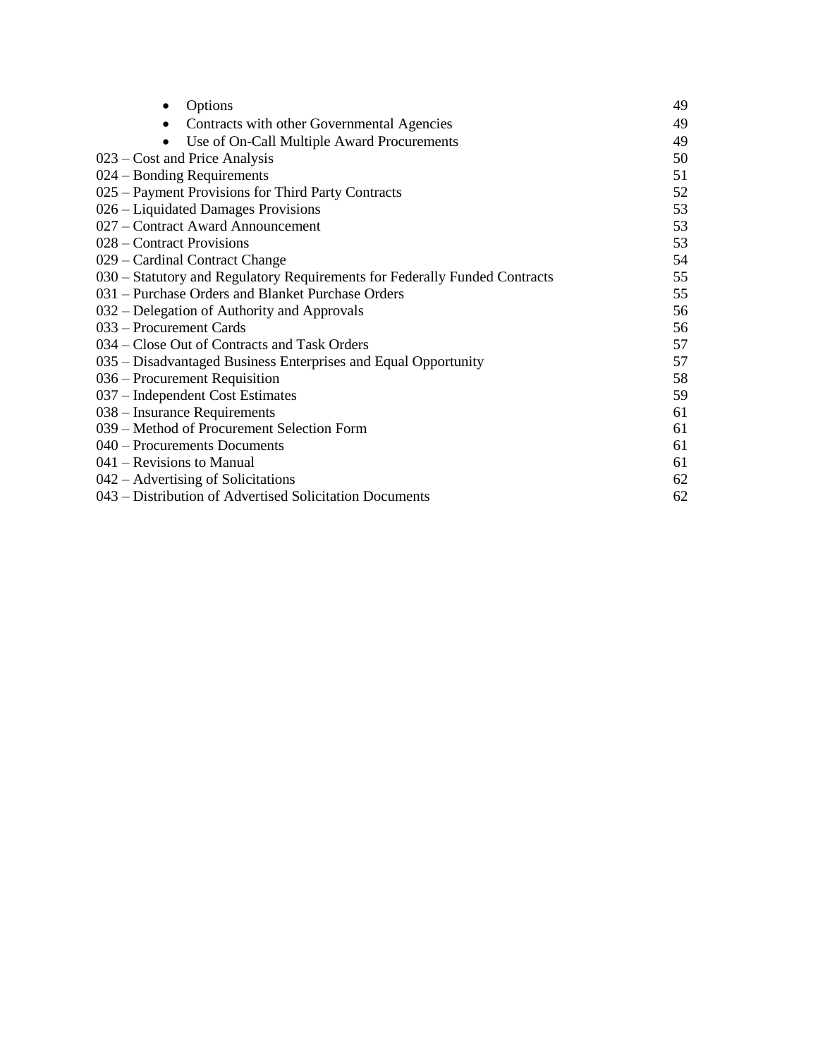- Options 49
- Contracts with other Governmental Agencies 49
- Use of On-Call Multiple Award Procurements 49

023 – Cost and Price Analysis 50
024 – Bonding Requirements 51
025 – Payment Provisions for Third Party Contracts 52
026 – Liquidated Damages Provisions 53
027 – Contract Award Announcement 53
028 – Contract Provisions 53
029 – Cardinal Contract Change 54
030 – Statutory and Regulatory Requirements for Federally Funded Contracts 55
031 – Purchase Orders and Blanket Purchase Orders 55
032 – Delegation of Authority and Approvals 56
033 – Procurement Cards 56
034 – Close Out of Contracts and Task Orders 57
035 – Disadvantaged Business Enterprises and Equal Opportunity 57
036 – Procurement Requisition 58
037 – Independent Cost Estimates 59
038 – Insurance Requirements 61
039 – Method of Procurement Selection Form 61
040 – Procurements Documents 61
041 – Revisions to Manual 61
042 – Advertising of Solicitations 62
043 – Distribution of Advertised Solicitation Documents 62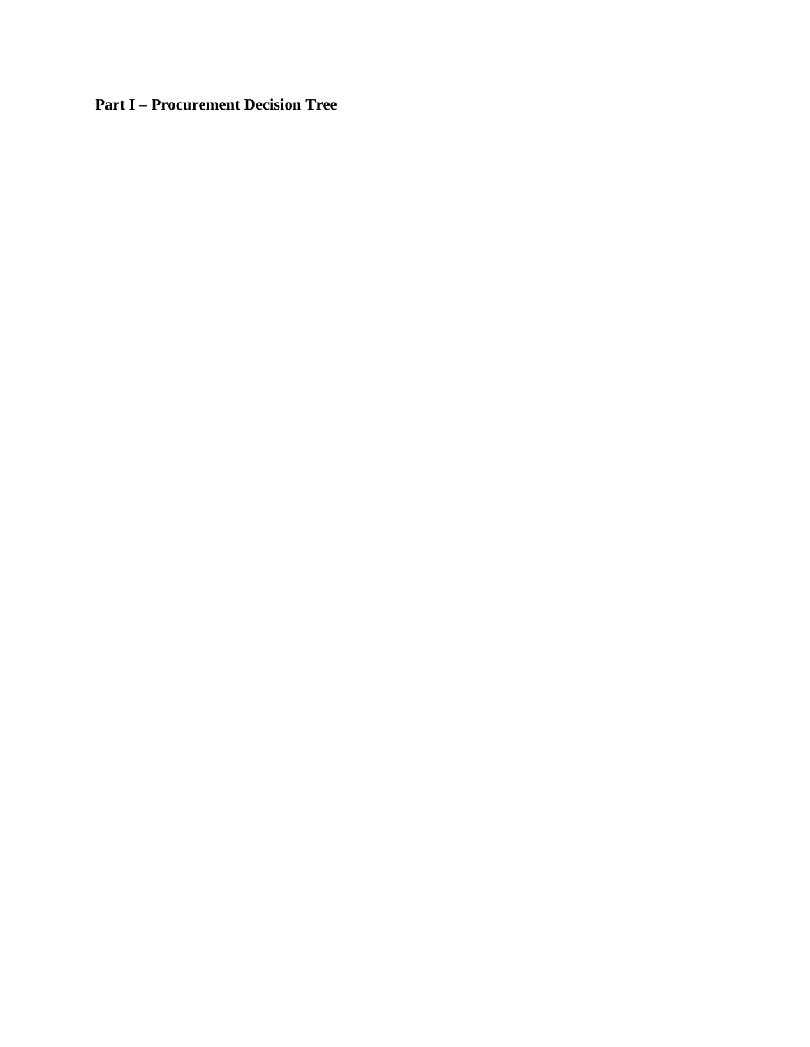**Part I – Procurement Decision Tree**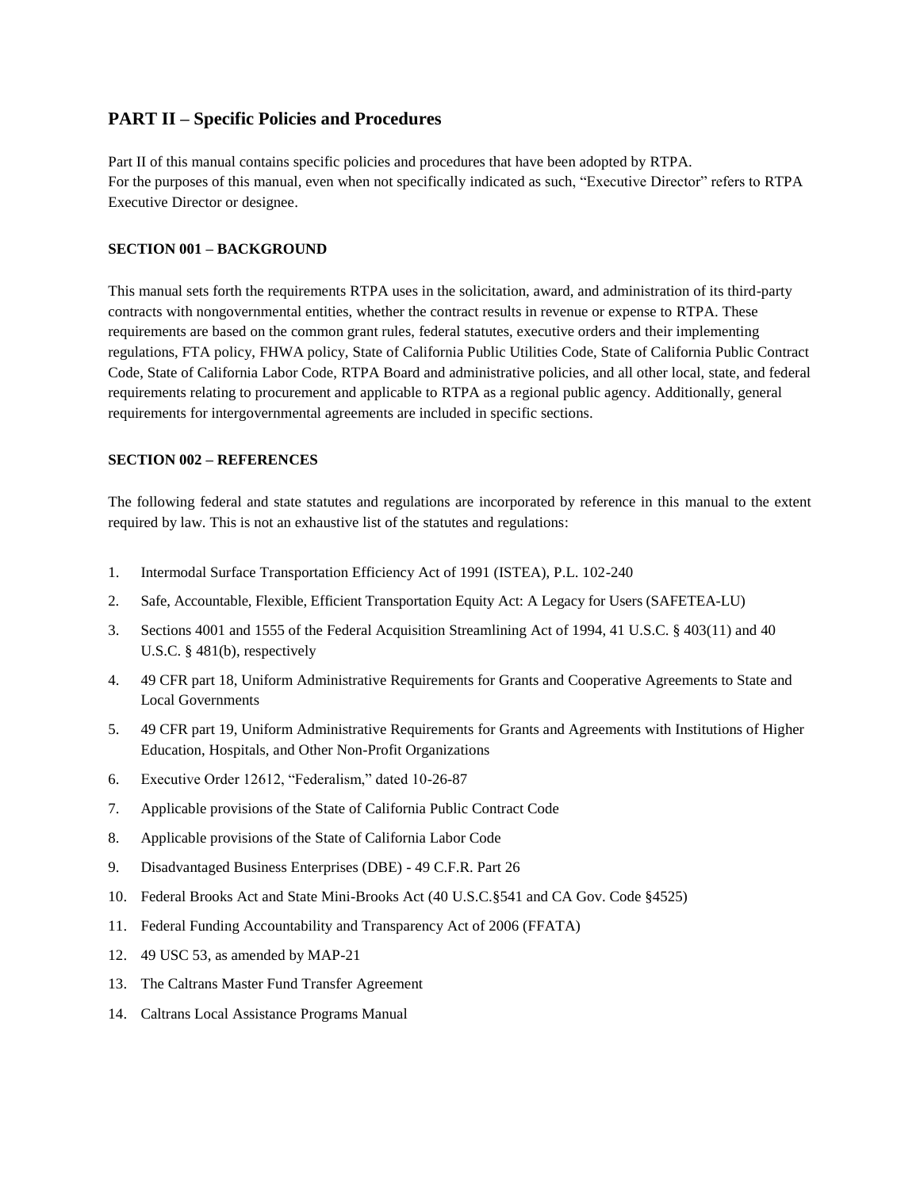## PART II – Specific Policies and Procedures

Part II of this manual contains specific policies and procedures that have been adopted by RTPA.
For the purposes of this manual, even when not specifically indicated as such, "Executive Director" refers to RTPA Executive Director or designee.

### SECTION 001 – BACKGROUND

This manual sets forth the requirements RTPA uses in the solicitation, award, and administration of its third-party contracts with nongovernmental entities, whether the contract results in revenue or expense to RTPA. These requirements are based on the common grant rules, federal statutes, executive orders and their implementing regulations, FTA policy, FHWA policy, State of California Public Utilities Code, State of California Public Contract Code, State of California Labor Code, RTPA Board and administrative policies, and all other local, state, and federal requirements relating to procurement and applicable to RTPA as a regional public agency. Additionally, general requirements for intergovernmental agreements are included in specific sections.

### SECTION 002 – REFERENCES

The following federal and state statutes and regulations are incorporated by reference in this manual to the extent required by law. This is not an exhaustive list of the statutes and regulations:

1. Intermodal Surface Transportation Efficiency Act of 1991 (ISTEA), P.L. 102-240
2. Safe, Accountable, Flexible, Efficient Transportation Equity Act: A Legacy for Users (SAFETEA-LU)
3. Sections 4001 and 1555 of the Federal Acquisition Streamlining Act of 1994, 41 U.S.C. § 403(11) and 40 U.S.C. § 481(b), respectively
4. 49 CFR part 18, Uniform Administrative Requirements for Grants and Cooperative Agreements to State and Local Governments
5. 49 CFR part 19, Uniform Administrative Requirements for Grants and Agreements with Institutions of Higher Education, Hospitals, and Other Non-Profit Organizations
6. Executive Order 12612, "Federalism," dated 10-26-87
7. Applicable provisions of the State of California Public Contract Code
8. Applicable provisions of the State of California Labor Code
9. Disadvantaged Business Enterprises (DBE) - 49 C.F.R. Part 26
10. Federal Brooks Act and State Mini-Brooks Act (40 U.S.C.§541 and CA Gov. Code §4525)
11. Federal Funding Accountability and Transparency Act of 2006 (FFATA)
12. 49 USC 53, as amended by MAP-21
13. The Caltrans Master Fund Transfer Agreement
14. Caltrans Local Assistance Programs Manual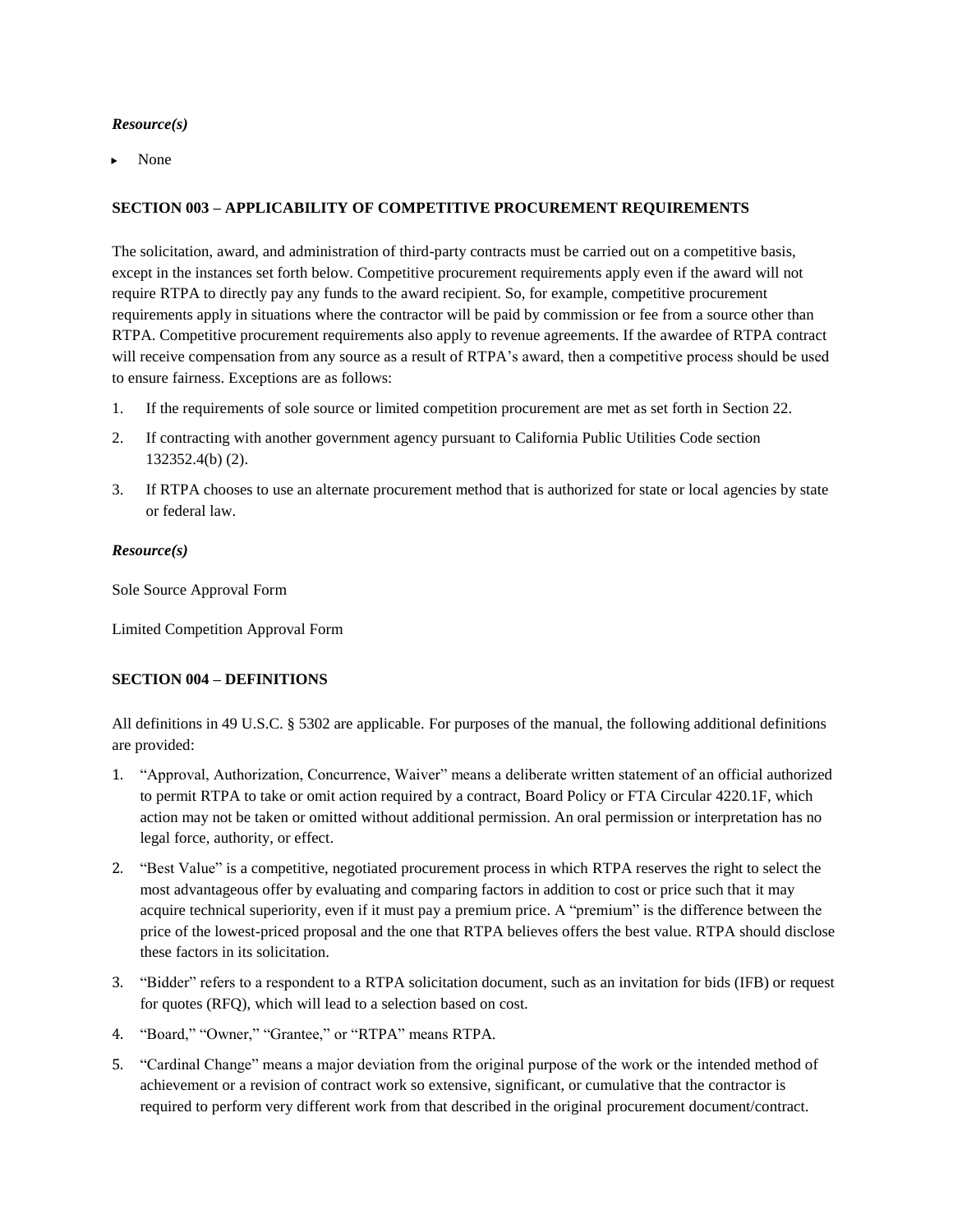*Resource(s)*

- None

**SECTION 003 – APPLICABILITY OF COMPETITIVE PROCUREMENT REQUIREMENTS**

The solicitation, award, and administration of third-party contracts must be carried out on a competitive basis, except in the instances set forth below. Competitive procurement requirements apply even if the award will not require RTPA to directly pay any funds to the award recipient. So, for example, competitive procurement requirements apply in situations where the contractor will be paid by commission or fee from a source other than RTPA. Competitive procurement requirements also apply to revenue agreements. If the awardee of RTPA contract will receive compensation from any source as a result of RTPA's award, then a competitive process should be used to ensure fairness. Exceptions are as follows:

1. If the requirements of sole source or limited competition procurement are met as set forth in Section 22.
2. If contracting with another government agency pursuant to California Public Utilities Code section 132352.4(b) (2).
3. If RTPA chooses to use an alternate procurement method that is authorized for state or local agencies by state or federal law.

*Resource(s)*

Sole Source Approval Form

Limited Competition Approval Form

**SECTION 004 – DEFINITIONS**

All definitions in 49 U.S.C. § 5302 are applicable. For purposes of the manual, the following additional definitions are provided:

1. "Approval, Authorization, Concurrence, Waiver" means a deliberate written statement of an official authorized to permit RTPA to take or omit action required by a contract, Board Policy or FTA Circular 4220.1F, which action may not be taken or omitted without additional permission. An oral permission or interpretation has no legal force, authority, or effect.
2. "Best Value" is a competitive, negotiated procurement process in which RTPA reserves the right to select the most advantageous offer by evaluating and comparing factors in addition to cost or price such that it may acquire technical superiority, even if it must pay a premium price. A "premium" is the difference between the price of the lowest-priced proposal and the one that RTPA believes offers the best value. RTPA should disclose these factors in its solicitation.
3. "Bidder" refers to a respondent to a RTPA solicitation document, such as an invitation for bids (IFB) or request for quotes (RFQ), which will lead to a selection based on cost.
4. "Board," "Owner," "Grantee," or "RTPA" means RTPA.
5. "Cardinal Change" means a major deviation from the original purpose of the work or the intended method of achievement or a revision of contract work so extensive, significant, or cumulative that the contractor is required to perform very different work from that described in the original procurement document/contract.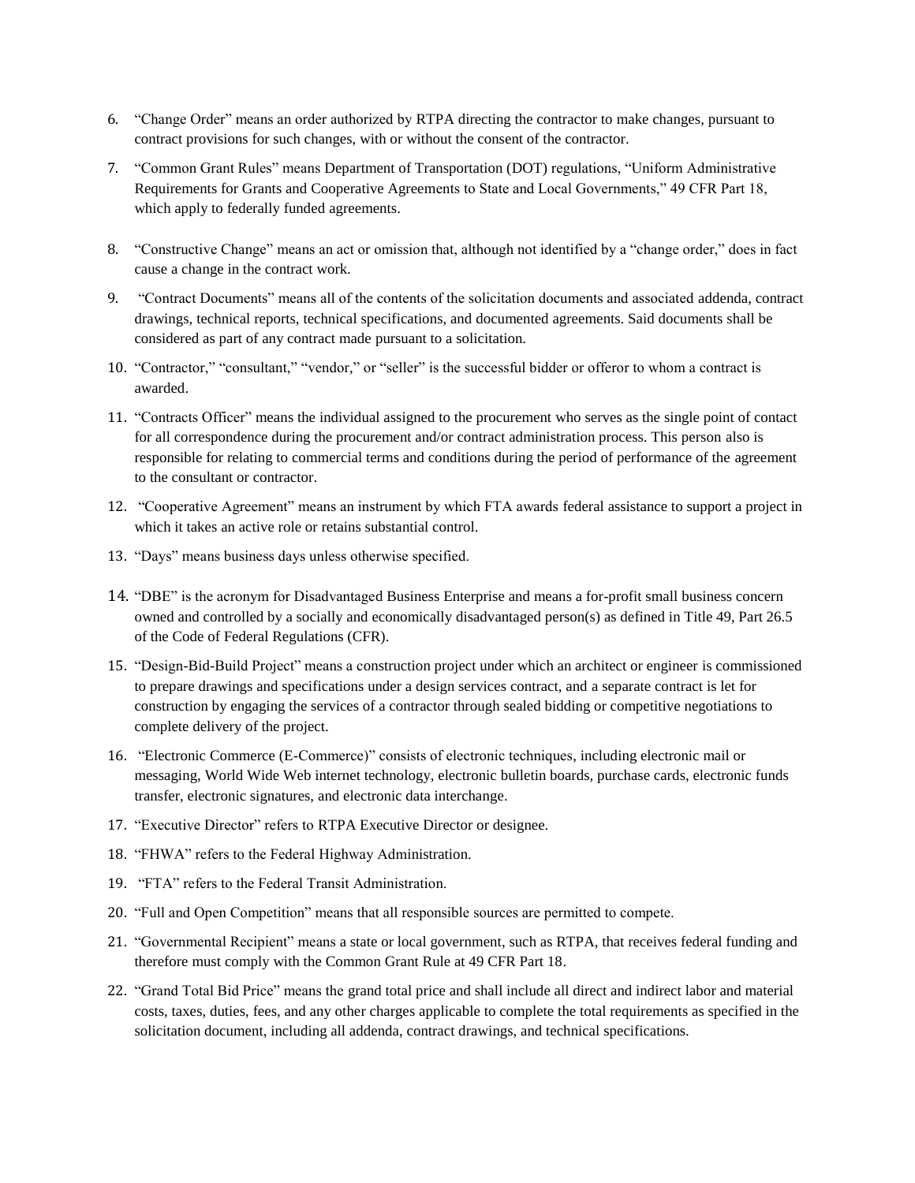6. "Change Order" means an order authorized by RTPA directing the contractor to make changes, pursuant to contract provisions for such changes, with or without the consent of the contractor.
7. "Common Grant Rules" means Department of Transportation (DOT) regulations, "Uniform Administrative Requirements for Grants and Cooperative Agreements to State and Local Governments," 49 CFR Part 18, which apply to federally funded agreements.
8. "Constructive Change" means an act or omission that, although not identified by a "change order," does in fact cause a change in the contract work.
9. "Contract Documents" means all of the contents of the solicitation documents and associated addenda, contract drawings, technical reports, technical specifications, and documented agreements. Said documents shall be considered as part of any contract made pursuant to a solicitation.
10. "Contractor," "consultant," "vendor," or "seller" is the successful bidder or offeror to whom a contract is awarded.
11. "Contracts Officer" means the individual assigned to the procurement who serves as the single point of contact for all correspondence during the procurement and/or contract administration process. This person also is responsible for relating to commercial terms and conditions during the period of performance of the agreement to the consultant or contractor.
12. "Cooperative Agreement" means an instrument by which FTA awards federal assistance to support a project in which it takes an active role or retains substantial control.
13. "Days" means business days unless otherwise specified.
14. "DBE" is the acronym for Disadvantaged Business Enterprise and means a for-profit small business concern owned and controlled by a socially and economically disadvantaged person(s) as defined in Title 49, Part 26.5 of the Code of Federal Regulations (CFR).
15. "Design-Bid-Build Project" means a construction project under which an architect or engineer is commissioned to prepare drawings and specifications under a design services contract, and a separate contract is let for construction by engaging the services of a contractor through sealed bidding or competitive negotiations to complete delivery of the project.
16. "Electronic Commerce (E-Commerce)" consists of electronic techniques, including electronic mail or messaging, World Wide Web internet technology, electronic bulletin boards, purchase cards, electronic funds transfer, electronic signatures, and electronic data interchange.
17. "Executive Director" refers to RTPA Executive Director or designee.
18. "FHWA" refers to the Federal Highway Administration.
19. "FTA" refers to the Federal Transit Administration.
20. "Full and Open Competition" means that all responsible sources are permitted to compete.
21. "Governmental Recipient" means a state or local government, such as RTPA, that receives federal funding and therefore must comply with the Common Grant Rule at 49 CFR Part 18.
22. "Grand Total Bid Price" means the grand total price and shall include all direct and indirect labor and material costs, taxes, duties, fees, and any other charges applicable to complete the total requirements as specified in the solicitation document, including all addenda, contract drawings, and technical specifications.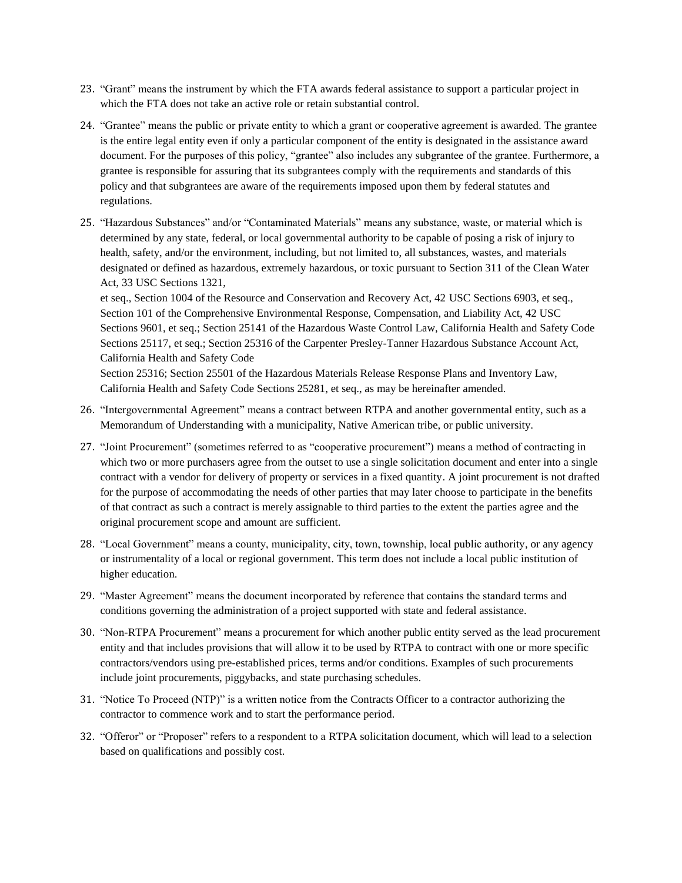23. "Grant" means the instrument by which the FTA awards federal assistance to support a particular project in which the FTA does not take an active role or retain substantial control.

24. "Grantee" means the public or private entity to which a grant or cooperative agreement is awarded. The grantee is the entire legal entity even if only a particular component of the entity is designated in the assistance award document. For the purposes of this policy, "grantee" also includes any subgrantee of the grantee. Furthermore, a grantee is responsible for assuring that its subgrantees comply with the requirements and standards of this policy and that subgrantees are aware of the requirements imposed upon them by federal statutes and regulations.

25. "Hazardous Substances" and/or "Contaminated Materials" means any substance, waste, or material which is determined by any state, federal, or local governmental authority to be capable of posing a risk of injury to health, safety, and/or the environment, including, but not limited to, all substances, wastes, and materials designated or defined as hazardous, extremely hazardous, or toxic pursuant to Section 311 of the Clean Water Act, 33 USC Sections 1321,
   et seq., Section 1004 of the Resource and Conservation and Recovery Act, 42 USC Sections 6903, et seq., Section 101 of the Comprehensive Environmental Response, Compensation, and Liability Act, 42 USC Sections 9601, et seq.; Section 25141 of the Hazardous Waste Control Law, California Health and Safety Code Sections 25117, et seq.; Section 25316 of the Carpenter Presley-Tanner Hazardous Substance Account Act, California Health and Safety Code
   Section 25316; Section 25501 of the Hazardous Materials Release Response Plans and Inventory Law, California Health and Safety Code Sections 25281, et seq., as may be hereinafter amended.

26. "Intergovernmental Agreement" means a contract between RTPA and another governmental entity, such as a Memorandum of Understanding with a municipality, Native American tribe, or public university.

27. "Joint Procurement" (sometimes referred to as "cooperative procurement") means a method of contracting in which two or more purchasers agree from the outset to use a single solicitation document and enter into a single contract with a vendor for delivery of property or services in a fixed quantity. A joint procurement is not drafted for the purpose of accommodating the needs of other parties that may later choose to participate in the benefits of that contract as such a contract is merely assignable to third parties to the extent the parties agree and the original procurement scope and amount are sufficient.

28. "Local Government" means a county, municipality, city, town, township, local public authority, or any agency or instrumentality of a local or regional government. This term does not include a local public institution of higher education.

29. "Master Agreement" means the document incorporated by reference that contains the standard terms and conditions governing the administration of a project supported with state and federal assistance.

30. "Non-RTPA Procurement" means a procurement for which another public entity served as the lead procurement entity and that includes provisions that will allow it to be used by RTPA to contract with one or more specific contractors/vendors using pre-established prices, terms and/or conditions. Examples of such procurements include joint procurements, piggybacks, and state purchasing schedules.

31. "Notice To Proceed (NTP)" is a written notice from the Contracts Officer to a contractor authorizing the contractor to commence work and to start the performance period.

32. "Offeror" or "Proposer" refers to a respondent to a RTPA solicitation document, which will lead to a selection based on qualifications and possibly cost.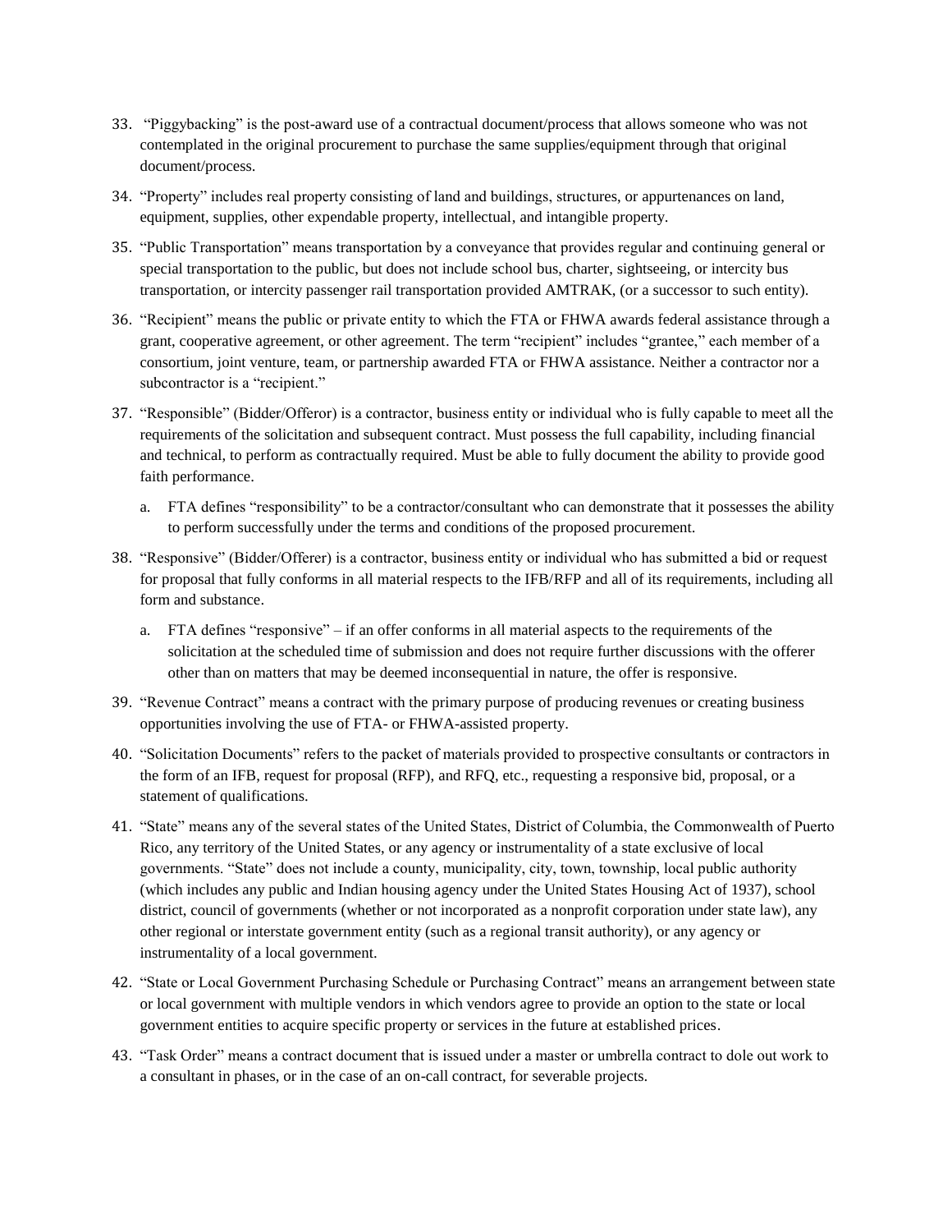33. "Piggybacking" is the post-award use of a contractual document/process that allows someone who was not contemplated in the original procurement to purchase the same supplies/equipment through that original document/process.

34. "Property" includes real property consisting of land and buildings, structures, or appurtenances on land, equipment, supplies, other expendable property, intellectual, and intangible property.

35. "Public Transportation" means transportation by a conveyance that provides regular and continuing general or special transportation to the public, but does not include school bus, charter, sightseeing, or intercity bus transportation, or intercity passenger rail transportation provided AMTRAK, (or a successor to such entity).

36. "Recipient" means the public or private entity to which the FTA or FHWA awards federal assistance through a grant, cooperative agreement, or other agreement. The term "recipient" includes "grantee," each member of a consortium, joint venture, team, or partnership awarded FTA or FHWA assistance. Neither a contractor nor a subcontractor is a "recipient."

37. "Responsible" (Bidder/Offeror) is a contractor, business entity or individual who is fully capable to meet all the requirements of the solicitation and subsequent contract. Must possess the full capability, including financial and technical, to perform as contractually required. Must be able to fully document the ability to provide good faith performance.

    a. FTA defines "responsibility" to be a contractor/consultant who can demonstrate that it possesses the ability to perform successfully under the terms and conditions of the proposed procurement.

38. "Responsive" (Bidder/Offerer) is a contractor, business entity or individual who has submitted a bid or request for proposal that fully conforms in all material respects to the IFB/RFP and all of its requirements, including all form and substance.

    a. FTA defines "responsive" – if an offer conforms in all material aspects to the requirements of the solicitation at the scheduled time of submission and does not require further discussions with the offerer other than on matters that may be deemed inconsequential in nature, the offer is responsive.

39. "Revenue Contract" means a contract with the primary purpose of producing revenues or creating business opportunities involving the use of FTA- or FHWA-assisted property.

40. "Solicitation Documents" refers to the packet of materials provided to prospective consultants or contractors in the form of an IFB, request for proposal (RFP), and RFQ, etc., requesting a responsive bid, proposal, or a statement of qualifications.

41. "State" means any of the several states of the United States, District of Columbia, the Commonwealth of Puerto Rico, any territory of the United States, or any agency or instrumentality of a state exclusive of local governments. "State" does not include a county, municipality, city, town, township, local public authority (which includes any public and Indian housing agency under the United States Housing Act of 1937), school district, council of governments (whether or not incorporated as a nonprofit corporation under state law), any other regional or interstate government entity (such as a regional transit authority), or any agency or instrumentality of a local government.

42. "State or Local Government Purchasing Schedule or Purchasing Contract" means an arrangement between state or local government with multiple vendors in which vendors agree to provide an option to the state or local government entities to acquire specific property or services in the future at established prices.

43. "Task Order" means a contract document that is issued under a master or umbrella contract to dole out work to a consultant in phases, or in the case of an on-call contract, for severable projects.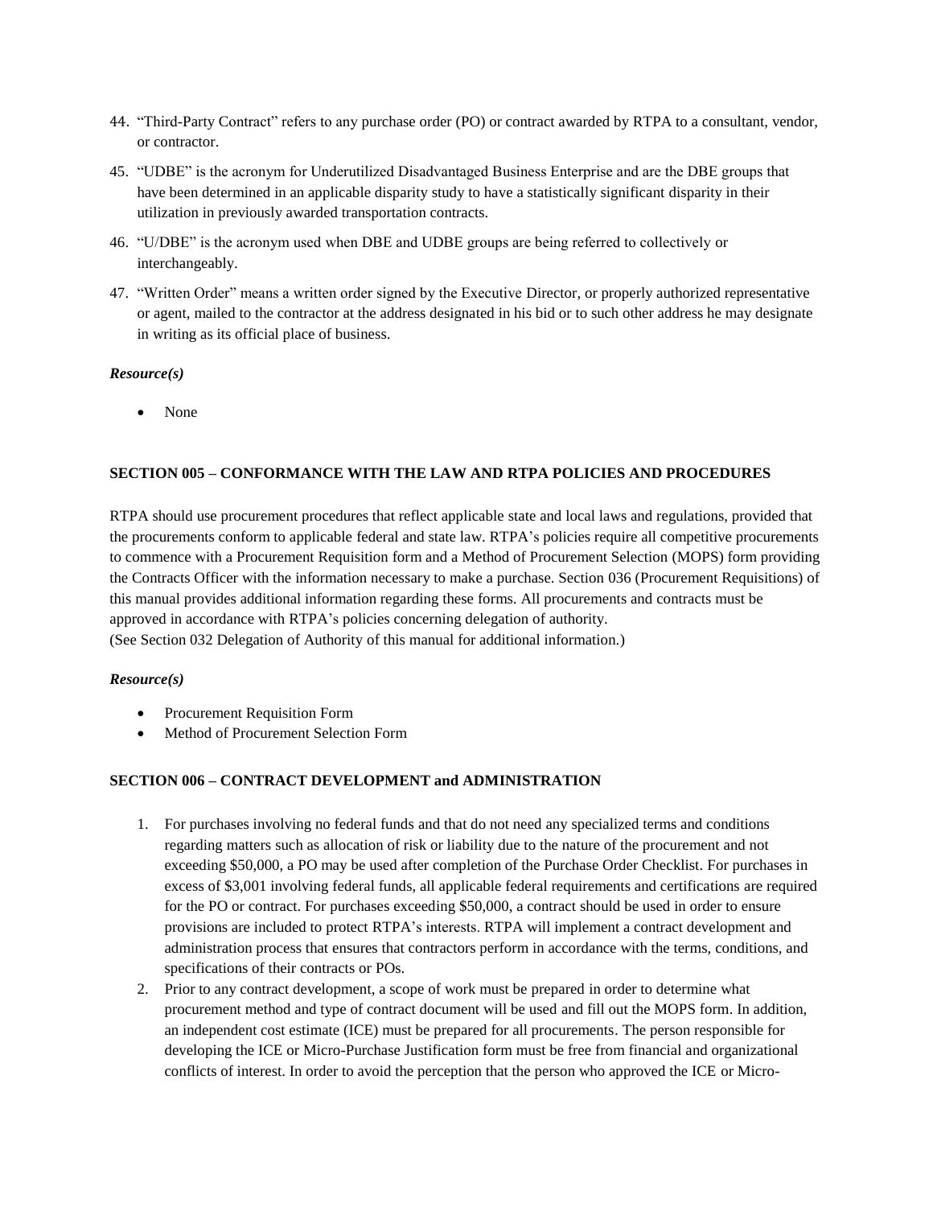44. "Third-Party Contract" refers to any purchase order (PO) or contract awarded by RTPA to a consultant, vendor, or contractor.
45. "UDBE" is the acronym for Underutilized Disadvantaged Business Enterprise and are the DBE groups that have been determined in an applicable disparity study to have a statistically significant disparity in their utilization in previously awarded transportation contracts.
46. "U/DBE" is the acronym used when DBE and UDBE groups are being referred to collectively or interchangeably.
47. "Written Order" means a written order signed by the Executive Director, or properly authorized representative or agent, mailed to the contractor at the address designated in his bid or to such other address he may designate in writing as its official place of business.

***Resource(s)***

- None

**SECTION 005 – CONFORMANCE WITH THE LAW AND RTPA POLICIES AND PROCEDURES**

RTPA should use procurement procedures that reflect applicable state and local laws and regulations, provided that the procurements conform to applicable federal and state law. RTPA's policies require all competitive procurements to commence with a Procurement Requisition form and a Method of Procurement Selection (MOPS) form providing the Contracts Officer with the information necessary to make a purchase. Section 036 (Procurement Requisitions) of this manual provides additional information regarding these forms. All procurements and contracts must be approved in accordance with RTPA's policies concerning delegation of authority.
(See Section 032 Delegation of Authority of this manual for additional information.)

***Resource(s)***

- Procurement Requisition Form
- Method of Procurement Selection Form

**SECTION 006 – CONTRACT DEVELOPMENT and ADMINISTRATION**

1. For purchases involving no federal funds and that do not need any specialized terms and conditions regarding matters such as allocation of risk or liability due to the nature of the procurement and not exceeding $50,000, a PO may be used after completion of the Purchase Order Checklist. For purchases in excess of $3,001 involving federal funds, all applicable federal requirements and certifications are required for the PO or contract. For purchases exceeding $50,000, a contract should be used in order to ensure provisions are included to protect RTPA's interests. RTPA will implement a contract development and administration process that ensures that contractors perform in accordance with the terms, conditions, and specifications of their contracts or POs.
2. Prior to any contract development, a scope of work must be prepared in order to determine what procurement method and type of contract document will be used and fill out the MOPS form. In addition, an independent cost estimate (ICE) must be prepared for all procurements. The person responsible for developing the ICE or Micro-Purchase Justification form must be free from financial and organizational conflicts of interest. In order to avoid the perception that the person who approved the ICE or Micro-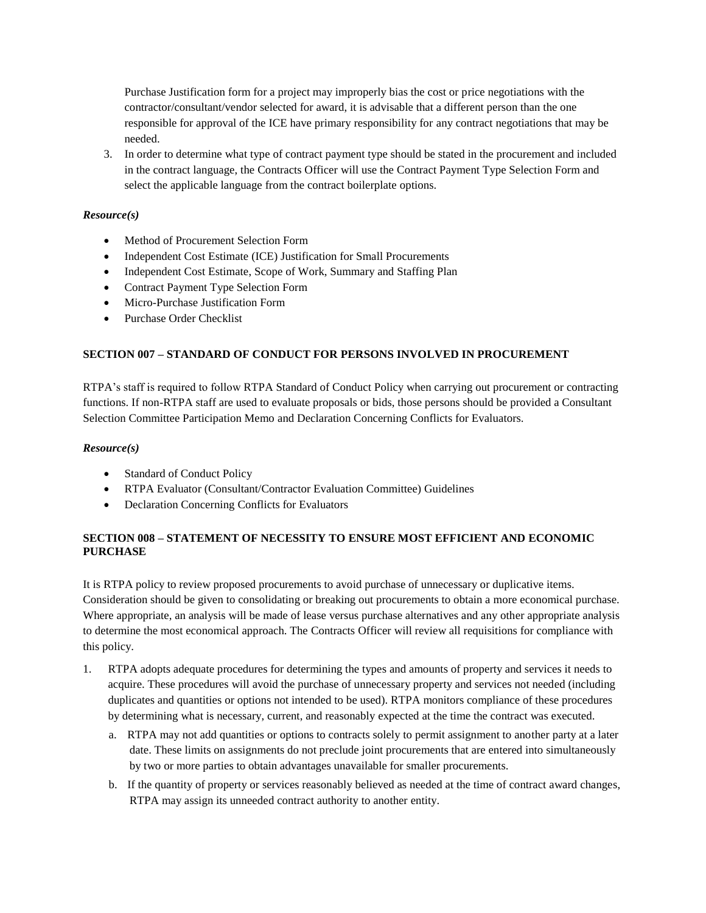Purchase Justification form for a project may improperly bias the cost or price negotiations with the contractor/consultant/vendor selected for award, it is advisable that a different person than the one responsible for approval of the ICE have primary responsibility for any contract negotiations that may be needed.

3. In order to determine what type of contract payment type should be stated in the procurement and included in the contract language, the Contracts Officer will use the Contract Payment Type Selection Form and select the applicable language from the contract boilerplate options.

***Resource(s)***

- Method of Procurement Selection Form
- Independent Cost Estimate (ICE) Justification for Small Procurements
- Independent Cost Estimate, Scope of Work, Summary and Staffing Plan
- Contract Payment Type Selection Form
- Micro-Purchase Justification Form
- Purchase Order Checklist

**SECTION 007 – STANDARD OF CONDUCT FOR PERSONS INVOLVED IN PROCUREMENT**

RTPA's staff is required to follow RTPA Standard of Conduct Policy when carrying out procurement or contracting functions. If non-RTPA staff are used to evaluate proposals or bids, those persons should be provided a Consultant Selection Committee Participation Memo and Declaration Concerning Conflicts for Evaluators.

***Resource(s)***

- Standard of Conduct Policy
- RTPA Evaluator (Consultant/Contractor Evaluation Committee) Guidelines
- Declaration Concerning Conflicts for Evaluators

**SECTION 008 – STATEMENT OF NECESSITY TO ENSURE MOST EFFICIENT AND ECONOMIC PURCHASE**

It is RTPA policy to review proposed procurements to avoid purchase of unnecessary or duplicative items. Consideration should be given to consolidating or breaking out procurements to obtain a more economical purchase. Where appropriate, an analysis will be made of lease versus purchase alternatives and any other appropriate analysis to determine the most economical approach. The Contracts Officer will review all requisitions for compliance with this policy.

1. RTPA adopts adequate procedures for determining the types and amounts of property and services it needs to acquire. These procedures will avoid the purchase of unnecessary property and services not needed (including duplicates and quantities or options not intended to be used). RTPA monitors compliance of these procedures by determining what is necessary, current, and reasonably expected at the time the contract was executed.
   a. RTPA may not add quantities or options to contracts solely to permit assignment to another party at a later date. These limits on assignments do not preclude joint procurements that are entered into simultaneously by two or more parties to obtain advantages unavailable for smaller procurements.
   b. If the quantity of property or services reasonably believed as needed at the time of contract award changes, RTPA may assign its unneeded contract authority to another entity.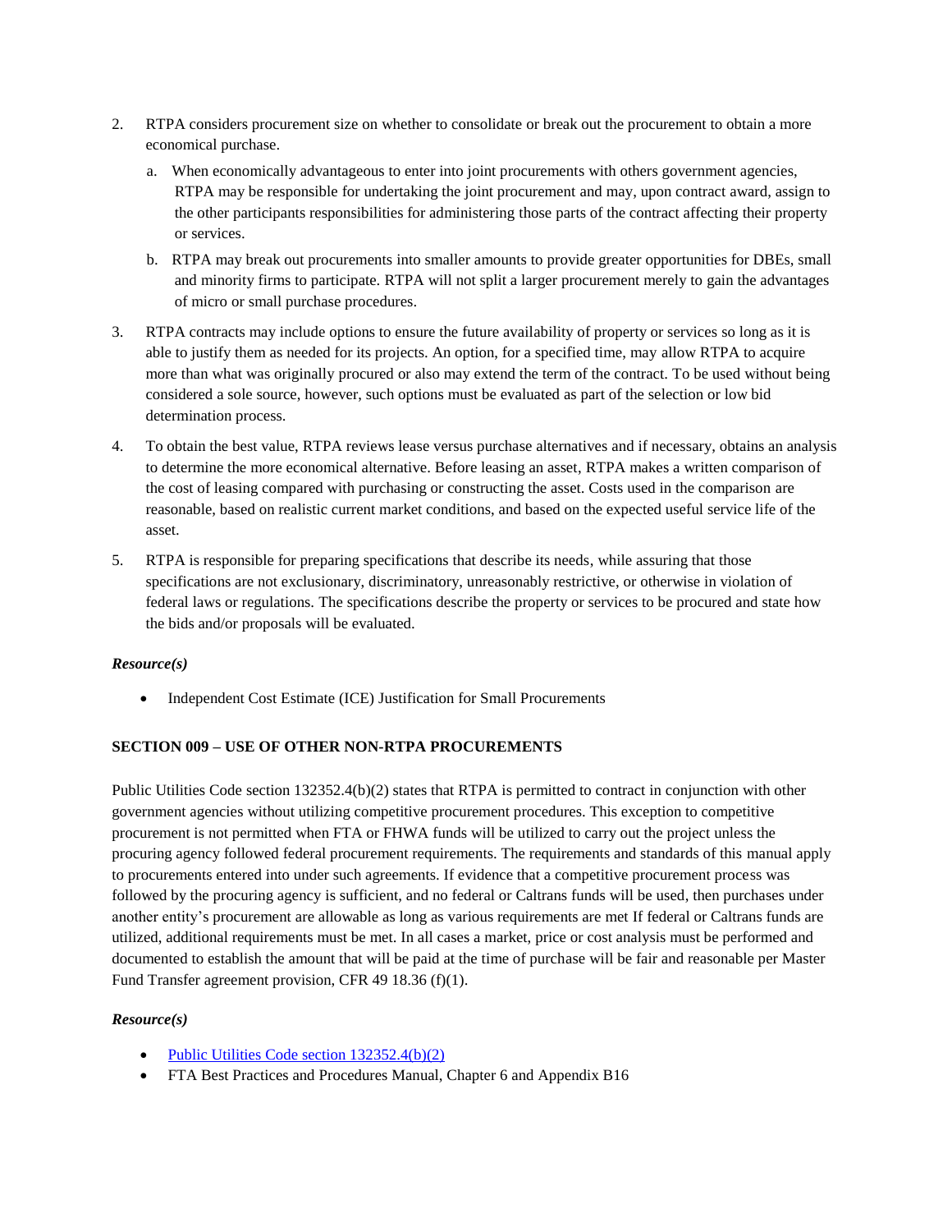2. RTPA considers procurement size on whether to consolidate or break out the procurement to obtain a more economical purchase.
   a. When economically advantageous to enter into joint procurements with others government agencies, RTPA may be responsible for undertaking the joint procurement and may, upon contract award, assign to the other participants responsibilities for administering those parts of the contract affecting their property or services.
   b. RTPA may break out procurements into smaller amounts to provide greater opportunities for DBEs, small and minority firms to participate. RTPA will not split a larger procurement merely to gain the advantages of micro or small purchase procedures.
3. RTPA contracts may include options to ensure the future availability of property or services so long as it is able to justify them as needed for its projects. An option, for a specified time, may allow RTPA to acquire more than what was originally procured or also may extend the term of the contract. To be used without being considered a sole source, however, such options must be evaluated as part of the selection or low bid determination process.
4. To obtain the best value, RTPA reviews lease versus purchase alternatives and if necessary, obtains an analysis to determine the more economical alternative. Before leasing an asset, RTPA makes a written comparison of the cost of leasing compared with purchasing or constructing the asset. Costs used in the comparison are reasonable, based on realistic current market conditions, and based on the expected useful service life of the asset.
5. RTPA is responsible for preparing specifications that describe its needs, while assuring that those specifications are not exclusionary, discriminatory, unreasonably restrictive, or otherwise in violation of federal laws or regulations. The specifications describe the property or services to be procured and state how the bids and/or proposals will be evaluated.

***Resource(s)***

- Independent Cost Estimate (ICE) Justification for Small Procurements

**SECTION 009 – USE OF OTHER NON-RTPA PROCUREMENTS**

Public Utilities Code section 132352.4(b)(2) states that RTPA is permitted to contract in conjunction with other government agencies without utilizing competitive procurement procedures. This exception to competitive procurement is not permitted when FTA or FHWA funds will be utilized to carry out the project unless the procuring agency followed federal procurement requirements. The requirements and standards of this manual apply to procurements entered into under such agreements. If evidence that a competitive procurement process was followed by the procuring agency is sufficient, and no federal or Caltrans funds will be used, then purchases under another entity's procurement are allowable as long as various requirements are met If federal or Caltrans funds are utilized, additional requirements must be met. In all cases a market, price or cost analysis must be performed and documented to establish the amount that will be paid at the time of purchase will be fair and reasonable per Master Fund Transfer agreement provision, CFR 49 18.36 (f)(1).

***Resource(s)***

- Public Utilities Code section 132352.4(b)(2)
- FTA Best Practices and Procedures Manual, Chapter 6 and Appendix B16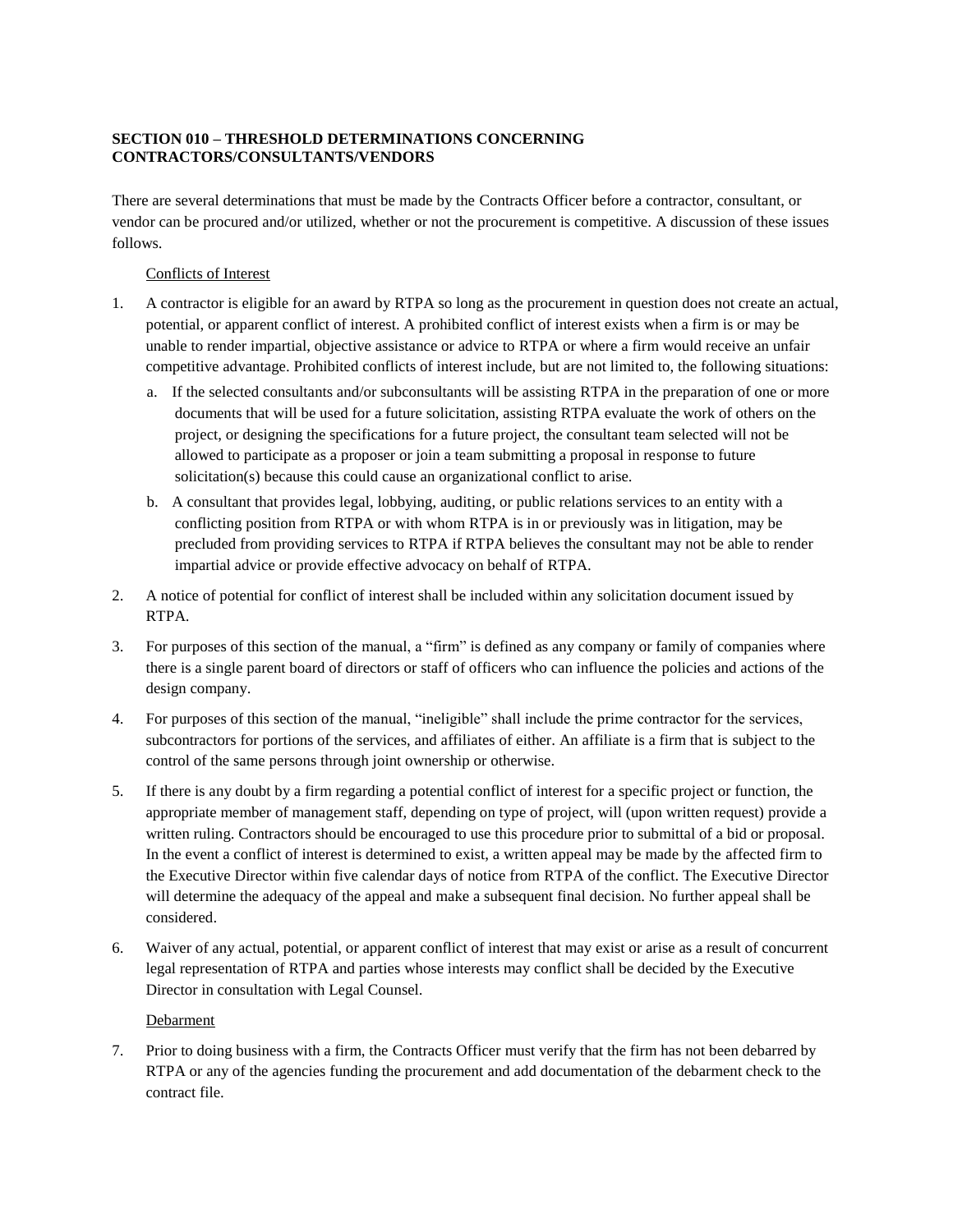## SECTION 010 – THRESHOLD DETERMINATIONS CONCERNING CONTRACTORS/CONSULTANTS/VENDORS

There are several determinations that must be made by the Contracts Officer before a contractor, consultant, or vendor can be procured and/or utilized, whether or not the procurement is competitive. A discussion of these issues follows.

### Conflicts of Interest

1. A contractor is eligible for an award by RTPA so long as the procurement in question does not create an actual, potential, or apparent conflict of interest. A prohibited conflict of interest exists when a firm is or may be unable to render impartial, objective assistance or advice to RTPA or where a firm would receive an unfair competitive advantage. Prohibited conflicts of interest include, but are not limited to, the following situations:
   a. If the selected consultants and/or subconsultants will be assisting RTPA in the preparation of one or more documents that will be used for a future solicitation, assisting RTPA evaluate the work of others on the project, or designing the specifications for a future project, the consultant team selected will not be allowed to participate as a proposer or join a team submitting a proposal in response to future solicitation(s) because this could cause an organizational conflict to arise.
   b. A consultant that provides legal, lobbying, auditing, or public relations services to an entity with a conflicting position from RTPA or with whom RTPA is in or previously was in litigation, may be precluded from providing services to RTPA if RTPA believes the consultant may not be able to render impartial advice or provide effective advocacy on behalf of RTPA.
2. A notice of potential for conflict of interest shall be included within any solicitation document issued by RTPA.
3. For purposes of this section of the manual, a "firm" is defined as any company or family of companies where there is a single parent board of directors or staff of officers who can influence the policies and actions of the design company.
4. For purposes of this section of the manual, "ineligible" shall include the prime contractor for the services, subcontractors for portions of the services, and affiliates of either. An affiliate is a firm that is subject to the control of the same persons through joint ownership or otherwise.
5. If there is any doubt by a firm regarding a potential conflict of interest for a specific project or function, the appropriate member of management staff, depending on type of project, will (upon written request) provide a written ruling. Contractors should be encouraged to use this procedure prior to submittal of a bid or proposal. In the event a conflict of interest is determined to exist, a written appeal may be made by the affected firm to the Executive Director within five calendar days of notice from RTPA of the conflict. The Executive Director will determine the adequacy of the appeal and make a subsequent final decision. No further appeal shall be considered.
6. Waiver of any actual, potential, or apparent conflict of interest that may exist or arise as a result of concurrent legal representation of RTPA and parties whose interests may conflict shall be decided by the Executive Director in consultation with Legal Counsel.

### Debarment

7. Prior to doing business with a firm, the Contracts Officer must verify that the firm has not been debarred by RTPA or any of the agencies funding the procurement and add documentation of the debarment check to the contract file.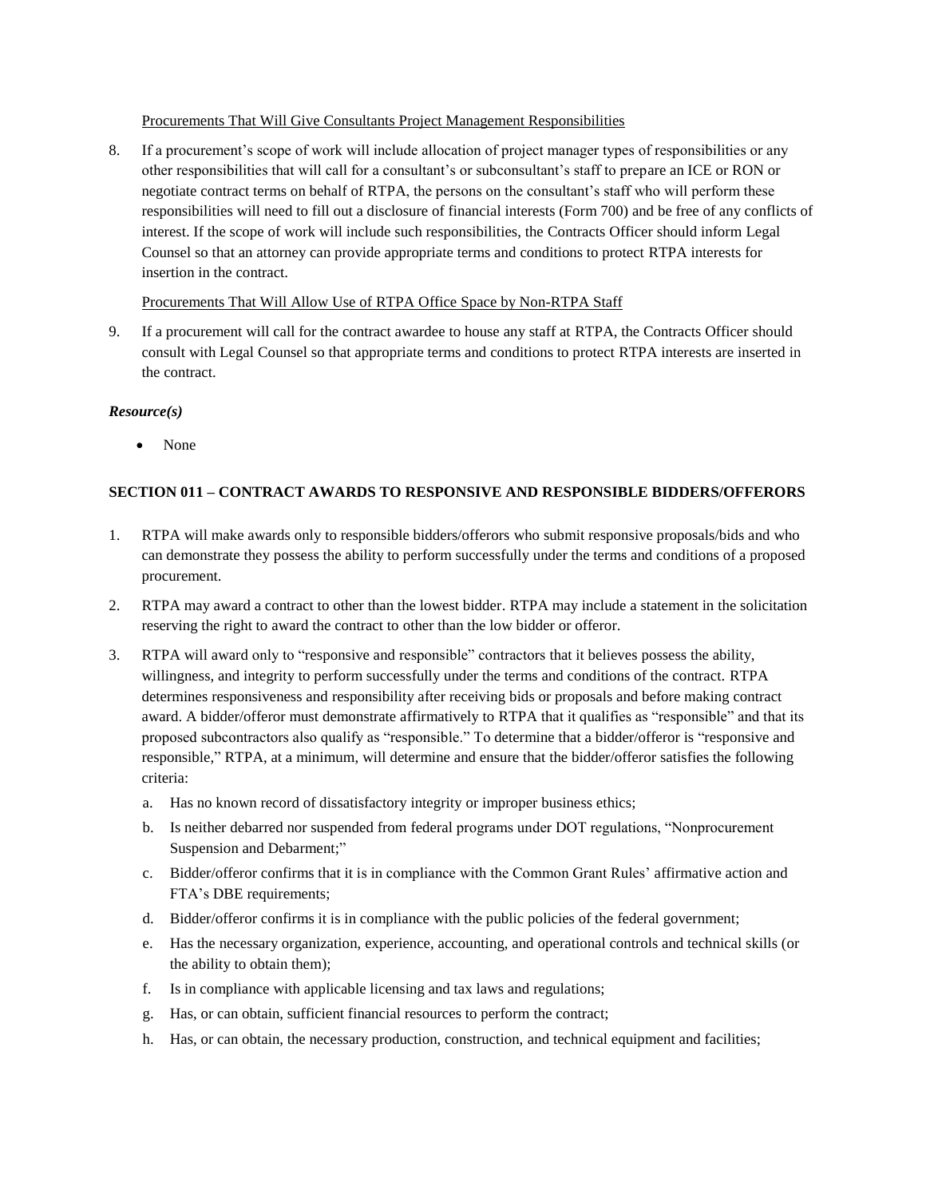Procurements That Will Give Consultants Project Management Responsibilities

8. If a procurement's scope of work will include allocation of project manager types of responsibilities or any other responsibilities that will call for a consultant's or subconsultant's staff to prepare an ICE or RON or negotiate contract terms on behalf of RTPA, the persons on the consultant's staff who will perform these responsibilities will need to fill out a disclosure of financial interests (Form 700) and be free of any conflicts of interest. If the scope of work will include such responsibilities, the Contracts Officer should inform Legal Counsel so that an attorney can provide appropriate terms and conditions to protect RTPA interests for insertion in the contract.

Procurements That Will Allow Use of RTPA Office Space by Non-RTPA Staff

9. If a procurement will call for the contract awardee to house any staff at RTPA, the Contracts Officer should consult with Legal Counsel so that appropriate terms and conditions to protect RTPA interests are inserted in the contract.

***Resource(s)***

- None

**SECTION 011 – CONTRACT AWARDS TO RESPONSIVE AND RESPONSIBLE BIDDERS/OFFERORS**

1. RTPA will make awards only to responsible bidders/offerors who submit responsive proposals/bids and who can demonstrate they possess the ability to perform successfully under the terms and conditions of a proposed procurement.
2. RTPA may award a contract to other than the lowest bidder. RTPA may include a statement in the solicitation reserving the right to award the contract to other than the low bidder or offeror.
3. RTPA will award only to "responsive and responsible" contractors that it believes possess the ability, willingness, and integrity to perform successfully under the terms and conditions of the contract. RTPA determines responsiveness and responsibility after receiving bids or proposals and before making contract award. A bidder/offeror must demonstrate affirmatively to RTPA that it qualifies as "responsible" and that its proposed subcontractors also qualify as "responsible." To determine that a bidder/offeror is "responsive and responsible," RTPA, at a minimum, will determine and ensure that the bidder/offeror satisfies the following criteria:
   a. Has no known record of dissatisfactory integrity or improper business ethics;
   b. Is neither debarred nor suspended from federal programs under DOT regulations, "Nonprocurement Suspension and Debarment;"
   c. Bidder/offeror confirms that it is in compliance with the Common Grant Rules' affirmative action and FTA's DBE requirements;
   d. Bidder/offeror confirms it is in compliance with the public policies of the federal government;
   e. Has the necessary organization, experience, accounting, and operational controls and technical skills (or the ability to obtain them);
   f. Is in compliance with applicable licensing and tax laws and regulations;
   g. Has, or can obtain, sufficient financial resources to perform the contract;
   h. Has, or can obtain, the necessary production, construction, and technical equipment and facilities;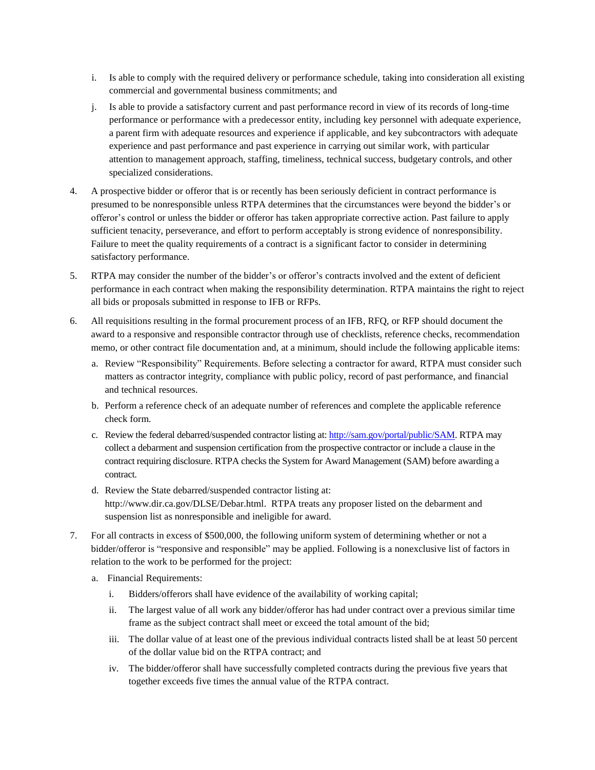i. Is able to comply with the required delivery or performance schedule, taking into consideration all existing commercial and governmental business commitments; and

   j. Is able to provide a satisfactory current and past performance record in view of its records of long-time performance or performance with a predecessor entity, including key personnel with adequate experience, a parent firm with adequate resources and experience if applicable, and key subcontractors with adequate experience and past performance and past experience in carrying out similar work, with particular attention to management approach, staffing, timeliness, technical success, budgetary controls, and other specialized considerations.

4. A prospective bidder or offeror that is or recently has been seriously deficient in contract performance is presumed to be nonresponsible unless RTPA determines that the circumstances were beyond the bidder's or offeror's control or unless the bidder or offeror has taken appropriate corrective action. Past failure to apply sufficient tenacity, perseverance, and effort to perform acceptably is strong evidence of nonresponsibility. Failure to meet the quality requirements of a contract is a significant factor to consider in determining satisfactory performance.

5. RTPA may consider the number of the bidder's or offeror's contracts involved and the extent of deficient performance in each contract when making the responsibility determination. RTPA maintains the right to reject all bids or proposals submitted in response to IFB or RFPs.

6. All requisitions resulting in the formal procurement process of an IFB, RFQ, or RFP should document the award to a responsive and responsible contractor through use of checklists, reference checks, recommendation memo, or other contract file documentation and, at a minimum, should include the following applicable items:

   a. Review "Responsibility" Requirements. Before selecting a contractor for award, RTPA must consider such matters as contractor integrity, compliance with public policy, record of past performance, and financial and technical resources.

   b. Perform a reference check of an adequate number of references and complete the applicable reference check form.

   c. Review the federal debarred/suspended contractor listing at: http://sam.gov/portal/public/SAM. RTPA may collect a debarment and suspension certification from the prospective contractor or include a clause in the contract requiring disclosure. RTPA checks the System for Award Management (SAM) before awarding a contract.

   d. Review the State debarred/suspended contractor listing at: http://www.dir.ca.gov/DLSE/Debar.html. RTPA treats any proposer listed on the debarment and suspension list as nonresponsible and ineligible for award.

7. For all contracts in excess of $500,000, the following uniform system of determining whether or not a bidder/offeror is "responsive and responsible" may be applied. Following is a nonexclusive list of factors in relation to the work to be performed for the project:

   a. Financial Requirements:

      i. Bidders/offerors shall have evidence of the availability of working capital;

      ii. The largest value of all work any bidder/offeror has had under contract over a previous similar time frame as the subject contract shall meet or exceed the total amount of the bid;

      iii. The dollar value of at least one of the previous individual contracts listed shall be at least 50 percent of the dollar value bid on the RTPA contract; and

      iv. The bidder/offeror shall have successfully completed contracts during the previous five years that together exceeds five times the annual value of the RTPA contract.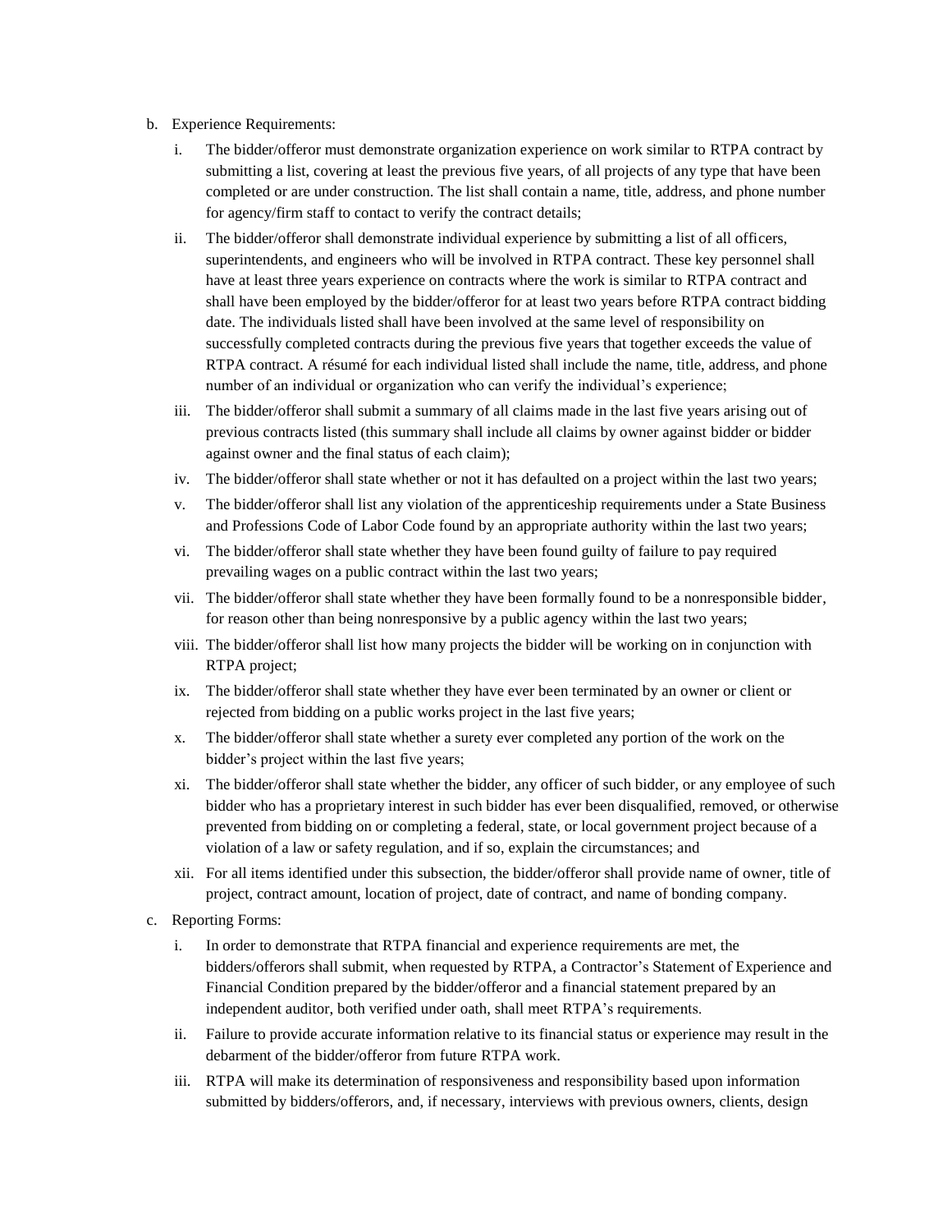b. Experience Requirements:

   i. The bidder/offeror must demonstrate organization experience on work similar to RTPA contract by submitting a list, covering at least the previous five years, of all projects of any type that have been completed or are under construction. The list shall contain a name, title, address, and phone number for agency/firm staff to contact to verify the contract details;

   ii. The bidder/offeror shall demonstrate individual experience by submitting a list of all officers, superintendents, and engineers who will be involved in RTPA contract. These key personnel shall have at least three years experience on contracts where the work is similar to RTPA contract and shall have been employed by the bidder/offeror for at least two years before RTPA contract bidding date. The individuals listed shall have been involved at the same level of responsibility on successfully completed contracts during the previous five years that together exceeds the value of RTPA contract. A résumé for each individual listed shall include the name, title, address, and phone number of an individual or organization who can verify the individual's experience;

   iii. The bidder/offeror shall submit a summary of all claims made in the last five years arising out of previous contracts listed (this summary shall include all claims by owner against bidder or bidder against owner and the final status of each claim);

   iv. The bidder/offeror shall state whether or not it has defaulted on a project within the last two years;

   v. The bidder/offeror shall list any violation of the apprenticeship requirements under a State Business and Professions Code of Labor Code found by an appropriate authority within the last two years;

   vi. The bidder/offeror shall state whether they have been found guilty of failure to pay required prevailing wages on a public contract within the last two years;

   vii. The bidder/offeror shall state whether they have been formally found to be a nonresponsible bidder, for reason other than being nonresponsive by a public agency within the last two years;

   viii. The bidder/offeror shall list how many projects the bidder will be working on in conjunction with RTPA project;

   ix. The bidder/offeror shall state whether they have ever been terminated by an owner or client or rejected from bidding on a public works project in the last five years;

   x. The bidder/offeror shall state whether a surety ever completed any portion of the work on the bidder's project within the last five years;

   xi. The bidder/offeror shall state whether the bidder, any officer of such bidder, or any employee of such bidder who has a proprietary interest in such bidder has ever been disqualified, removed, or otherwise prevented from bidding on or completing a federal, state, or local government project because of a violation of a law or safety regulation, and if so, explain the circumstances; and

   xii. For all items identified under this subsection, the bidder/offeror shall provide name of owner, title of project, contract amount, location of project, date of contract, and name of bonding company.

c. Reporting Forms:

   i. In order to demonstrate that RTPA financial and experience requirements are met, the bidders/offerors shall submit, when requested by RTPA, a Contractor's Statement of Experience and Financial Condition prepared by the bidder/offeror and a financial statement prepared by an independent auditor, both verified under oath, shall meet RTPA's requirements.

   ii. Failure to provide accurate information relative to its financial status or experience may result in the debarment of the bidder/offeror from future RTPA work.

   iii. RTPA will make its determination of responsiveness and responsibility based upon information submitted by bidders/offerors, and, if necessary, interviews with previous owners, clients, design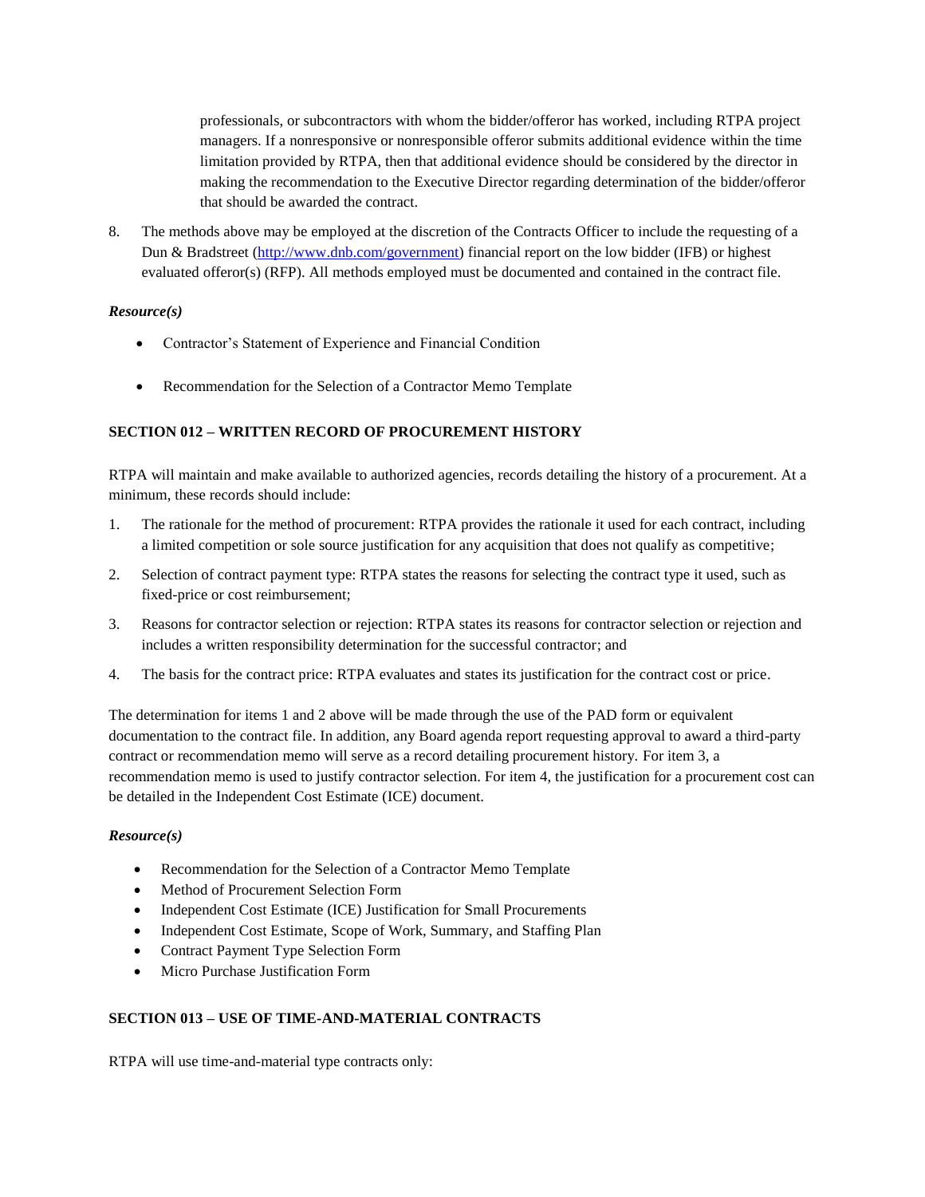professionals, or subcontractors with whom the bidder/offeror has worked, including RTPA project managers. If a nonresponsive or nonresponsible offeror submits additional evidence within the time limitation provided by RTPA, then that additional evidence should be considered by the director in making the recommendation to the Executive Director regarding determination of the bidder/offeror that should be awarded the contract.

8. The methods above may be employed at the discretion of the Contracts Officer to include the requesting of a Dun & Bradstreet (http://www.dnb.com/government) financial report on the low bidder (IFB) or highest evaluated offeror(s) (RFP). All methods employed must be documented and contained in the contract file.

***Resource(s)***

- Contractor's Statement of Experience and Financial Condition
- Recommendation for the Selection of a Contractor Memo Template

**SECTION 012 – WRITTEN RECORD OF PROCUREMENT HISTORY**

RTPA will maintain and make available to authorized agencies, records detailing the history of a procurement. At a minimum, these records should include:

1. The rationale for the method of procurement: RTPA provides the rationale it used for each contract, including a limited competition or sole source justification for any acquisition that does not qualify as competitive;
2. Selection of contract payment type: RTPA states the reasons for selecting the contract type it used, such as fixed-price or cost reimbursement;
3. Reasons for contractor selection or rejection: RTPA states its reasons for contractor selection or rejection and includes a written responsibility determination for the successful contractor; and
4. The basis for the contract price: RTPA evaluates and states its justification for the contract cost or price.

The determination for items 1 and 2 above will be made through the use of the PAD form or equivalent documentation to the contract file. In addition, any Board agenda report requesting approval to award a third-party contract or recommendation memo will serve as a record detailing procurement history. For item 3, a recommendation memo is used to justify contractor selection. For item 4, the justification for a procurement cost can be detailed in the Independent Cost Estimate (ICE) document.

***Resource(s)***

- Recommendation for the Selection of a Contractor Memo Template
- Method of Procurement Selection Form
- Independent Cost Estimate (ICE) Justification for Small Procurements
- Independent Cost Estimate, Scope of Work, Summary, and Staffing Plan
- Contract Payment Type Selection Form
- Micro Purchase Justification Form

**SECTION 013 – USE OF TIME-AND-MATERIAL CONTRACTS**

RTPA will use time-and-material type contracts only: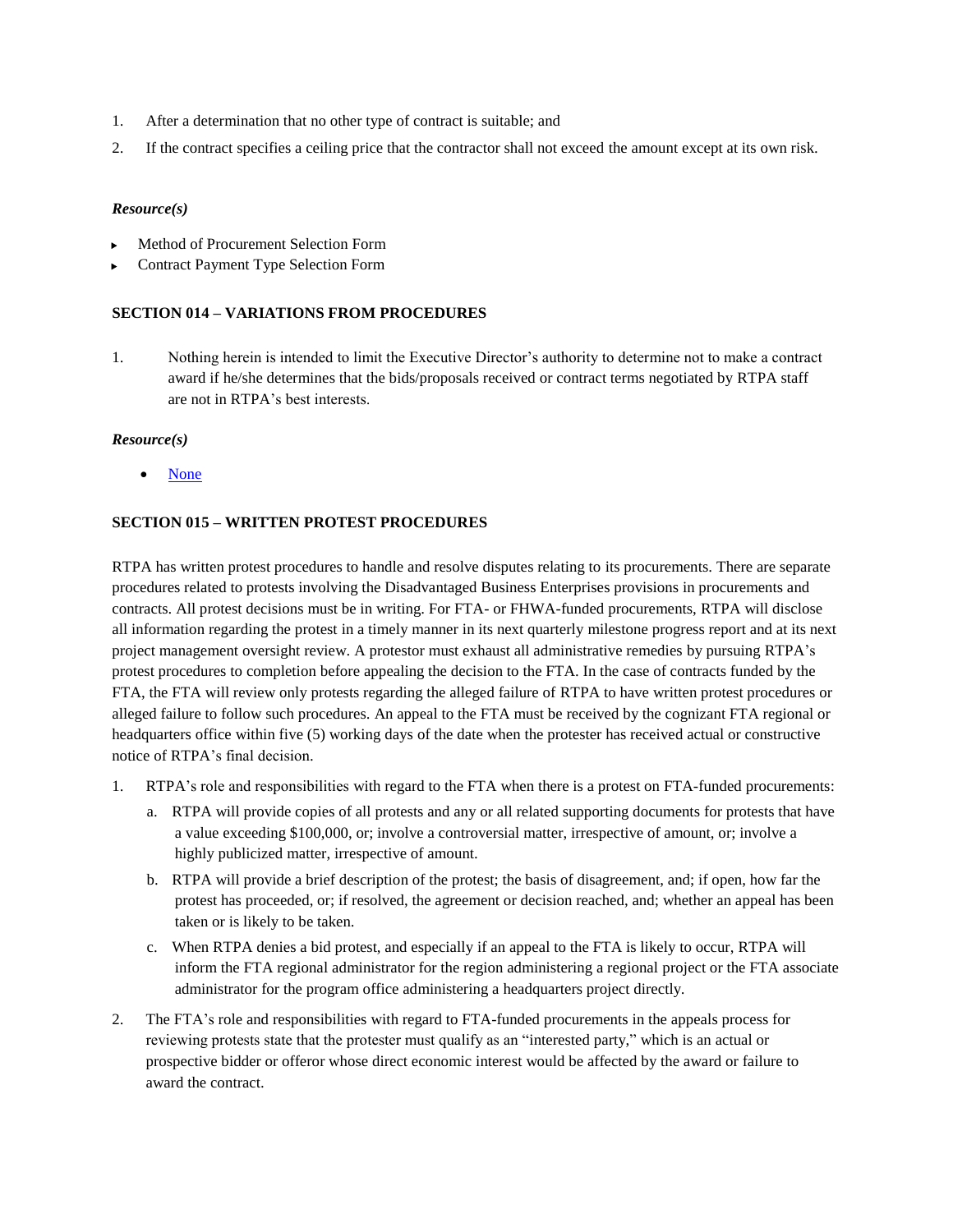1. After a determination that no other type of contract is suitable; and
2. If the contract specifies a ceiling price that the contractor shall not exceed the amount except at its own risk.

***Resource(s)***

- Method of Procurement Selection Form
- Contract Payment Type Selection Form

**SECTION 014 – VARIATIONS FROM PROCEDURES**

1. Nothing herein is intended to limit the Executive Director's authority to determine not to make a contract award if he/she determines that the bids/proposals received or contract terms negotiated by RTPA staff are not in RTPA's best interests.

***Resource(s)***

- None

**SECTION 015 – WRITTEN PROTEST PROCEDURES**

RTPA has written protest procedures to handle and resolve disputes relating to its procurements. There are separate procedures related to protests involving the Disadvantaged Business Enterprises provisions in procurements and contracts. All protest decisions must be in writing. For FTA- or FHWA-funded procurements, RTPA will disclose all information regarding the protest in a timely manner in its next quarterly milestone progress report and at its next project management oversight review. A protestor must exhaust all administrative remedies by pursuing RTPA's protest procedures to completion before appealing the decision to the FTA. In the case of contracts funded by the FTA, the FTA will review only protests regarding the alleged failure of RTPA to have written protest procedures or alleged failure to follow such procedures. An appeal to the FTA must be received by the cognizant FTA regional or headquarters office within five (5) working days of the date when the protester has received actual or constructive notice of RTPA's final decision.

1. RTPA's role and responsibilities with regard to the FTA when there is a protest on FTA-funded procurements:
   a. RTPA will provide copies of all protests and any or all related supporting documents for protests that have a value exceeding $100,000, or; involve a controversial matter, irrespective of amount, or; involve a highly publicized matter, irrespective of amount.
   b. RTPA will provide a brief description of the protest; the basis of disagreement, and; if open, how far the protest has proceeded, or; if resolved, the agreement or decision reached, and; whether an appeal has been taken or is likely to be taken.
   c. When RTPA denies a bid protest, and especially if an appeal to the FTA is likely to occur, RTPA will inform the FTA regional administrator for the region administering a regional project or the FTA associate administrator for the program office administering a headquarters project directly.
2. The FTA's role and responsibilities with regard to FTA-funded procurements in the appeals process for reviewing protests state that the protester must qualify as an "interested party," which is an actual or prospective bidder or offeror whose direct economic interest would be affected by the award or failure to award the contract.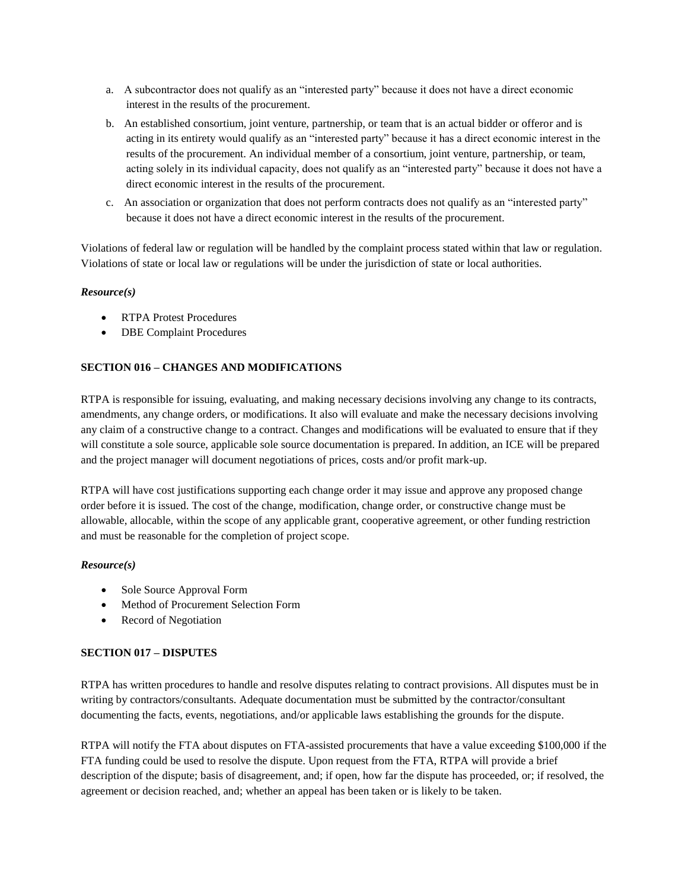a. A subcontractor does not qualify as an "interested party" because it does not have a direct economic interest in the results of the procurement.

b. An established consortium, joint venture, partnership, or team that is an actual bidder or offeror and is acting in its entirety would qualify as an "interested party" because it has a direct economic interest in the results of the procurement. An individual member of a consortium, joint venture, partnership, or team, acting solely in its individual capacity, does not qualify as an "interested party" because it does not have a direct economic interest in the results of the procurement.

c. An association or organization that does not perform contracts does not qualify as an "interested party" because it does not have a direct economic interest in the results of the procurement.

Violations of federal law or regulation will be handled by the complaint process stated within that law or regulation. Violations of state or local law or regulations will be under the jurisdiction of state or local authorities.

***Resource(s)***

- RTPA Protest Procedures
- DBE Complaint Procedures

**SECTION 016 – CHANGES AND MODIFICATIONS**

RTPA is responsible for issuing, evaluating, and making necessary decisions involving any change to its contracts, amendments, any change orders, or modifications. It also will evaluate and make the necessary decisions involving any claim of a constructive change to a contract. Changes and modifications will be evaluated to ensure that if they will constitute a sole source, applicable sole source documentation is prepared. In addition, an ICE will be prepared and the project manager will document negotiations of prices, costs and/or profit mark-up.

RTPA will have cost justifications supporting each change order it may issue and approve any proposed change order before it is issued. The cost of the change, modification, change order, or constructive change must be allowable, allocable, within the scope of any applicable grant, cooperative agreement, or other funding restriction and must be reasonable for the completion of project scope.

***Resource(s)***

- Sole Source Approval Form
- Method of Procurement Selection Form
- Record of Negotiation

**SECTION 017 – DISPUTES**

RTPA has written procedures to handle and resolve disputes relating to contract provisions. All disputes must be in writing by contractors/consultants. Adequate documentation must be submitted by the contractor/consultant documenting the facts, events, negotiations, and/or applicable laws establishing the grounds for the dispute.

RTPA will notify the FTA about disputes on FTA-assisted procurements that have a value exceeding $100,000 if the FTA funding could be used to resolve the dispute. Upon request from the FTA, RTPA will provide a brief description of the dispute; basis of disagreement, and; if open, how far the dispute has proceeded, or; if resolved, the agreement or decision reached, and; whether an appeal has been taken or is likely to be taken.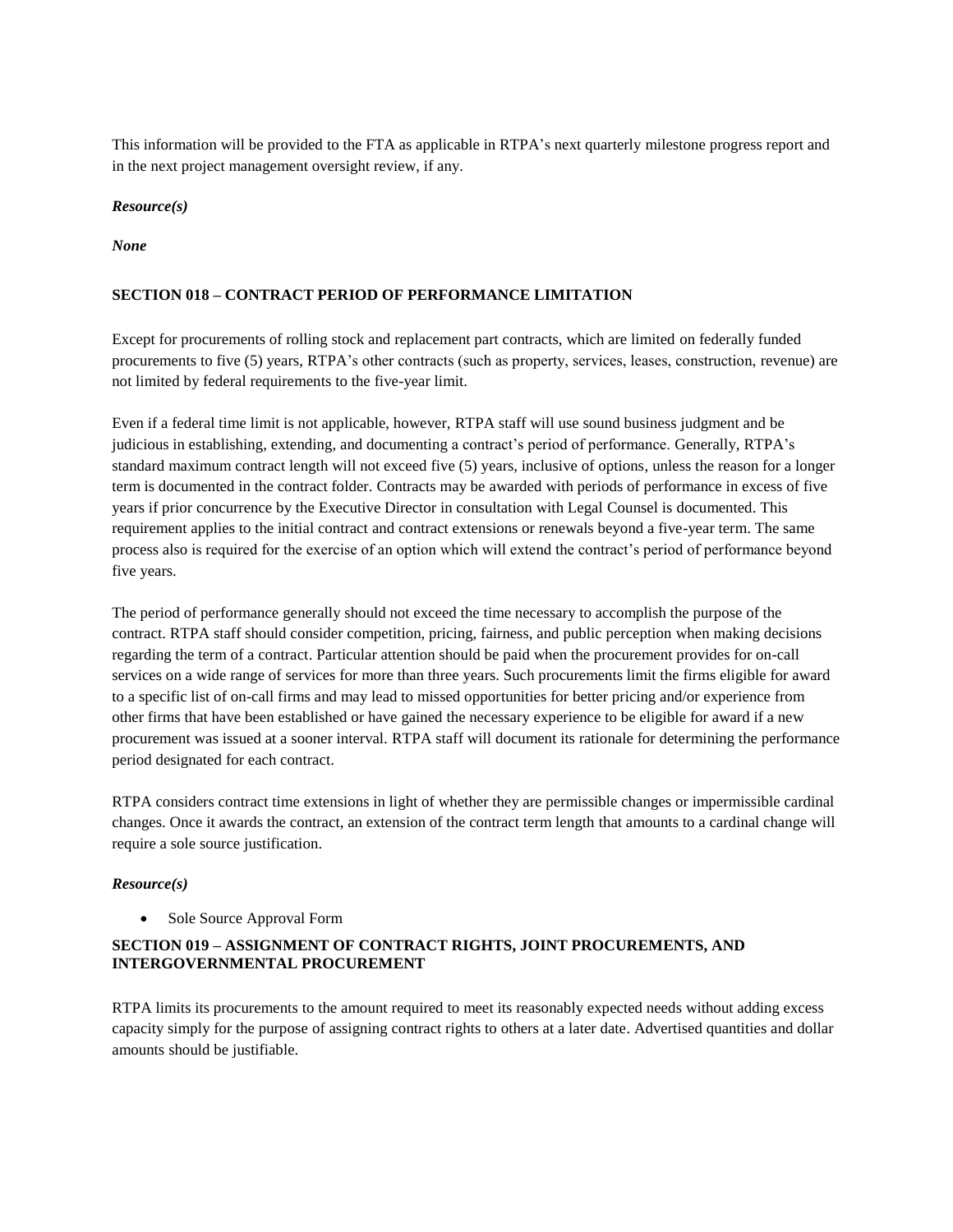This information will be provided to the FTA as applicable in RTPA's next quarterly milestone progress report and in the next project management oversight review, if any.

***Resource(s)***

***None***

## SECTION 018 – CONTRACT PERIOD OF PERFORMANCE LIMITATION

Except for procurements of rolling stock and replacement part contracts, which are limited on federally funded procurements to five (5) years, RTPA's other contracts (such as property, services, leases, construction, revenue) are not limited by federal requirements to the five-year limit.

Even if a federal time limit is not applicable, however, RTPA staff will use sound business judgment and be judicious in establishing, extending, and documenting a contract's period of performance. Generally, RTPA's standard maximum contract length will not exceed five (5) years, inclusive of options, unless the reason for a longer term is documented in the contract folder. Contracts may be awarded with periods of performance in excess of five years if prior concurrence by the Executive Director in consultation with Legal Counsel is documented. This requirement applies to the initial contract and contract extensions or renewals beyond a five-year term. The same process also is required for the exercise of an option which will extend the contract's period of performance beyond five years.

The period of performance generally should not exceed the time necessary to accomplish the purpose of the contract. RTPA staff should consider competition, pricing, fairness, and public perception when making decisions regarding the term of a contract. Particular attention should be paid when the procurement provides for on-call services on a wide range of services for more than three years. Such procurements limit the firms eligible for award to a specific list of on-call firms and may lead to missed opportunities for better pricing and/or experience from other firms that have been established or have gained the necessary experience to be eligible for award if a new procurement was issued at a sooner interval. RTPA staff will document its rationale for determining the performance period designated for each contract.

RTPA considers contract time extensions in light of whether they are permissible changes or impermissible cardinal changes. Once it awards the contract, an extension of the contract term length that amounts to a cardinal change will require a sole source justification.

***Resource(s)***

- Sole Source Approval Form

## SECTION 019 – ASSIGNMENT OF CONTRACT RIGHTS, JOINT PROCUREMENTS, AND INTERGOVERNMENTAL PROCUREMENT

RTPA limits its procurements to the amount required to meet its reasonably expected needs without adding excess capacity simply for the purpose of assigning contract rights to others at a later date. Advertised quantities and dollar amounts should be justifiable.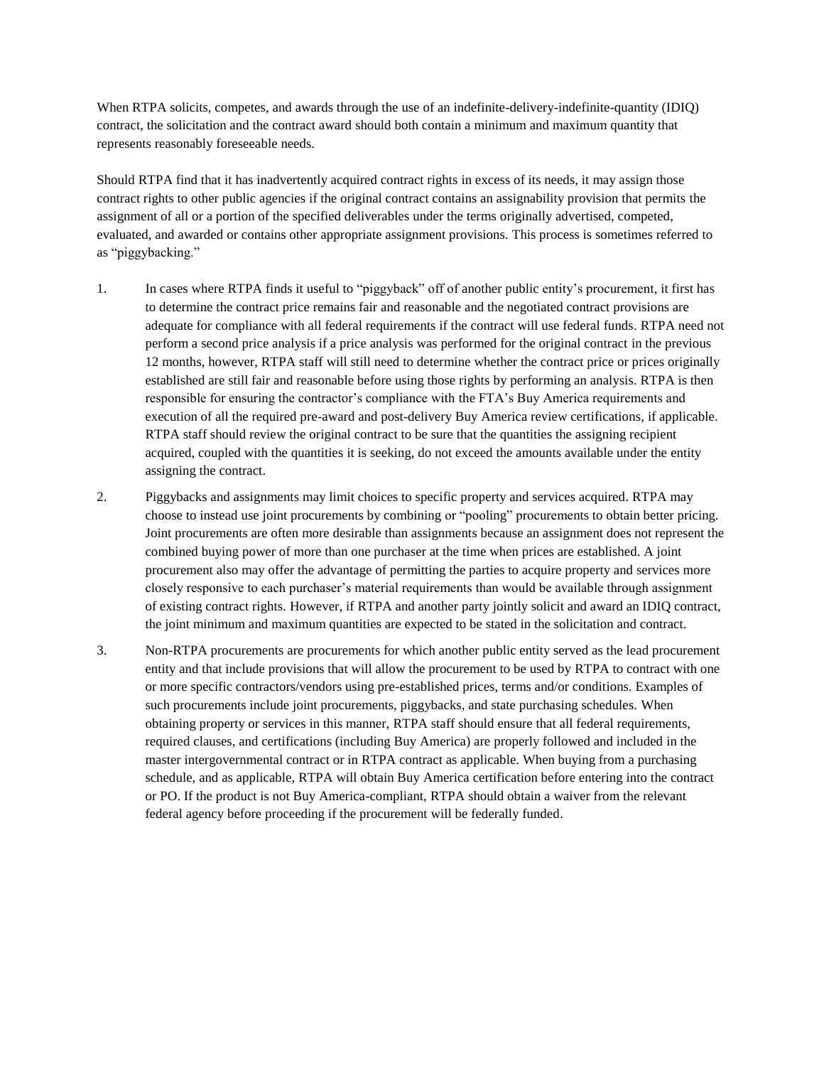When RTPA solicits, competes, and awards through the use of an indefinite-delivery-indefinite-quantity (IDIQ) contract, the solicitation and the contract award should both contain a minimum and maximum quantity that represents reasonably foreseeable needs.

Should RTPA find that it has inadvertently acquired contract rights in excess of its needs, it may assign those contract rights to other public agencies if the original contract contains an assignability provision that permits the assignment of all or a portion of the specified deliverables under the terms originally advertised, competed, evaluated, and awarded or contains other appropriate assignment provisions. This process is sometimes referred to as "piggybacking."

1. In cases where RTPA finds it useful to "piggyback" off of another public entity's procurement, it first has to determine the contract price remains fair and reasonable and the negotiated contract provisions are adequate for compliance with all federal requirements if the contract will use federal funds. RTPA need not perform a second price analysis if a price analysis was performed for the original contract in the previous 12 months, however, RTPA staff will still need to determine whether the contract price or prices originally established are still fair and reasonable before using those rights by performing an analysis. RTPA is then responsible for ensuring the contractor's compliance with the FTA's Buy America requirements and execution of all the required pre-award and post-delivery Buy America review certifications, if applicable. RTPA staff should review the original contract to be sure that the quantities the assigning recipient acquired, coupled with the quantities it is seeking, do not exceed the amounts available under the entity assigning the contract.

2. Piggybacks and assignments may limit choices to specific property and services acquired. RTPA may choose to instead use joint procurements by combining or "pooling" procurements to obtain better pricing. Joint procurements are often more desirable than assignments because an assignment does not represent the combined buying power of more than one purchaser at the time when prices are established. A joint procurement also may offer the advantage of permitting the parties to acquire property and services more closely responsive to each purchaser's material requirements than would be available through assignment of existing contract rights. However, if RTPA and another party jointly solicit and award an IDIQ contract, the joint minimum and maximum quantities are expected to be stated in the solicitation and contract.

3. Non-RTPA procurements are procurements for which another public entity served as the lead procurement entity and that include provisions that will allow the procurement to be used by RTPA to contract with one or more specific contractors/vendors using pre-established prices, terms and/or conditions. Examples of such procurements include joint procurements, piggybacks, and state purchasing schedules. When obtaining property or services in this manner, RTPA staff should ensure that all federal requirements, required clauses, and certifications (including Buy America) are properly followed and included in the master intergovernmental contract or in RTPA contract as applicable. When buying from a purchasing schedule, and as applicable, RTPA will obtain Buy America certification before entering into the contract or PO. If the product is not Buy America-compliant, RTPA should obtain a waiver from the relevant federal agency before proceeding if the procurement will be federally funded.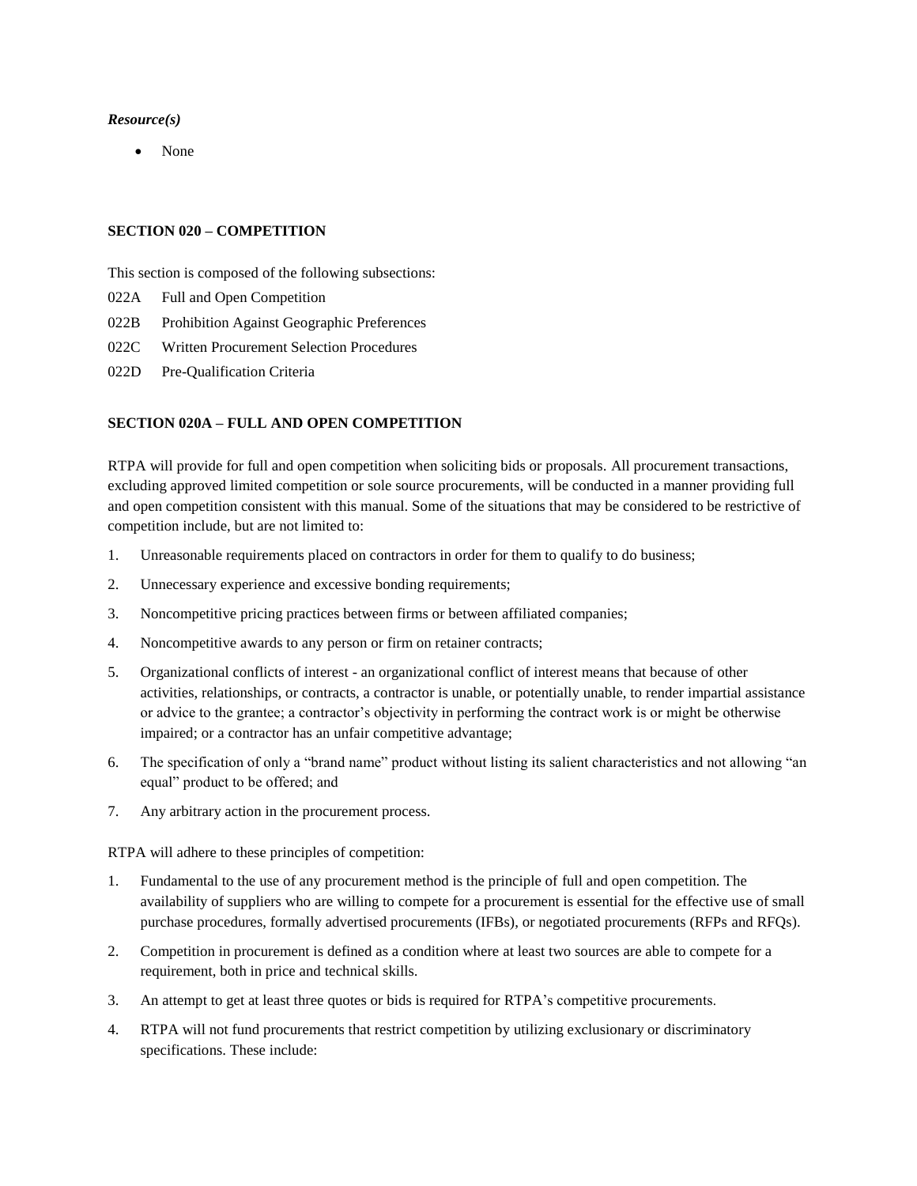***Resource(s)***

- None

## SECTION 020 – COMPETITION

This section is composed of the following subsections:

022A Full and Open Competition

022B Prohibition Against Geographic Preferences

022C Written Procurement Selection Procedures

022D Pre-Qualification Criteria

## SECTION 020A – FULL AND OPEN COMPETITION

RTPA will provide for full and open competition when soliciting bids or proposals. All procurement transactions, excluding approved limited competition or sole source procurements, will be conducted in a manner providing full and open competition consistent with this manual. Some of the situations that may be considered to be restrictive of competition include, but are not limited to:

1. Unreasonable requirements placed on contractors in order for them to qualify to do business;
2. Unnecessary experience and excessive bonding requirements;
3. Noncompetitive pricing practices between firms or between affiliated companies;
4. Noncompetitive awards to any person or firm on retainer contracts;
5. Organizational conflicts of interest - an organizational conflict of interest means that because of other activities, relationships, or contracts, a contractor is unable, or potentially unable, to render impartial assistance or advice to the grantee; a contractor's objectivity in performing the contract work is or might be otherwise impaired; or a contractor has an unfair competitive advantage;
6. The specification of only a "brand name" product without listing its salient characteristics and not allowing "an equal" product to be offered; and
7. Any arbitrary action in the procurement process.

RTPA will adhere to these principles of competition:

1. Fundamental to the use of any procurement method is the principle of full and open competition. The availability of suppliers who are willing to compete for a procurement is essential for the effective use of small purchase procedures, formally advertised procurements (IFBs), or negotiated procurements (RFPs and RFQs).
2. Competition in procurement is defined as a condition where at least two sources are able to compete for a requirement, both in price and technical skills.
3. An attempt to get at least three quotes or bids is required for RTPA's competitive procurements.
4. RTPA will not fund procurements that restrict competition by utilizing exclusionary or discriminatory specifications. These include: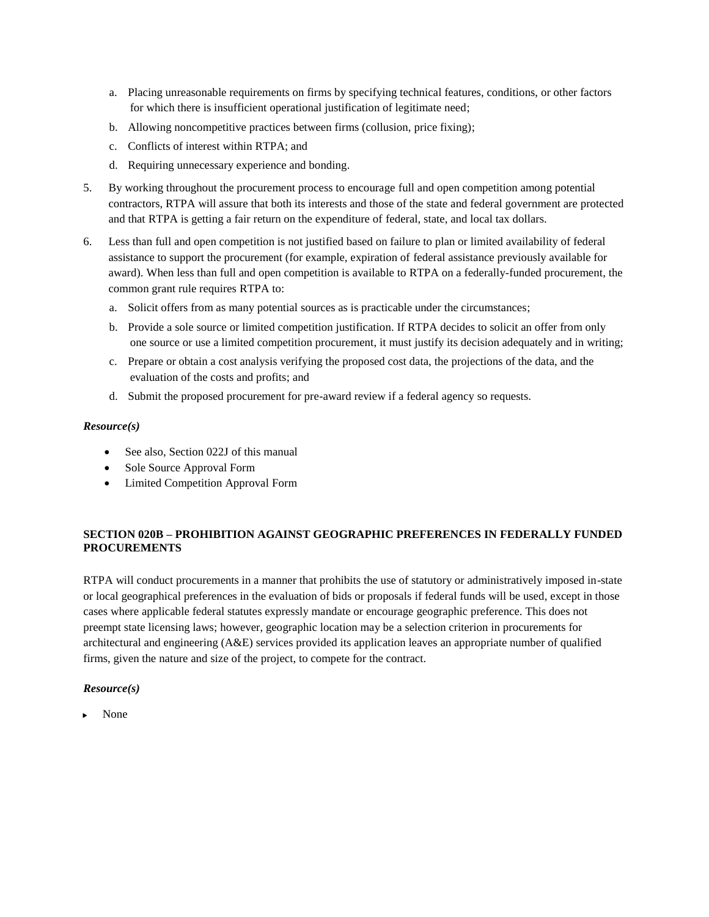a. Placing unreasonable requirements on firms by specifying technical features, conditions, or other factors for which there is insufficient operational justification of legitimate need;
b. Allowing noncompetitive practices between firms (collusion, price fixing);
c. Conflicts of interest within RTPA; and
d. Requiring unnecessary experience and bonding.

5. By working throughout the procurement process to encourage full and open competition among potential contractors, RTPA will assure that both its interests and those of the state and federal government are protected and that RTPA is getting a fair return on the expenditure of federal, state, and local tax dollars.

6. Less than full and open competition is not justified based on failure to plan or limited availability of federal assistance to support the procurement (for example, expiration of federal assistance previously available for award). When less than full and open competition is available to RTPA on a federally-funded procurement, the common grant rule requires RTPA to:
   a. Solicit offers from as many potential sources as is practicable under the circumstances;
   b. Provide a sole source or limited competition justification. If RTPA decides to solicit an offer from only one source or use a limited competition procurement, it must justify its decision adequately and in writing;
   c. Prepare or obtain a cost analysis verifying the proposed cost data, the projections of the data, and the evaluation of the costs and profits; and
   d. Submit the proposed procurement for pre-award review if a federal agency so requests.

***Resource(s)***

- See also, Section 022J of this manual
- Sole Source Approval Form
- Limited Competition Approval Form

**SECTION 020B – PROHIBITION AGAINST GEOGRAPHIC PREFERENCES IN FEDERALLY FUNDED PROCUREMENTS**

RTPA will conduct procurements in a manner that prohibits the use of statutory or administratively imposed in-state or local geographical preferences in the evaluation of bids or proposals if federal funds will be used, except in those cases where applicable federal statutes expressly mandate or encourage geographic preference. This does not preempt state licensing laws; however, geographic location may be a selection criterion in procurements for architectural and engineering (A&E) services provided its application leaves an appropriate number of qualified firms, given the nature and size of the project, to compete for the contract.

***Resource(s)***

- None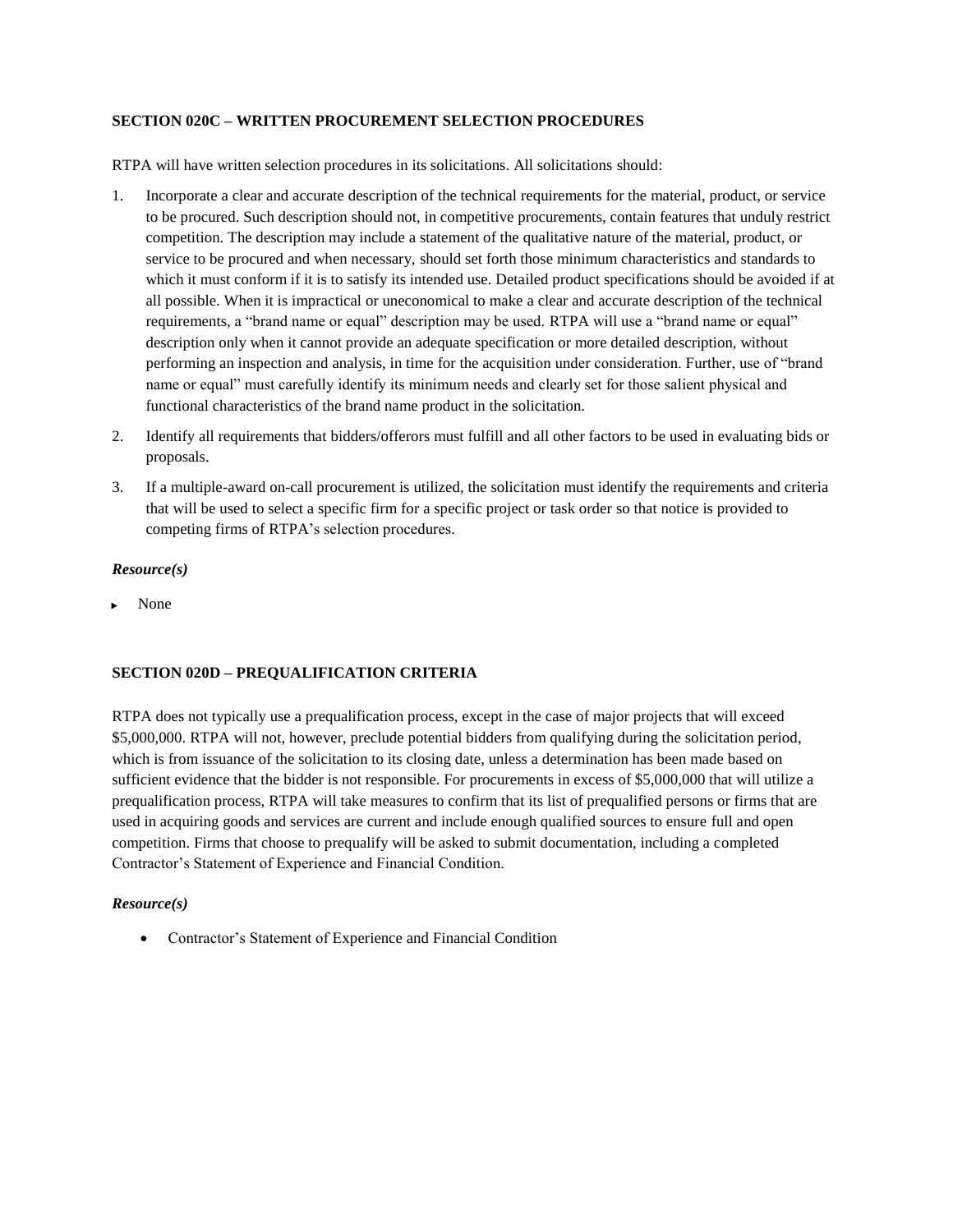**SECTION 020C – WRITTEN PROCUREMENT SELECTION PROCEDURES**

RTPA will have written selection procedures in its solicitations. All solicitations should:

1. Incorporate a clear and accurate description of the technical requirements for the material, product, or service to be procured. Such description should not, in competitive procurements, contain features that unduly restrict competition. The description may include a statement of the qualitative nature of the material, product, or service to be procured and when necessary, should set forth those minimum characteristics and standards to which it must conform if it is to satisfy its intended use. Detailed product specifications should be avoided if at all possible. When it is impractical or uneconomical to make a clear and accurate description of the technical requirements, a "brand name or equal" description may be used. RTPA will use a "brand name or equal" description only when it cannot provide an adequate specification or more detailed description, without performing an inspection and analysis, in time for the acquisition under consideration. Further, use of "brand name or equal" must carefully identify its minimum needs and clearly set for those salient physical and functional characteristics of the brand name product in the solicitation.
2. Identify all requirements that bidders/offerors must fulfill and all other factors to be used in evaluating bids or proposals.
3. If a multiple-award on-call procurement is utilized, the solicitation must identify the requirements and criteria that will be used to select a specific firm for a specific project or task order so that notice is provided to competing firms of RTPA's selection procedures.

***Resource(s)***

- None

**SECTION 020D – PREQUALIFICATION CRITERIA**

RTPA does not typically use a prequalification process, except in the case of major projects that will exceed $5,000,000. RTPA will not, however, preclude potential bidders from qualifying during the solicitation period, which is from issuance of the solicitation to its closing date, unless a determination has been made based on sufficient evidence that the bidder is not responsible. For procurements in excess of $5,000,000 that will utilize a prequalification process, RTPA will take measures to confirm that its list of prequalified persons or firms that are used in acquiring goods and services are current and include enough qualified sources to ensure full and open competition. Firms that choose to prequalify will be asked to submit documentation, including a completed Contractor's Statement of Experience and Financial Condition.

***Resource(s)***

- Contractor's Statement of Experience and Financial Condition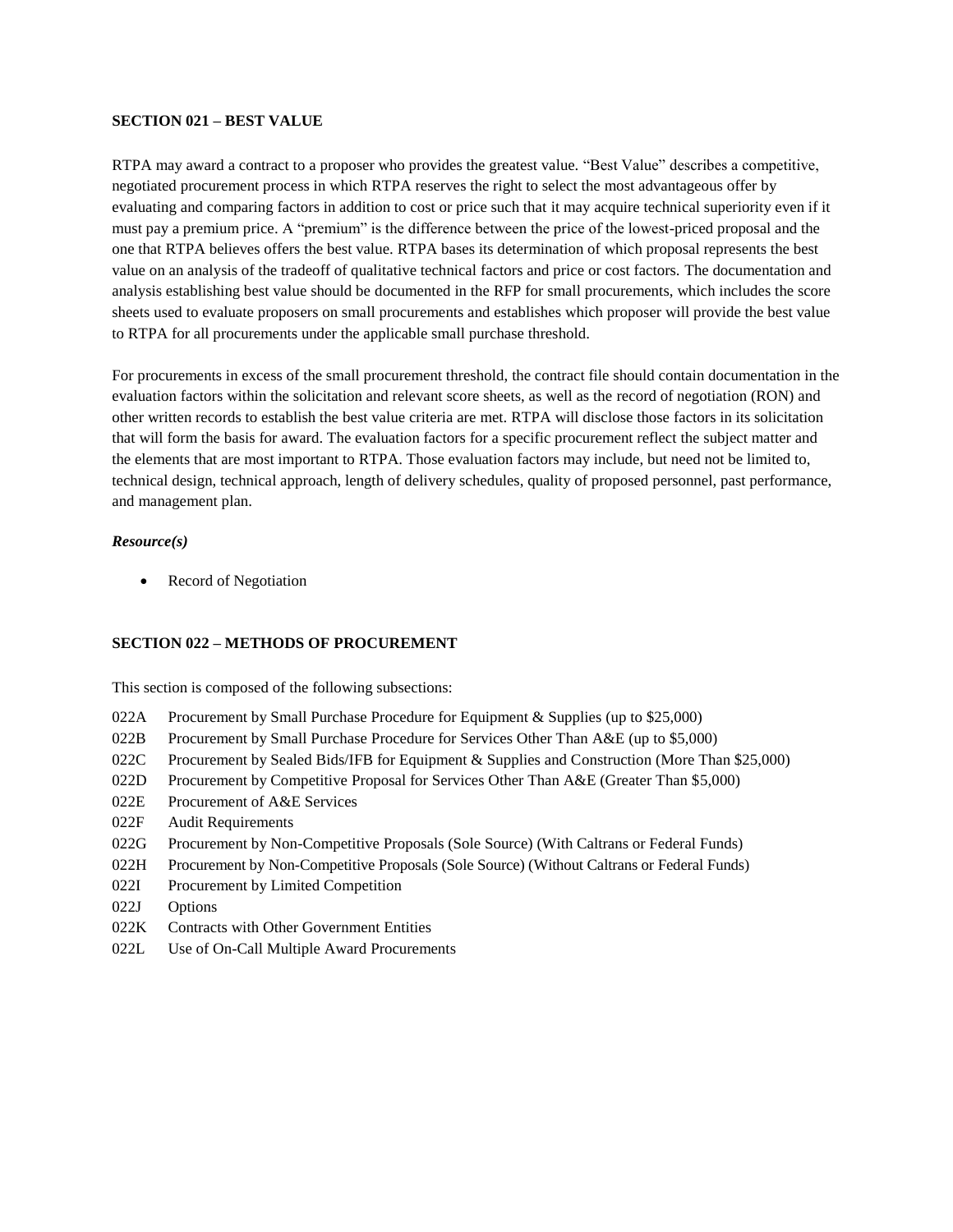## SECTION 021 – BEST VALUE

RTPA may award a contract to a proposer who provides the greatest value. "Best Value" describes a competitive, negotiated procurement process in which RTPA reserves the right to select the most advantageous offer by evaluating and comparing factors in addition to cost or price such that it may acquire technical superiority even if it must pay a premium price. A "premium" is the difference between the price of the lowest-priced proposal and the one that RTPA believes offers the best value. RTPA bases its determination of which proposal represents the best value on an analysis of the tradeoff of qualitative technical factors and price or cost factors. The documentation and analysis establishing best value should be documented in the RFP for small procurements, which includes the score sheets used to evaluate proposers on small procurements and establishes which proposer will provide the best value to RTPA for all procurements under the applicable small purchase threshold.

For procurements in excess of the small procurement threshold, the contract file should contain documentation in the evaluation factors within the solicitation and relevant score sheets, as well as the record of negotiation (RON) and other written records to establish the best value criteria are met. RTPA will disclose those factors in its solicitation that will form the basis for award. The evaluation factors for a specific procurement reflect the subject matter and the elements that are most important to RTPA. Those evaluation factors may include, but need not be limited to, technical design, technical approach, length of delivery schedules, quality of proposed personnel, past performance, and management plan.

***Resource(s)***

- Record of Negotiation

## SECTION 022 – METHODS OF PROCUREMENT

This section is composed of the following subsections:

022A Procurement by Small Purchase Procedure for Equipment & Supplies (up to $25,000)
022B Procurement by Small Purchase Procedure for Services Other Than A&E (up to $5,000)
022C Procurement by Sealed Bids/IFB for Equipment & Supplies and Construction (More Than $25,000)
022D Procurement by Competitive Proposal for Services Other Than A&E (Greater Than $5,000)
022E Procurement of A&E Services
022F Audit Requirements
022G Procurement by Non-Competitive Proposals (Sole Source) (With Caltrans or Federal Funds)
022H Procurement by Non-Competitive Proposals (Sole Source) (Without Caltrans or Federal Funds)
022I Procurement by Limited Competition
022J Options
022K Contracts with Other Government Entities
022L Use of On-Call Multiple Award Procurements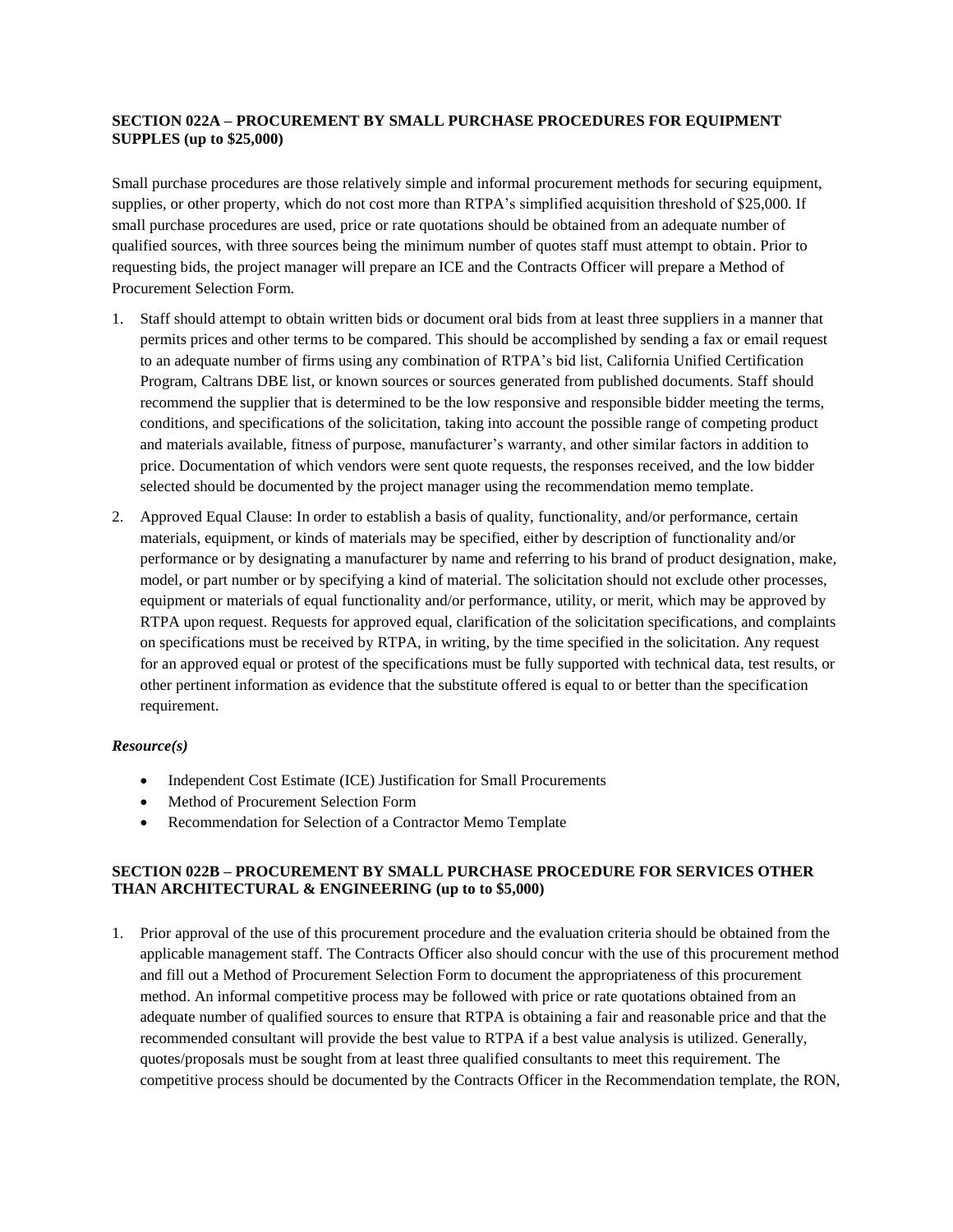**SECTION 022A – PROCUREMENT BY SMALL PURCHASE PROCEDURES FOR EQUIPMENT SUPPLES (up to $25,000)**

Small purchase procedures are those relatively simple and informal procurement methods for securing equipment, supplies, or other property, which do not cost more than RTPA's simplified acquisition threshold of $25,000. If small purchase procedures are used, price or rate quotations should be obtained from an adequate number of qualified sources, with three sources being the minimum number of quotes staff must attempt to obtain. Prior to requesting bids, the project manager will prepare an ICE and the Contracts Officer will prepare a Method of Procurement Selection Form.

1. Staff should attempt to obtain written bids or document oral bids from at least three suppliers in a manner that permits prices and other terms to be compared. This should be accomplished by sending a fax or email request to an adequate number of firms using any combination of RTPA's bid list, California Unified Certification Program, Caltrans DBE list, or known sources or sources generated from published documents. Staff should recommend the supplier that is determined to be the low responsive and responsible bidder meeting the terms, conditions, and specifications of the solicitation, taking into account the possible range of competing product and materials available, fitness of purpose, manufacturer's warranty, and other similar factors in addition to price. Documentation of which vendors were sent quote requests, the responses received, and the low bidder selected should be documented by the project manager using the recommendation memo template.
2. Approved Equal Clause: In order to establish a basis of quality, functionality, and/or performance, certain materials, equipment, or kinds of materials may be specified, either by description of functionality and/or performance or by designating a manufacturer by name and referring to his brand of product designation, make, model, or part number or by specifying a kind of material. The solicitation should not exclude other processes, equipment or materials of equal functionality and/or performance, utility, or merit, which may be approved by RTPA upon request. Requests for approved equal, clarification of the solicitation specifications, and complaints on specifications must be received by RTPA, in writing, by the time specified in the solicitation. Any request for an approved equal or protest of the specifications must be fully supported with technical data, test results, or other pertinent information as evidence that the substitute offered is equal to or better than the specification requirement.

***Resource(s)***

- Independent Cost Estimate (ICE) Justification for Small Procurements
- Method of Procurement Selection Form
- Recommendation for Selection of a Contractor Memo Template

**SECTION 022B – PROCUREMENT BY SMALL PURCHASE PROCEDURE FOR SERVICES OTHER THAN ARCHITECTURAL & ENGINEERING (up to to $5,000)**

1. Prior approval of the use of this procurement procedure and the evaluation criteria should be obtained from the applicable management staff. The Contracts Officer also should concur with the use of this procurement method and fill out a Method of Procurement Selection Form to document the appropriateness of this procurement method. An informal competitive process may be followed with price or rate quotations obtained from an adequate number of qualified sources to ensure that RTPA is obtaining a fair and reasonable price and that the recommended consultant will provide the best value to RTPA if a best value analysis is utilized. Generally, quotes/proposals must be sought from at least three qualified consultants to meet this requirement. The competitive process should be documented by the Contracts Officer in the Recommendation template, the RON,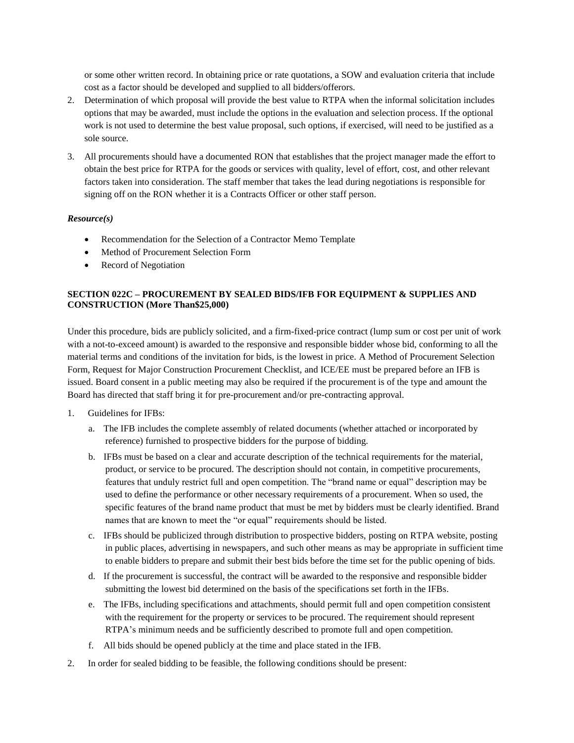or some other written record. In obtaining price or rate quotations, a SOW and evaluation criteria that include cost as a factor should be developed and supplied to all bidders/offerors.

2. Determination of which proposal will provide the best value to RTPA when the informal solicitation includes options that may be awarded, must include the options in the evaluation and selection process. If the optional work is not used to determine the best value proposal, such options, if exercised, will need to be justified as a sole source.
3. All procurements should have a documented RON that establishes that the project manager made the effort to obtain the best price for RTPA for the goods or services with quality, level of effort, cost, and other relevant factors taken into consideration. The staff member that takes the lead during negotiations is responsible for signing off on the RON whether it is a Contracts Officer or other staff person.

***Resource(s)***

- Recommendation for the Selection of a Contractor Memo Template
- Method of Procurement Selection Form
- Record of Negotiation

**SECTION 022C – PROCUREMENT BY SEALED BIDS/IFB FOR EQUIPMENT & SUPPLIES AND CONSTRUCTION (More Than$25,000)**

Under this procedure, bids are publicly solicited, and a firm-fixed-price contract (lump sum or cost per unit of work with a not-to-exceed amount) is awarded to the responsive and responsible bidder whose bid, conforming to all the material terms and conditions of the invitation for bids, is the lowest in price. A Method of Procurement Selection Form, Request for Major Construction Procurement Checklist, and ICE/EE must be prepared before an IFB is issued. Board consent in a public meeting may also be required if the procurement is of the type and amount the Board has directed that staff bring it for pre-procurement and/or pre-contracting approval.

1. Guidelines for IFBs:
   a. The IFB includes the complete assembly of related documents (whether attached or incorporated by reference) furnished to prospective bidders for the purpose of bidding.
   b. IFBs must be based on a clear and accurate description of the technical requirements for the material, product, or service to be procured. The description should not contain, in competitive procurements, features that unduly restrict full and open competition. The "brand name or equal" description may be used to define the performance or other necessary requirements of a procurement. When so used, the specific features of the brand name product that must be met by bidders must be clearly identified. Brand names that are known to meet the "or equal" requirements should be listed.
   c. IFBs should be publicized through distribution to prospective bidders, posting on RTPA website, posting in public places, advertising in newspapers, and such other means as may be appropriate in sufficient time to enable bidders to prepare and submit their best bids before the time set for the public opening of bids.
   d. If the procurement is successful, the contract will be awarded to the responsive and responsible bidder submitting the lowest bid determined on the basis of the specifications set forth in the IFBs.
   e. The IFBs, including specifications and attachments, should permit full and open competition consistent with the requirement for the property or services to be procured. The requirement should represent RTPA's minimum needs and be sufficiently described to promote full and open competition.
   f. All bids should be opened publicly at the time and place stated in the IFB.
2. In order for sealed bidding to be feasible, the following conditions should be present: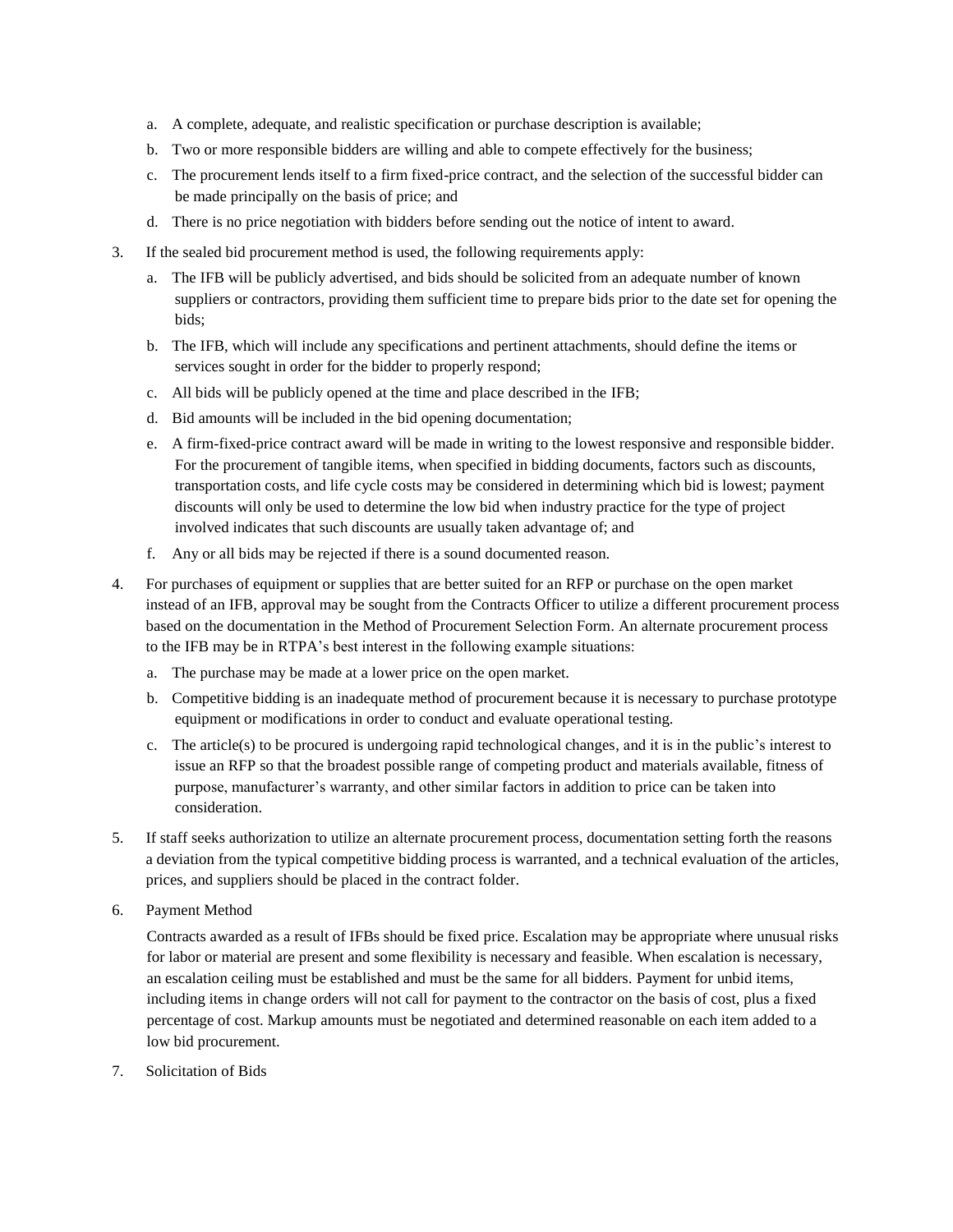a. A complete, adequate, and realistic specification or purchase description is available;

b. Two or more responsible bidders are willing and able to compete effectively for the business;

c. The procurement lends itself to a firm fixed-price contract, and the selection of the successful bidder can be made principally on the basis of price; and

d. There is no price negotiation with bidders before sending out the notice of intent to award.

3. If the sealed bid procurement method is used, the following requirements apply:

   a. The IFB will be publicly advertised, and bids should be solicited from an adequate number of known suppliers or contractors, providing them sufficient time to prepare bids prior to the date set for opening the bids;

   b. The IFB, which will include any specifications and pertinent attachments, should define the items or services sought in order for the bidder to properly respond;

   c. All bids will be publicly opened at the time and place described in the IFB;

   d. Bid amounts will be included in the bid opening documentation;

   e. A firm-fixed-price contract award will be made in writing to the lowest responsive and responsible bidder. For the procurement of tangible items, when specified in bidding documents, factors such as discounts, transportation costs, and life cycle costs may be considered in determining which bid is lowest; payment discounts will only be used to determine the low bid when industry practice for the type of project involved indicates that such discounts are usually taken advantage of; and

   f. Any or all bids may be rejected if there is a sound documented reason.

4. For purchases of equipment or supplies that are better suited for an RFP or purchase on the open market instead of an IFB, approval may be sought from the Contracts Officer to utilize a different procurement process based on the documentation in the Method of Procurement Selection Form. An alternate procurement process to the IFB may be in RTPA's best interest in the following example situations:

   a. The purchase may be made at a lower price on the open market.

   b. Competitive bidding is an inadequate method of procurement because it is necessary to purchase prototype equipment or modifications in order to conduct and evaluate operational testing.

   c. The article(s) to be procured is undergoing rapid technological changes, and it is in the public's interest to issue an RFP so that the broadest possible range of competing product and materials available, fitness of purpose, manufacturer's warranty, and other similar factors in addition to price can be taken into consideration.

5. If staff seeks authorization to utilize an alternate procurement process, documentation setting forth the reasons a deviation from the typical competitive bidding process is warranted, and a technical evaluation of the articles, prices, and suppliers should be placed in the contract folder.

6. Payment Method

   Contracts awarded as a result of IFBs should be fixed price. Escalation may be appropriate where unusual risks for labor or material are present and some flexibility is necessary and feasible. When escalation is necessary, an escalation ceiling must be established and must be the same for all bidders. Payment for unbid items, including items in change orders will not call for payment to the contractor on the basis of cost, plus a fixed percentage of cost. Markup amounts must be negotiated and determined reasonable on each item added to a low bid procurement.

7. Solicitation of Bids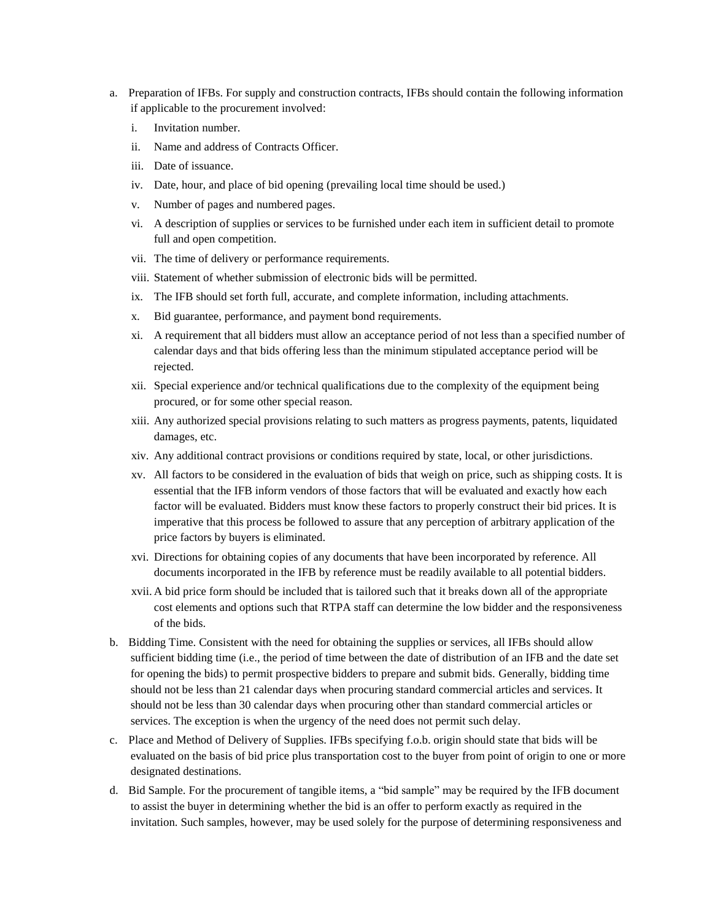a. Preparation of IFBs. For supply and construction contracts, IFBs should contain the following information if applicable to the procurement involved:

   i. Invitation number.

   ii. Name and address of Contracts Officer.

   iii. Date of issuance.

   iv. Date, hour, and place of bid opening (prevailing local time should be used.)

   v. Number of pages and numbered pages.

   vi. A description of supplies or services to be furnished under each item in sufficient detail to promote full and open competition.

   vii. The time of delivery or performance requirements.

   viii. Statement of whether submission of electronic bids will be permitted.

   ix. The IFB should set forth full, accurate, and complete information, including attachments.

   x. Bid guarantee, performance, and payment bond requirements.

   xi. A requirement that all bidders must allow an acceptance period of not less than a specified number of calendar days and that bids offering less than the minimum stipulated acceptance period will be rejected.

   xii. Special experience and/or technical qualifications due to the complexity of the equipment being procured, or for some other special reason.

   xiii. Any authorized special provisions relating to such matters as progress payments, patents, liquidated damages, etc.

   xiv. Any additional contract provisions or conditions required by state, local, or other jurisdictions.

   xv. All factors to be considered in the evaluation of bids that weigh on price, such as shipping costs. It is essential that the IFB inform vendors of those factors that will be evaluated and exactly how each factor will be evaluated. Bidders must know these factors to properly construct their bid prices. It is imperative that this process be followed to assure that any perception of arbitrary application of the price factors by buyers is eliminated.

   xvi. Directions for obtaining copies of any documents that have been incorporated by reference. All documents incorporated in the IFB by reference must be readily available to all potential bidders.

   xvii. A bid price form should be included that is tailored such that it breaks down all of the appropriate cost elements and options such that RTPA staff can determine the low bidder and the responsiveness of the bids.

b. Bidding Time. Consistent with the need for obtaining the supplies or services, all IFBs should allow sufficient bidding time (i.e., the period of time between the date of distribution of an IFB and the date set for opening the bids) to permit prospective bidders to prepare and submit bids. Generally, bidding time should not be less than 21 calendar days when procuring standard commercial articles and services. It should not be less than 30 calendar days when procuring other than standard commercial articles or services. The exception is when the urgency of the need does not permit such delay.

c. Place and Method of Delivery of Supplies. IFBs specifying f.o.b. origin should state that bids will be evaluated on the basis of bid price plus transportation cost to the buyer from point of origin to one or more designated destinations.

d. Bid Sample. For the procurement of tangible items, a "bid sample" may be required by the IFB document to assist the buyer in determining whether the bid is an offer to perform exactly as required in the invitation. Such samples, however, may be used solely for the purpose of determining responsiveness and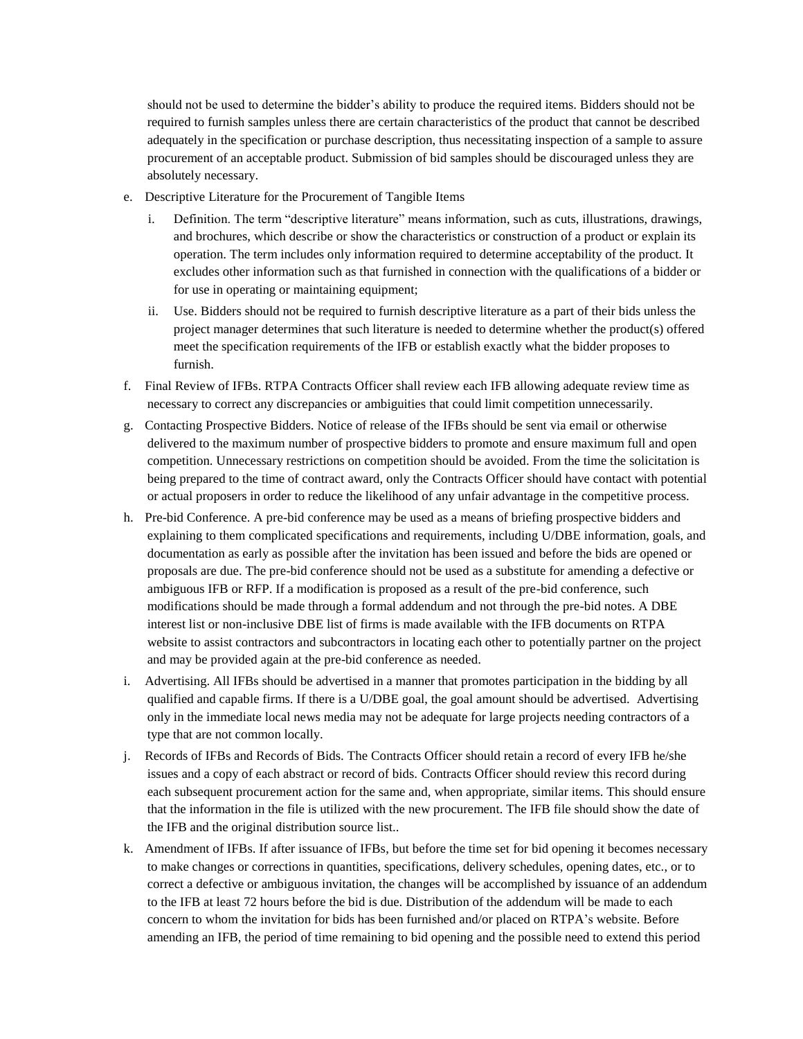should not be used to determine the bidder's ability to produce the required items. Bidders should not be required to furnish samples unless there are certain characteristics of the product that cannot be described adequately in the specification or purchase description, thus necessitating inspection of a sample to assure procurement of an acceptable product. Submission of bid samples should be discouraged unless they are absolutely necessary.

e. Descriptive Literature for the Procurement of Tangible Items

   i. Definition. The term "descriptive literature" means information, such as cuts, illustrations, drawings, and brochures, which describe or show the characteristics or construction of a product or explain its operation. The term includes only information required to determine acceptability of the product. It excludes other information such as that furnished in connection with the qualifications of a bidder or for use in operating or maintaining equipment;

   ii. Use. Bidders should not be required to furnish descriptive literature as a part of their bids unless the project manager determines that such literature is needed to determine whether the product(s) offered meet the specification requirements of the IFB or establish exactly what the bidder proposes to furnish.

f. Final Review of IFBs. RTPA Contracts Officer shall review each IFB allowing adequate review time as necessary to correct any discrepancies or ambiguities that could limit competition unnecessarily.

g. Contacting Prospective Bidders. Notice of release of the IFBs should be sent via email or otherwise delivered to the maximum number of prospective bidders to promote and ensure maximum full and open competition. Unnecessary restrictions on competition should be avoided. From the time the solicitation is being prepared to the time of contract award, only the Contracts Officer should have contact with potential or actual proposers in order to reduce the likelihood of any unfair advantage in the competitive process.

h. Pre-bid Conference. A pre-bid conference may be used as a means of briefing prospective bidders and explaining to them complicated specifications and requirements, including U/DBE information, goals, and documentation as early as possible after the invitation has been issued and before the bids are opened or proposals are due. The pre-bid conference should not be used as a substitute for amending a defective or ambiguous IFB or RFP. If a modification is proposed as a result of the pre-bid conference, such modifications should be made through a formal addendum and not through the pre-bid notes. A DBE interest list or non-inclusive DBE list of firms is made available with the IFB documents on RTPA website to assist contractors and subcontractors in locating each other to potentially partner on the project and may be provided again at the pre-bid conference as needed.

i. Advertising. All IFBs should be advertised in a manner that promotes participation in the bidding by all qualified and capable firms. If there is a U/DBE goal, the goal amount should be advertised. Advertising only in the immediate local news media may not be adequate for large projects needing contractors of a type that are not common locally.

j. Records of IFBs and Records of Bids. The Contracts Officer should retain a record of every IFB he/she issues and a copy of each abstract or record of bids. Contracts Officer should review this record during each subsequent procurement action for the same and, when appropriate, similar items. This should ensure that the information in the file is utilized with the new procurement. The IFB file should show the date of the IFB and the original distribution source list..

k. Amendment of IFBs. If after issuance of IFBs, but before the time set for bid opening it becomes necessary to make changes or corrections in quantities, specifications, delivery schedules, opening dates, etc., or to correct a defective or ambiguous invitation, the changes will be accomplished by issuance of an addendum to the IFB at least 72 hours before the bid is due. Distribution of the addendum will be made to each concern to whom the invitation for bids has been furnished and/or placed on RTPA's website. Before amending an IFB, the period of time remaining to bid opening and the possible need to extend this period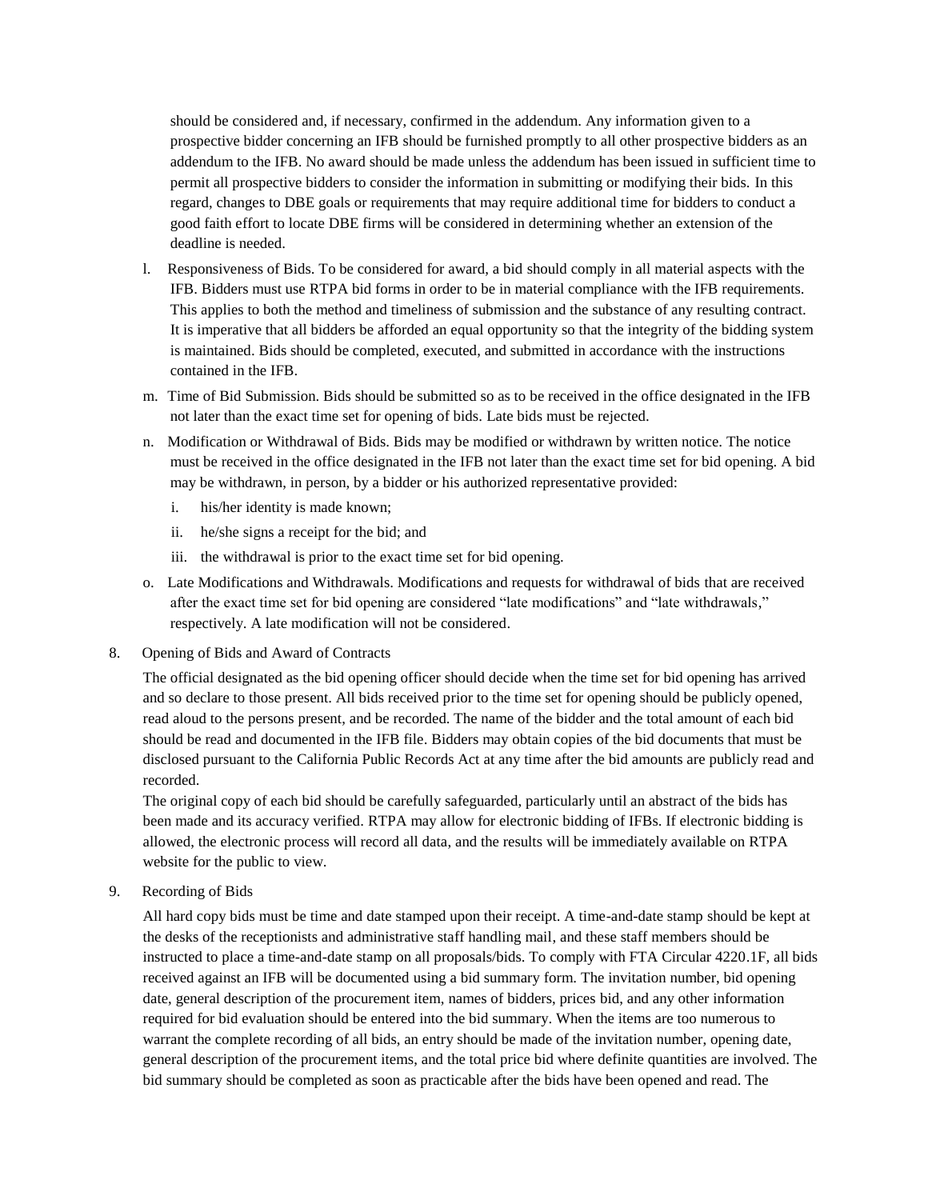should be considered and, if necessary, confirmed in the addendum. Any information given to a prospective bidder concerning an IFB should be furnished promptly to all other prospective bidders as an addendum to the IFB. No award should be made unless the addendum has been issued in sufficient time to permit all prospective bidders to consider the information in submitting or modifying their bids. In this regard, changes to DBE goals or requirements that may require additional time for bidders to conduct a good faith effort to locate DBE firms will be considered in determining whether an extension of the deadline is needed.

l. Responsiveness of Bids. To be considered for award, a bid should comply in all material aspects with the IFB. Bidders must use RTPA bid forms in order to be in material compliance with the IFB requirements. This applies to both the method and timeliness of submission and the substance of any resulting contract. It is imperative that all bidders be afforded an equal opportunity so that the integrity of the bidding system is maintained. Bids should be completed, executed, and submitted in accordance with the instructions contained in the IFB.

m. Time of Bid Submission. Bids should be submitted so as to be received in the office designated in the IFB not later than the exact time set for opening of bids. Late bids must be rejected.

n. Modification or Withdrawal of Bids. Bids may be modified or withdrawn by written notice. The notice must be received in the office designated in the IFB not later than the exact time set for bid opening. A bid may be withdrawn, in person, by a bidder or his authorized representative provided:

   i. his/her identity is made known;

   ii. he/she signs a receipt for the bid; and

   iii. the withdrawal is prior to the exact time set for bid opening.

o. Late Modifications and Withdrawals. Modifications and requests for withdrawal of bids that are received after the exact time set for bid opening are considered "late modifications" and "late withdrawals," respectively. A late modification will not be considered.

8. Opening of Bids and Award of Contracts

The official designated as the bid opening officer should decide when the time set for bid opening has arrived and so declare to those present. All bids received prior to the time set for opening should be publicly opened, read aloud to the persons present, and be recorded. The name of the bidder and the total amount of each bid should be read and documented in the IFB file. Bidders may obtain copies of the bid documents that must be disclosed pursuant to the California Public Records Act at any time after the bid amounts are publicly read and recorded.

The original copy of each bid should be carefully safeguarded, particularly until an abstract of the bids has been made and its accuracy verified. RTPA may allow for electronic bidding of IFBs. If electronic bidding is allowed, the electronic process will record all data, and the results will be immediately available on RTPA website for the public to view.

9. Recording of Bids

All hard copy bids must be time and date stamped upon their receipt. A time-and-date stamp should be kept at the desks of the receptionists and administrative staff handling mail, and these staff members should be instructed to place a time-and-date stamp on all proposals/bids. To comply with FTA Circular 4220.1F, all bids received against an IFB will be documented using a bid summary form. The invitation number, bid opening date, general description of the procurement item, names of bidders, prices bid, and any other information required for bid evaluation should be entered into the bid summary. When the items are too numerous to warrant the complete recording of all bids, an entry should be made of the invitation number, opening date, general description of the procurement items, and the total price bid where definite quantities are involved. The bid summary should be completed as soon as practicable after the bids have been opened and read. The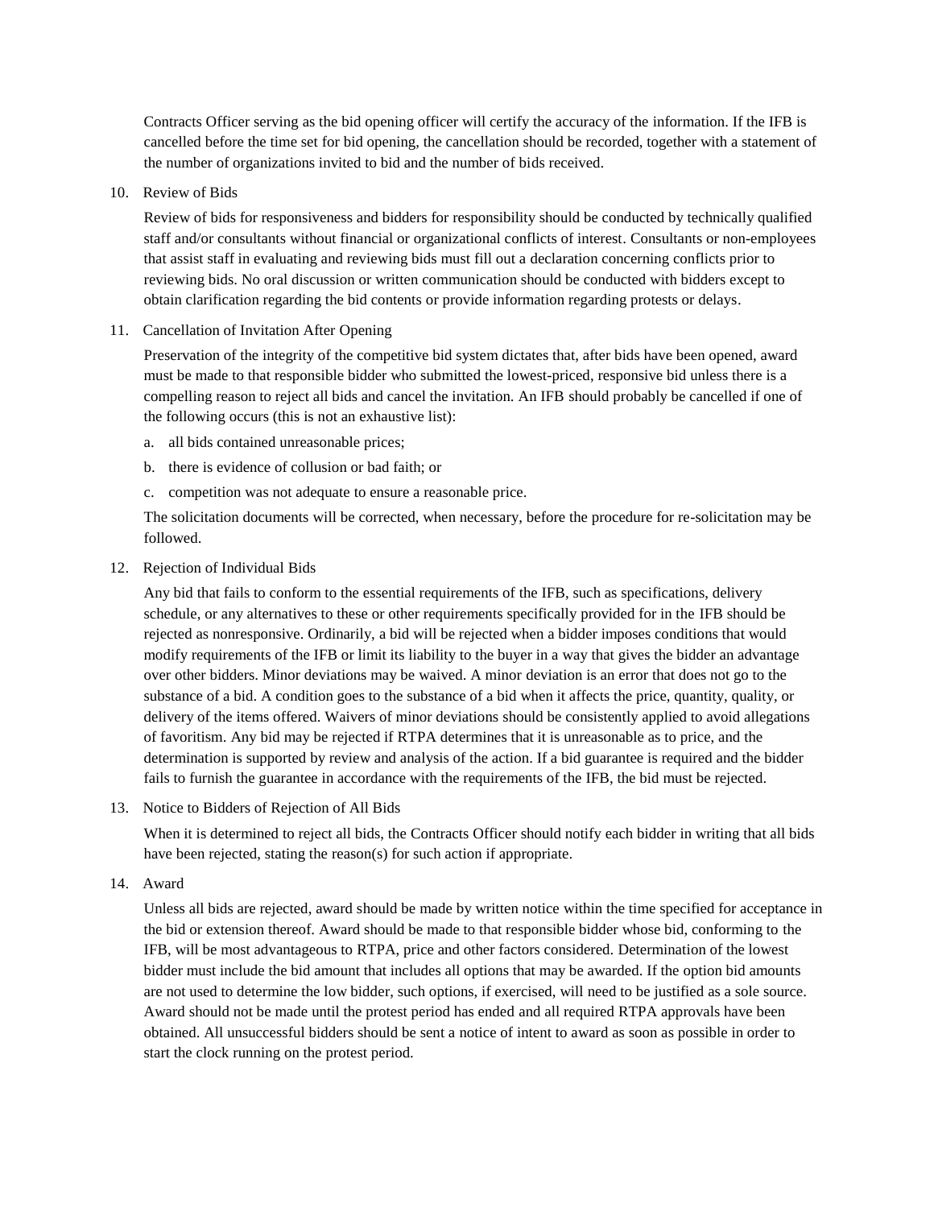Contracts Officer serving as the bid opening officer will certify the accuracy of the information. If the IFB is cancelled before the time set for bid opening, the cancellation should be recorded, together with a statement of the number of organizations invited to bid and the number of bids received.

10. Review of Bids

    Review of bids for responsiveness and bidders for responsibility should be conducted by technically qualified staff and/or consultants without financial or organizational conflicts of interest. Consultants or non-employees that assist staff in evaluating and reviewing bids must fill out a declaration concerning conflicts prior to reviewing bids. No oral discussion or written communication should be conducted with bidders except to obtain clarification regarding the bid contents or provide information regarding protests or delays.

11. Cancellation of Invitation After Opening

    Preservation of the integrity of the competitive bid system dictates that, after bids have been opened, award must be made to that responsible bidder who submitted the lowest-priced, responsive bid unless there is a compelling reason to reject all bids and cancel the invitation. An IFB should probably be cancelled if one of the following occurs (this is not an exhaustive list):

    a. all bids contained unreasonable prices;
    b. there is evidence of collusion or bad faith; or
    c. competition was not adequate to ensure a reasonable price.

    The solicitation documents will be corrected, when necessary, before the procedure for re-solicitation may be followed.

12. Rejection of Individual Bids

    Any bid that fails to conform to the essential requirements of the IFB, such as specifications, delivery schedule, or any alternatives to these or other requirements specifically provided for in the IFB should be rejected as nonresponsive. Ordinarily, a bid will be rejected when a bidder imposes conditions that would modify requirements of the IFB or limit its liability to the buyer in a way that gives the bidder an advantage over other bidders. Minor deviations may be waived. A minor deviation is an error that does not go to the substance of a bid. A condition goes to the substance of a bid when it affects the price, quantity, quality, or delivery of the items offered. Waivers of minor deviations should be consistently applied to avoid allegations of favoritism. Any bid may be rejected if RTPA determines that it is unreasonable as to price, and the determination is supported by review and analysis of the action. If a bid guarantee is required and the bidder fails to furnish the guarantee in accordance with the requirements of the IFB, the bid must be rejected.

13. Notice to Bidders of Rejection of All Bids

    When it is determined to reject all bids, the Contracts Officer should notify each bidder in writing that all bids have been rejected, stating the reason(s) for such action if appropriate.

14. Award

    Unless all bids are rejected, award should be made by written notice within the time specified for acceptance in the bid or extension thereof. Award should be made to that responsible bidder whose bid, conforming to the IFB, will be most advantageous to RTPA, price and other factors considered. Determination of the lowest bidder must include the bid amount that includes all options that may be awarded. If the option bid amounts are not used to determine the low bidder, such options, if exercised, will need to be justified as a sole source. Award should not be made until the protest period has ended and all required RTPA approvals have been obtained. All unsuccessful bidders should be sent a notice of intent to award as soon as possible in order to start the clock running on the protest period.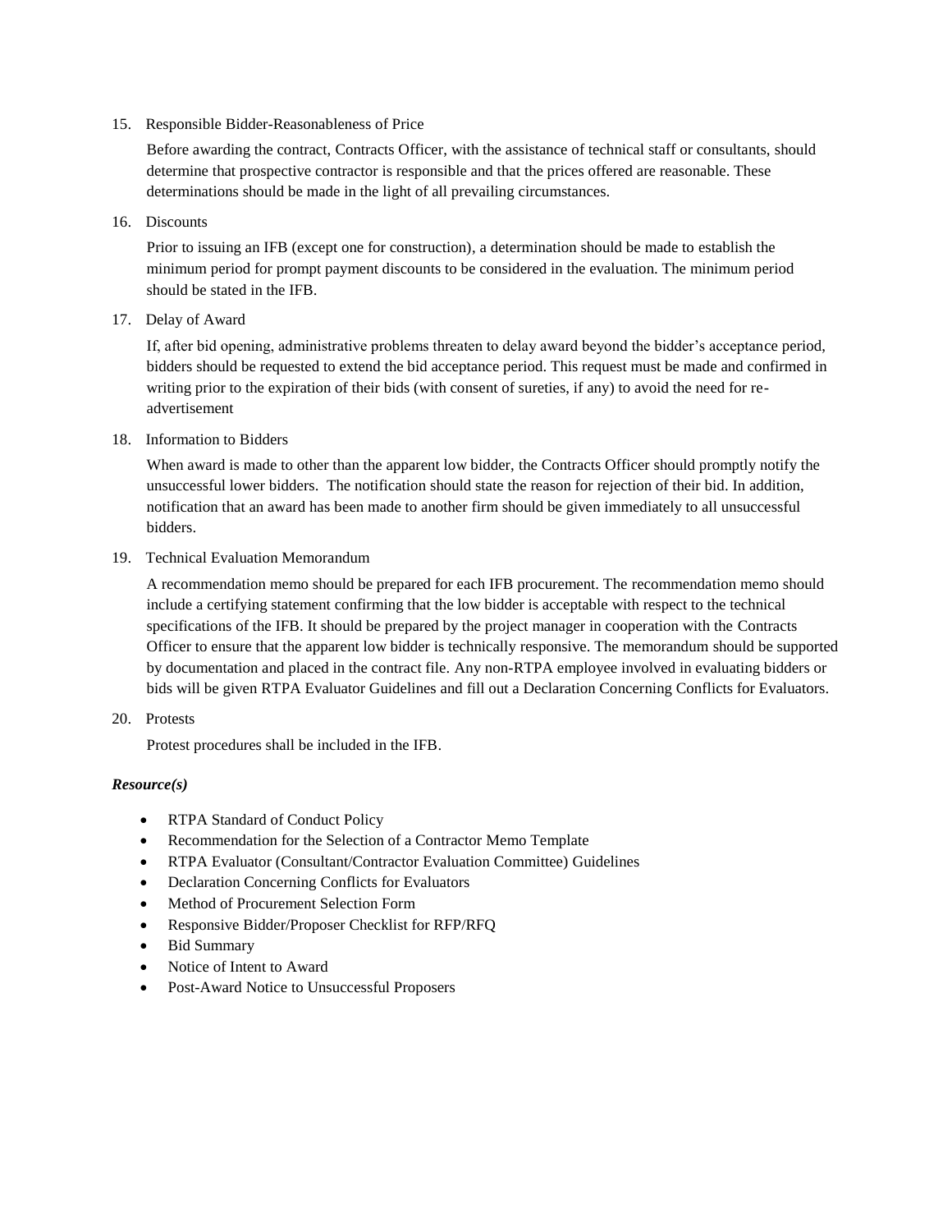15. Responsible Bidder-Reasonableness of Price

    Before awarding the contract, Contracts Officer, with the assistance of technical staff or consultants, should determine that prospective contractor is responsible and that the prices offered are reasonable. These determinations should be made in the light of all prevailing circumstances.

16. Discounts

    Prior to issuing an IFB (except one for construction), a determination should be made to establish the minimum period for prompt payment discounts to be considered in the evaluation. The minimum period should be stated in the IFB.

17. Delay of Award

    If, after bid opening, administrative problems threaten to delay award beyond the bidder's acceptance period, bidders should be requested to extend the bid acceptance period. This request must be made and confirmed in writing prior to the expiration of their bids (with consent of sureties, if any) to avoid the need for re-advertisement

18. Information to Bidders

    When award is made to other than the apparent low bidder, the Contracts Officer should promptly notify the unsuccessful lower bidders. The notification should state the reason for rejection of their bid. In addition, notification that an award has been made to another firm should be given immediately to all unsuccessful bidders.

19. Technical Evaluation Memorandum

    A recommendation memo should be prepared for each IFB procurement. The recommendation memo should include a certifying statement confirming that the low bidder is acceptable with respect to the technical specifications of the IFB. It should be prepared by the project manager in cooperation with the Contracts Officer to ensure that the apparent low bidder is technically responsive. The memorandum should be supported by documentation and placed in the contract file. Any non-RTPA employee involved in evaluating bidders or bids will be given RTPA Evaluator Guidelines and fill out a Declaration Concerning Conflicts for Evaluators.

20. Protests

    Protest procedures shall be included in the IFB.

***Resource(s)***

- RTPA Standard of Conduct Policy
- Recommendation for the Selection of a Contractor Memo Template
- RTPA Evaluator (Consultant/Contractor Evaluation Committee) Guidelines
- Declaration Concerning Conflicts for Evaluators
- Method of Procurement Selection Form
- Responsive Bidder/Proposer Checklist for RFP/RFQ
- Bid Summary
- Notice of Intent to Award
- Post-Award Notice to Unsuccessful Proposers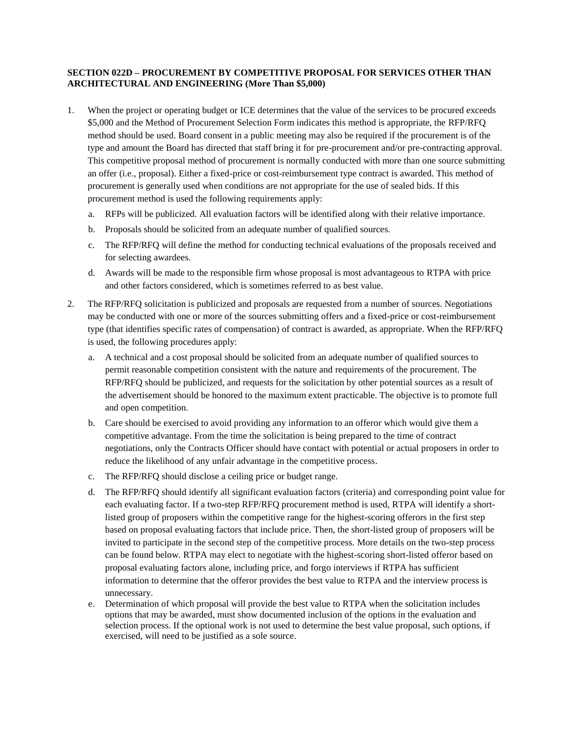**SECTION 022D – PROCUREMENT BY COMPETITIVE PROPOSAL FOR SERVICES OTHER THAN ARCHITECTURAL AND ENGINEERING (More Than $5,000)**

1. When the project or operating budget or ICE determines that the value of the services to be procured exceeds $5,000 and the Method of Procurement Selection Form indicates this method is appropriate, the RFP/RFQ method should be used. Board consent in a public meeting may also be required if the procurement is of the type and amount the Board has directed that staff bring it for pre-procurement and/or pre-contracting approval. This competitive proposal method of procurement is normally conducted with more than one source submitting an offer (i.e., proposal). Either a fixed-price or cost-reimbursement type contract is awarded. This method of procurement is generally used when conditions are not appropriate for the use of sealed bids. If this procurement method is used the following requirements apply:
   a. RFPs will be publicized. All evaluation factors will be identified along with their relative importance.
   b. Proposals should be solicited from an adequate number of qualified sources.
   c. The RFP/RFQ will define the method for conducting technical evaluations of the proposals received and for selecting awardees.
   d. Awards will be made to the responsible firm whose proposal is most advantageous to RTPA with price and other factors considered, which is sometimes referred to as best value.

2. The RFP/RFQ solicitation is publicized and proposals are requested from a number of sources. Negotiations may be conducted with one or more of the sources submitting offers and a fixed-price or cost-reimbursement type (that identifies specific rates of compensation) of contract is awarded, as appropriate. When the RFP/RFQ is used, the following procedures apply:
   a. A technical and a cost proposal should be solicited from an adequate number of qualified sources to permit reasonable competition consistent with the nature and requirements of the procurement. The RFP/RFQ should be publicized, and requests for the solicitation by other potential sources as a result of the advertisement should be honored to the maximum extent practicable. The objective is to promote full and open competition.
   b. Care should be exercised to avoid providing any information to an offeror which would give them a competitive advantage. From the time the solicitation is being prepared to the time of contract negotiations, only the Contracts Officer should have contact with potential or actual proposers in order to reduce the likelihood of any unfair advantage in the competitive process.
   c. The RFP/RFQ should disclose a ceiling price or budget range.
   d. The RFP/RFQ should identify all significant evaluation factors (criteria) and corresponding point value for each evaluating factor. If a two-step RFP/RFQ procurement method is used, RTPA will identify a short-listed group of proposers within the competitive range for the highest-scoring offerors in the first step based on proposal evaluating factors that include price. Then, the short-listed group of proposers will be invited to participate in the second step of the competitive process. More details on the two-step process can be found below. RTPA may elect to negotiate with the highest-scoring short-listed offeror based on proposal evaluating factors alone, including price, and forgo interviews if RTPA has sufficient information to determine that the offeror provides the best value to RTPA and the interview process is unnecessary.
   e. Determination of which proposal will provide the best value to RTPA when the solicitation includes options that may be awarded, must show documented inclusion of the options in the evaluation and selection process. If the optional work is not used to determine the best value proposal, such options, if exercised, will need to be justified as a sole source.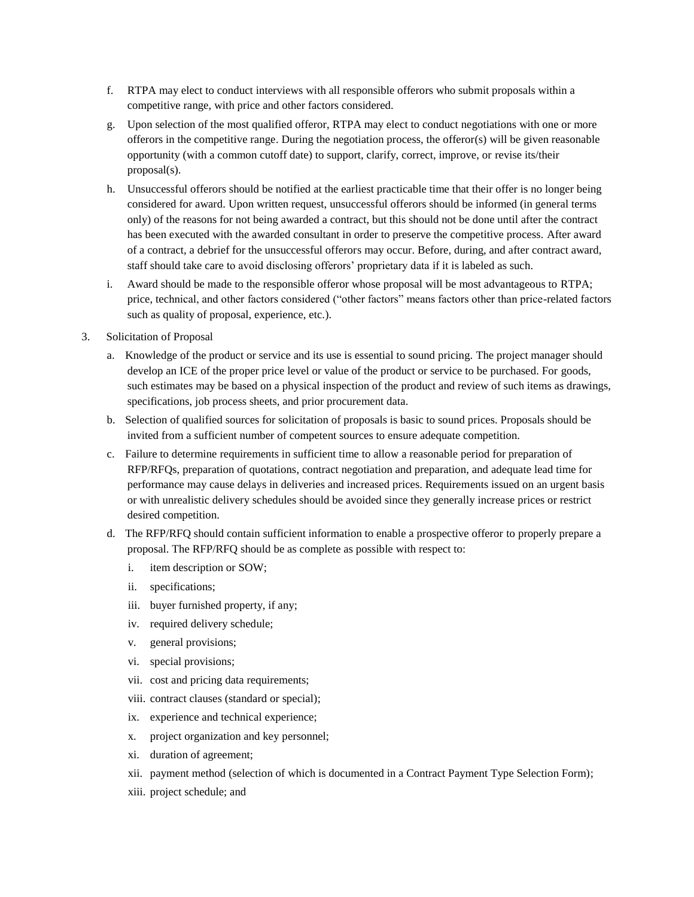f. RTPA may elect to conduct interviews with all responsible offerors who submit proposals within a competitive range, with price and other factors considered.

g. Upon selection of the most qualified offeror, RTPA may elect to conduct negotiations with one or more offerors in the competitive range. During the negotiation process, the offeror(s) will be given reasonable opportunity (with a common cutoff date) to support, clarify, correct, improve, or revise its/their proposal(s).

h. Unsuccessful offerors should be notified at the earliest practicable time that their offer is no longer being considered for award. Upon written request, unsuccessful offerors should be informed (in general terms only) of the reasons for not being awarded a contract, but this should not be done until after the contract has been executed with the awarded consultant in order to preserve the competitive process. After award of a contract, a debrief for the unsuccessful offerors may occur. Before, during, and after contract award, staff should take care to avoid disclosing offerors' proprietary data if it is labeled as such.

i. Award should be made to the responsible offeror whose proposal will be most advantageous to RTPA; price, technical, and other factors considered ("other factors" means factors other than price-related factors such as quality of proposal, experience, etc.).

3. Solicitation of Proposal

   a. Knowledge of the product or service and its use is essential to sound pricing. The project manager should develop an ICE of the proper price level or value of the product or service to be purchased. For goods, such estimates may be based on a physical inspection of the product and review of such items as drawings, specifications, job process sheets, and prior procurement data.

   b. Selection of qualified sources for solicitation of proposals is basic to sound prices. Proposals should be invited from a sufficient number of competent sources to ensure adequate competition.

   c. Failure to determine requirements in sufficient time to allow a reasonable period for preparation of RFP/RFQs, preparation of quotations, contract negotiation and preparation, and adequate lead time for performance may cause delays in deliveries and increased prices. Requirements issued on an urgent basis or with unrealistic delivery schedules should be avoided since they generally increase prices or restrict desired competition.

   d. The RFP/RFQ should contain sufficient information to enable a prospective offeror to properly prepare a proposal. The RFP/RFQ should be as complete as possible with respect to:

      i. item description or SOW;
      ii. specifications;
      iii. buyer furnished property, if any;
      iv. required delivery schedule;
      v. general provisions;
      vi. special provisions;
      vii. cost and pricing data requirements;
      viii. contract clauses (standard or special);
      ix. experience and technical experience;
      x. project organization and key personnel;
      xi. duration of agreement;
      xii. payment method (selection of which is documented in a Contract Payment Type Selection Form);
      xiii. project schedule; and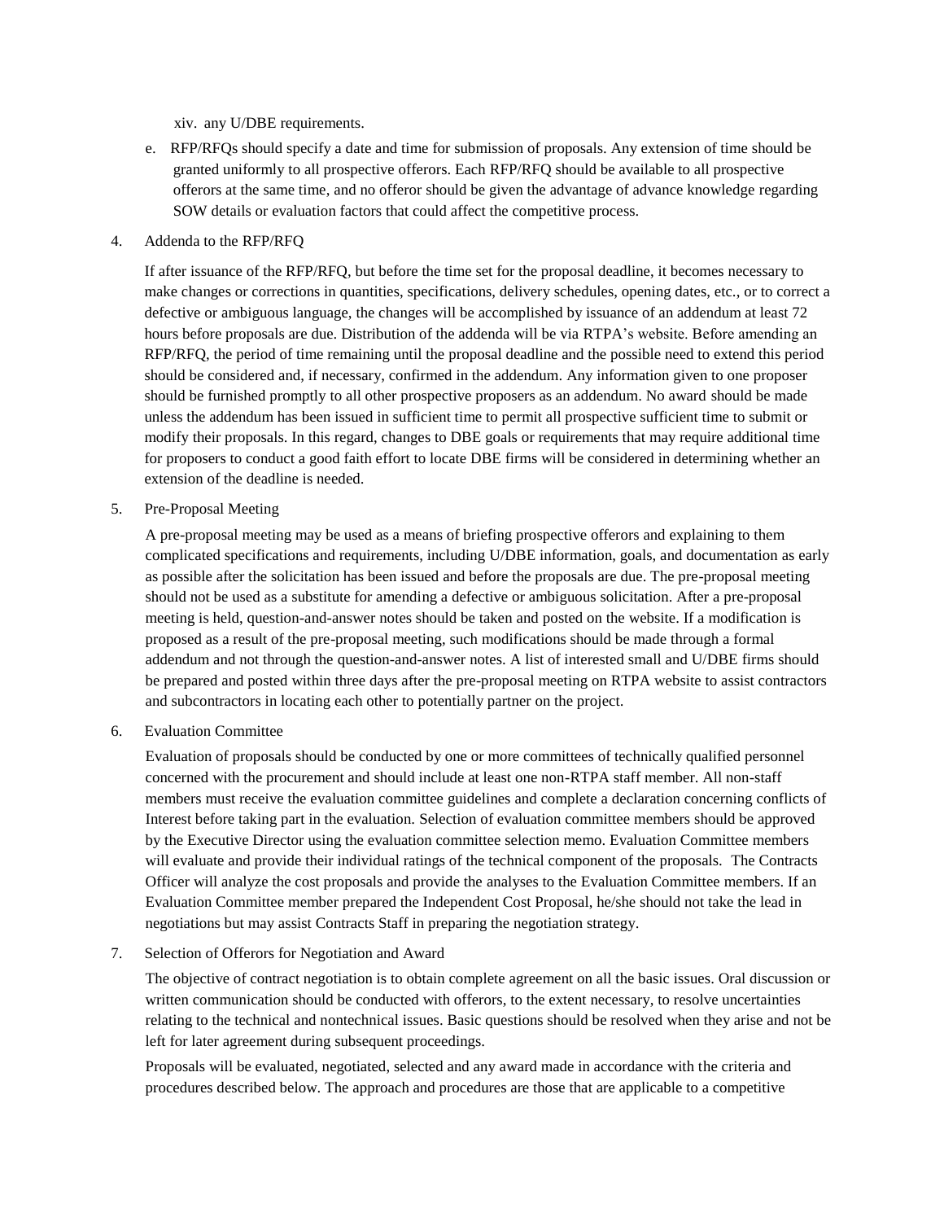xiv. any U/DBE requirements.

e. RFP/RFQs should specify a date and time for submission of proposals. Any extension of time should be granted uniformly to all prospective offerors. Each RFP/RFQ should be available to all prospective offerors at the same time, and no offeror should be given the advantage of advance knowledge regarding SOW details or evaluation factors that could affect the competitive process.

4. Addenda to the RFP/RFQ

If after issuance of the RFP/RFQ, but before the time set for the proposal deadline, it becomes necessary to make changes or corrections in quantities, specifications, delivery schedules, opening dates, etc., or to correct a defective or ambiguous language, the changes will be accomplished by issuance of an addendum at least 72 hours before proposals are due. Distribution of the addenda will be via RTPA's website. Before amending an RFP/RFQ, the period of time remaining until the proposal deadline and the possible need to extend this period should be considered and, if necessary, confirmed in the addendum. Any information given to one proposer should be furnished promptly to all other prospective proposers as an addendum. No award should be made unless the addendum has been issued in sufficient time to permit all prospective sufficient time to submit or modify their proposals. In this regard, changes to DBE goals or requirements that may require additional time for proposers to conduct a good faith effort to locate DBE firms will be considered in determining whether an extension of the deadline is needed.

5. Pre-Proposal Meeting

A pre-proposal meeting may be used as a means of briefing prospective offerors and explaining to them complicated specifications and requirements, including U/DBE information, goals, and documentation as early as possible after the solicitation has been issued and before the proposals are due. The pre-proposal meeting should not be used as a substitute for amending a defective or ambiguous solicitation. After a pre-proposal meeting is held, question-and-answer notes should be taken and posted on the website. If a modification is proposed as a result of the pre-proposal meeting, such modifications should be made through a formal addendum and not through the question-and-answer notes. A list of interested small and U/DBE firms should be prepared and posted within three days after the pre-proposal meeting on RTPA website to assist contractors and subcontractors in locating each other to potentially partner on the project.

6. Evaluation Committee

Evaluation of proposals should be conducted by one or more committees of technically qualified personnel concerned with the procurement and should include at least one non-RTPA staff member. All non-staff members must receive the evaluation committee guidelines and complete a declaration concerning conflicts of Interest before taking part in the evaluation. Selection of evaluation committee members should be approved by the Executive Director using the evaluation committee selection memo. Evaluation Committee members will evaluate and provide their individual ratings of the technical component of the proposals. The Contracts Officer will analyze the cost proposals and provide the analyses to the Evaluation Committee members. If an Evaluation Committee member prepared the Independent Cost Proposal, he/she should not take the lead in negotiations but may assist Contracts Staff in preparing the negotiation strategy.

7. Selection of Offerors for Negotiation and Award

The objective of contract negotiation is to obtain complete agreement on all the basic issues. Oral discussion or written communication should be conducted with offerors, to the extent necessary, to resolve uncertainties relating to the technical and nontechnical issues. Basic questions should be resolved when they arise and not be left for later agreement during subsequent proceedings.

Proposals will be evaluated, negotiated, selected and any award made in accordance with the criteria and procedures described below. The approach and procedures are those that are applicable to a competitive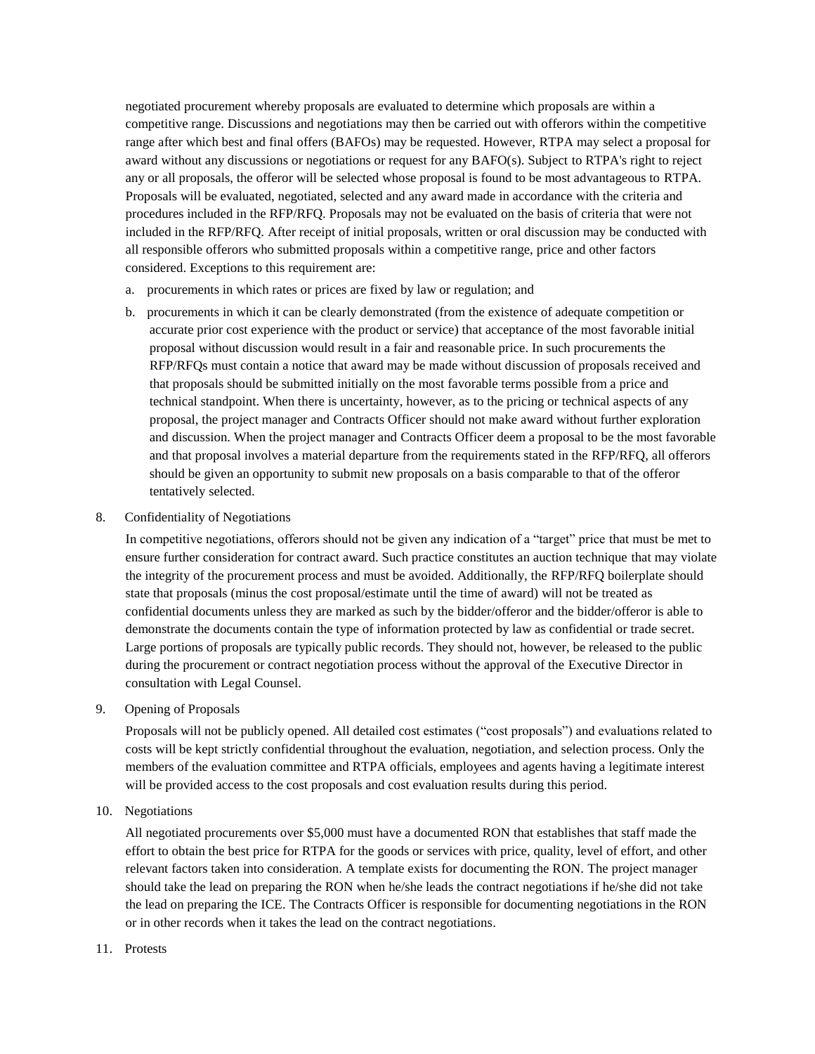negotiated procurement whereby proposals are evaluated to determine which proposals are within a competitive range. Discussions and negotiations may then be carried out with offerors within the competitive range after which best and final offers (BAFOs) may be requested. However, RTPA may select a proposal for award without any discussions or negotiations or request for any BAFO(s). Subject to RTPA's right to reject any or all proposals, the offeror will be selected whose proposal is found to be most advantageous to RTPA. Proposals will be evaluated, negotiated, selected and any award made in accordance with the criteria and procedures included in the RFP/RFQ. Proposals may not be evaluated on the basis of criteria that were not included in the RFP/RFQ. After receipt of initial proposals, written or oral discussion may be conducted with all responsible offerors who submitted proposals within a competitive range, price and other factors considered. Exceptions to this requirement are:

a. procurements in which rates or prices are fixed by law or regulation; and

b. procurements in which it can be clearly demonstrated (from the existence of adequate competition or accurate prior cost experience with the product or service) that acceptance of the most favorable initial proposal without discussion would result in a fair and reasonable price. In such procurements the RFP/RFQs must contain a notice that award may be made without discussion of proposals received and that proposals should be submitted initially on the most favorable terms possible from a price and technical standpoint. When there is uncertainty, however, as to the pricing or technical aspects of any proposal, the project manager and Contracts Officer should not make award without further exploration and discussion. When the project manager and Contracts Officer deem a proposal to be the most favorable and that proposal involves a material departure from the requirements stated in the RFP/RFQ, all offerors should be given an opportunity to submit new proposals on a basis comparable to that of the offeror tentatively selected.

8. Confidentiality of Negotiations

In competitive negotiations, offerors should not be given any indication of a "target" price that must be met to ensure further consideration for contract award. Such practice constitutes an auction technique that may violate the integrity of the procurement process and must be avoided. Additionally, the RFP/RFQ boilerplate should state that proposals (minus the cost proposal/estimate until the time of award) will not be treated as confidential documents unless they are marked as such by the bidder/offeror and the bidder/offeror is able to demonstrate the documents contain the type of information protected by law as confidential or trade secret. Large portions of proposals are typically public records. They should not, however, be released to the public during the procurement or contract negotiation process without the approval of the Executive Director in consultation with Legal Counsel.

9. Opening of Proposals

Proposals will not be publicly opened. All detailed cost estimates ("cost proposals") and evaluations related to costs will be kept strictly confidential throughout the evaluation, negotiation, and selection process. Only the members of the evaluation committee and RTPA officials, employees and agents having a legitimate interest will be provided access to the cost proposals and cost evaluation results during this period.

10. Negotiations

All negotiated procurements over $5,000 must have a documented RON that establishes that staff made the effort to obtain the best price for RTPA for the goods or services with price, quality, level of effort, and other relevant factors taken into consideration. A template exists for documenting the RON. The project manager should take the lead on preparing the RON when he/she leads the contract negotiations if he/she did not take the lead on preparing the ICE. The Contracts Officer is responsible for documenting negotiations in the RON or in other records when it takes the lead on the contract negotiations.

11. Protests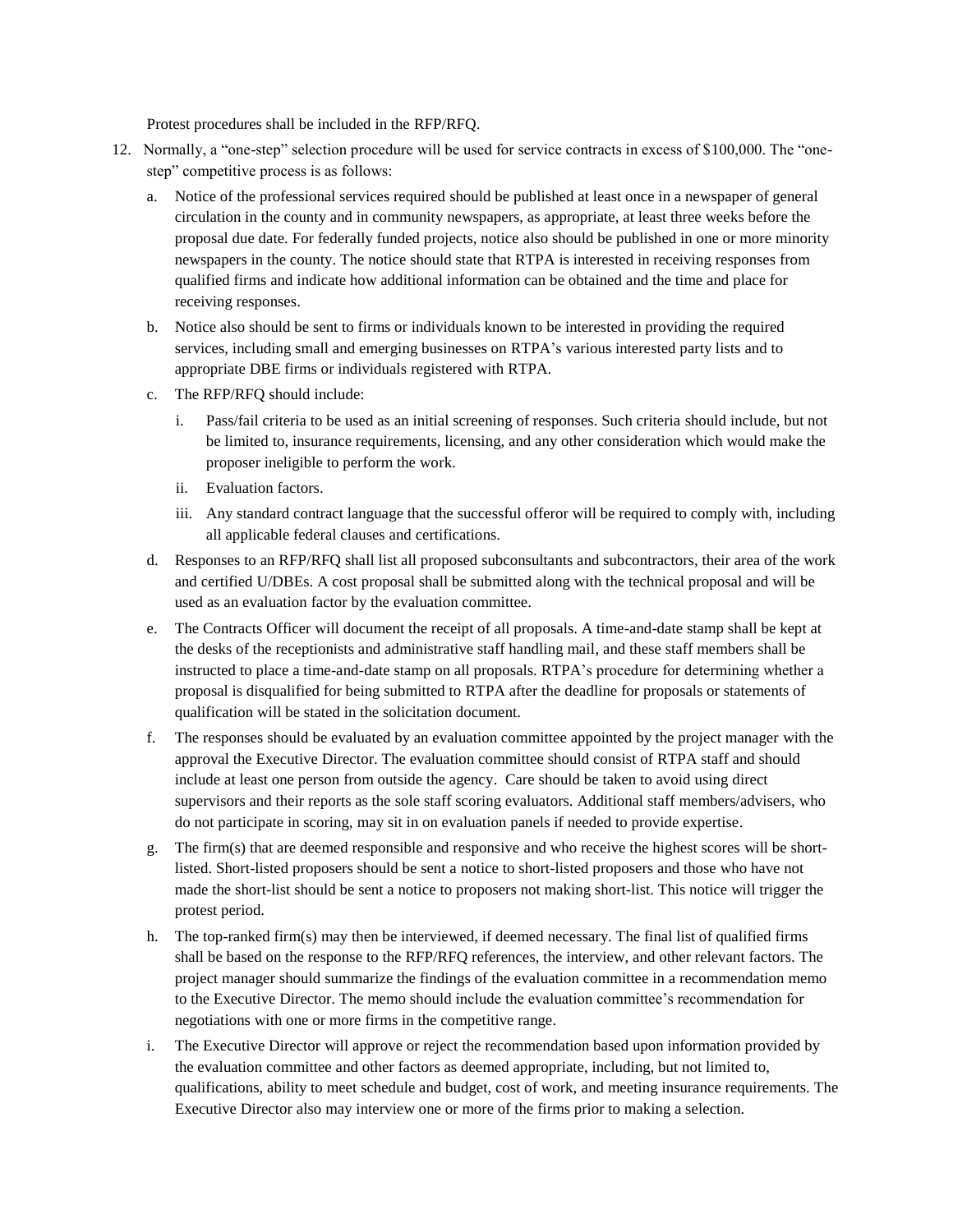Protest procedures shall be included in the RFP/RFQ.

12. Normally, a "one-step" selection procedure will be used for service contracts in excess of $100,000. The "one-step" competitive process is as follows:

    a. Notice of the professional services required should be published at least once in a newspaper of general circulation in the county and in community newspapers, as appropriate, at least three weeks before the proposal due date. For federally funded projects, notice also should be published in one or more minority newspapers in the county. The notice should state that RTPA is interested in receiving responses from qualified firms and indicate how additional information can be obtained and the time and place for receiving responses.

    b. Notice also should be sent to firms or individuals known to be interested in providing the required services, including small and emerging businesses on RTPA's various interested party lists and to appropriate DBE firms or individuals registered with RTPA.

    c. The RFP/RFQ should include:

        i. Pass/fail criteria to be used as an initial screening of responses. Such criteria should include, but not be limited to, insurance requirements, licensing, and any other consideration which would make the proposer ineligible to perform the work.

        ii. Evaluation factors.

        iii. Any standard contract language that the successful offeror will be required to comply with, including all applicable federal clauses and certifications.

    d. Responses to an RFP/RFQ shall list all proposed subconsultants and subcontractors, their area of the work and certified U/DBEs. A cost proposal shall be submitted along with the technical proposal and will be used as an evaluation factor by the evaluation committee.

    e. The Contracts Officer will document the receipt of all proposals. A time-and-date stamp shall be kept at the desks of the receptionists and administrative staff handling mail, and these staff members shall be instructed to place a time-and-date stamp on all proposals. RTPA's procedure for determining whether a proposal is disqualified for being submitted to RTPA after the deadline for proposals or statements of qualification will be stated in the solicitation document.

    f. The responses should be evaluated by an evaluation committee appointed by the project manager with the approval the Executive Director. The evaluation committee should consist of RTPA staff and should include at least one person from outside the agency. Care should be taken to avoid using direct supervisors and their reports as the sole staff scoring evaluators. Additional staff members/advisers, who do not participate in scoring, may sit in on evaluation panels if needed to provide expertise.

    g. The firm(s) that are deemed responsible and responsive and who receive the highest scores will be short-listed. Short-listed proposers should be sent a notice to short-listed proposers and those who have not made the short-list should be sent a notice to proposers not making short-list. This notice will trigger the protest period.

    h. The top-ranked firm(s) may then be interviewed, if deemed necessary. The final list of qualified firms shall be based on the response to the RFP/RFQ references, the interview, and other relevant factors. The project manager should summarize the findings of the evaluation committee in a recommendation memo to the Executive Director. The memo should include the evaluation committee's recommendation for negotiations with one or more firms in the competitive range.

    i. The Executive Director will approve or reject the recommendation based upon information provided by the evaluation committee and other factors as deemed appropriate, including, but not limited to, qualifications, ability to meet schedule and budget, cost of work, and meeting insurance requirements. The Executive Director also may interview one or more of the firms prior to making a selection.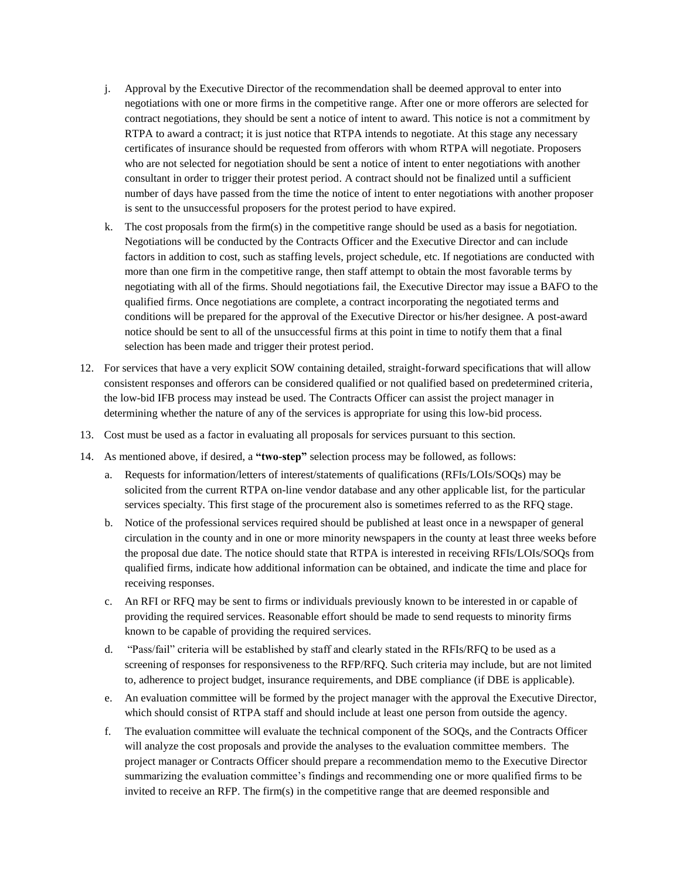j. Approval by the Executive Director of the recommendation shall be deemed approval to enter into negotiations with one or more firms in the competitive range. After one or more offerors are selected for contract negotiations, they should be sent a notice of intent to award. This notice is not a commitment by RTPA to award a contract; it is just notice that RTPA intends to negotiate. At this stage any necessary certificates of insurance should be requested from offerors with whom RTPA will negotiate. Proposers who are not selected for negotiation should be sent a notice of intent to enter negotiations with another consultant in order to trigger their protest period. A contract should not be finalized until a sufficient number of days have passed from the time the notice of intent to enter negotiations with another proposer is sent to the unsuccessful proposers for the protest period to have expired.

k. The cost proposals from the firm(s) in the competitive range should be used as a basis for negotiation. Negotiations will be conducted by the Contracts Officer and the Executive Director and can include factors in addition to cost, such as staffing levels, project schedule, etc. If negotiations are conducted with more than one firm in the competitive range, then staff attempt to obtain the most favorable terms by negotiating with all of the firms. Should negotiations fail, the Executive Director may issue a BAFO to the qualified firms. Once negotiations are complete, a contract incorporating the negotiated terms and conditions will be prepared for the approval of the Executive Director or his/her designee. A post-award notice should be sent to all of the unsuccessful firms at this point in time to notify them that a final selection has been made and trigger their protest period.

12. For services that have a very explicit SOW containing detailed, straight-forward specifications that will allow consistent responses and offerors can be considered qualified or not qualified based on predetermined criteria, the low-bid IFB process may instead be used. The Contracts Officer can assist the project manager in determining whether the nature of any of the services is appropriate for using this low-bid process.

13. Cost must be used as a factor in evaluating all proposals for services pursuant to this section.

14. As mentioned above, if desired, a **"two-step"** selection process may be followed, as follows:

   a. Requests for information/letters of interest/statements of qualifications (RFIs/LOIs/SOQs) may be solicited from the current RTPA on-line vendor database and any other applicable list, for the particular services specialty. This first stage of the procurement also is sometimes referred to as the RFQ stage.

   b. Notice of the professional services required should be published at least once in a newspaper of general circulation in the county and in one or more minority newspapers in the county at least three weeks before the proposal due date. The notice should state that RTPA is interested in receiving RFIs/LOIs/SOQs from qualified firms, indicate how additional information can be obtained, and indicate the time and place for receiving responses.

   c. An RFI or RFQ may be sent to firms or individuals previously known to be interested in or capable of providing the required services. Reasonable effort should be made to send requests to minority firms known to be capable of providing the required services.

   d. "Pass/fail" criteria will be established by staff and clearly stated in the RFIs/RFQ to be used as a screening of responses for responsiveness to the RFP/RFQ. Such criteria may include, but are not limited to, adherence to project budget, insurance requirements, and DBE compliance (if DBE is applicable).

   e. An evaluation committee will be formed by the project manager with the approval the Executive Director, which should consist of RTPA staff and should include at least one person from outside the agency.

   f. The evaluation committee will evaluate the technical component of the SOQs, and the Contracts Officer will analyze the cost proposals and provide the analyses to the evaluation committee members. The project manager or Contracts Officer should prepare a recommendation memo to the Executive Director summarizing the evaluation committee's findings and recommending one or more qualified firms to be invited to receive an RFP. The firm(s) in the competitive range that are deemed responsible and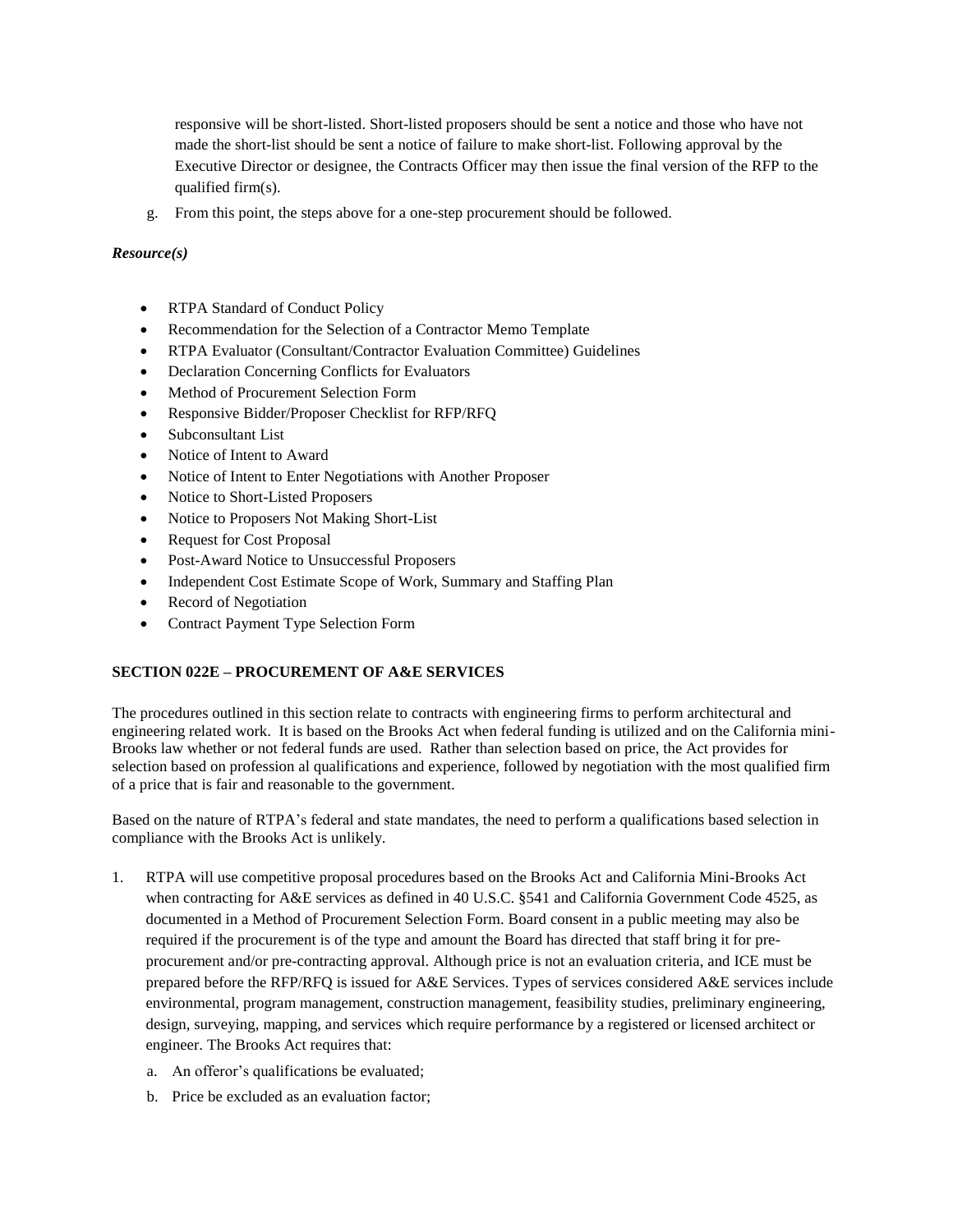responsive will be short-listed. Short-listed proposers should be sent a notice and those who have not made the short-list should be sent a notice of failure to make short-list. Following approval by the Executive Director or designee, the Contracts Officer may then issue the final version of the RFP to the qualified firm(s).

g. From this point, the steps above for a one-step procurement should be followed.

***Resource(s)***

- RTPA Standard of Conduct Policy
- Recommendation for the Selection of a Contractor Memo Template
- RTPA Evaluator (Consultant/Contractor Evaluation Committee) Guidelines
- Declaration Concerning Conflicts for Evaluators
- Method of Procurement Selection Form
- Responsive Bidder/Proposer Checklist for RFP/RFQ
- Subconsultant List
- Notice of Intent to Award
- Notice of Intent to Enter Negotiations with Another Proposer
- Notice to Short-Listed Proposers
- Notice to Proposers Not Making Short-List
- Request for Cost Proposal
- Post-Award Notice to Unsuccessful Proposers
- Independent Cost Estimate Scope of Work, Summary and Staffing Plan
- Record of Negotiation
- Contract Payment Type Selection Form

**SECTION 022E – PROCUREMENT OF A&E SERVICES**

The procedures outlined in this section relate to contracts with engineering firms to perform architectural and engineering related work. It is based on the Brooks Act when federal funding is utilized and on the California mini-Brooks law whether or not federal funds are used. Rather than selection based on price, the Act provides for selection based on profession al qualifications and experience, followed by negotiation with the most qualified firm of a price that is fair and reasonable to the government.

Based on the nature of RTPA's federal and state mandates, the need to perform a qualifications based selection in compliance with the Brooks Act is unlikely.

1. RTPA will use competitive proposal procedures based on the Brooks Act and California Mini-Brooks Act when contracting for A&E services as defined in 40 U.S.C. §541 and California Government Code 4525, as documented in a Method of Procurement Selection Form. Board consent in a public meeting may also be required if the procurement is of the type and amount the Board has directed that staff bring it for pre-procurement and/or pre-contracting approval. Although price is not an evaluation criteria, and ICE must be prepared before the RFP/RFQ is issued for A&E Services. Types of services considered A&E services include environmental, program management, construction management, feasibility studies, preliminary engineering, design, surveying, mapping, and services which require performance by a registered or licensed architect or engineer. The Brooks Act requires that:

    a. An offeror's qualifications be evaluated;

    b. Price be excluded as an evaluation factor;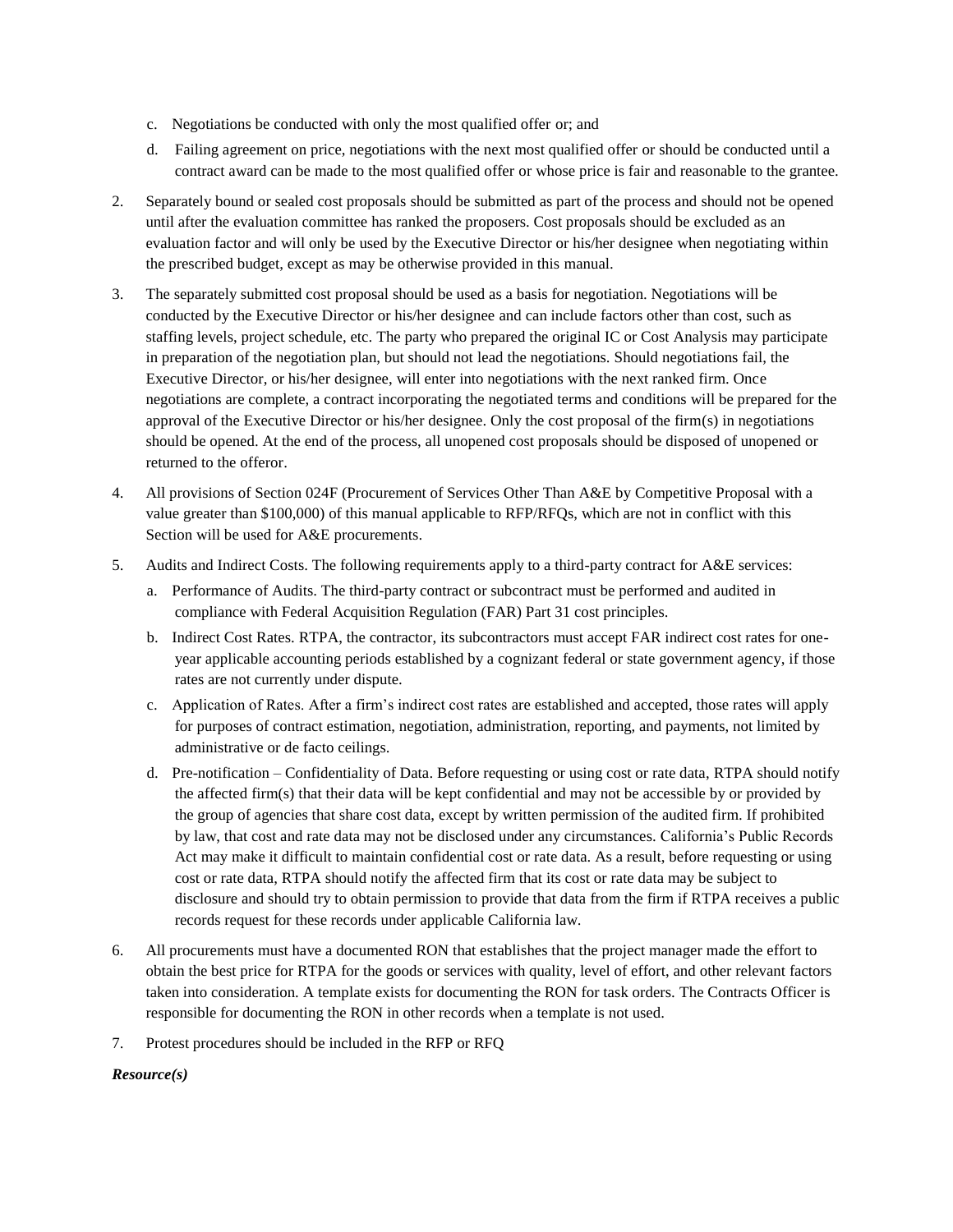c. Negotiations be conducted with only the most qualified offer or; and

   d. Failing agreement on price, negotiations with the next most qualified offer or should be conducted until a contract award can be made to the most qualified offer or whose price is fair and reasonable to the grantee.

2. Separately bound or sealed cost proposals should be submitted as part of the process and should not be opened until after the evaluation committee has ranked the proposers. Cost proposals should be excluded as an evaluation factor and will only be used by the Executive Director or his/her designee when negotiating within the prescribed budget, except as may be otherwise provided in this manual.

3. The separately submitted cost proposal should be used as a basis for negotiation. Negotiations will be conducted by the Executive Director or his/her designee and can include factors other than cost, such as staffing levels, project schedule, etc. The party who prepared the original IC or Cost Analysis may participate in preparation of the negotiation plan, but should not lead the negotiations. Should negotiations fail, the Executive Director, or his/her designee, will enter into negotiations with the next ranked firm. Once negotiations are complete, a contract incorporating the negotiated terms and conditions will be prepared for the approval of the Executive Director or his/her designee. Only the cost proposal of the firm(s) in negotiations should be opened. At the end of the process, all unopened cost proposals should be disposed of unopened or returned to the offeror.

4. All provisions of Section 024F (Procurement of Services Other Than A&E by Competitive Proposal with a value greater than $100,000) of this manual applicable to RFP/RFQs, which are not in conflict with this Section will be used for A&E procurements.

5. Audits and Indirect Costs. The following requirements apply to a third-party contract for A&E services:

   a. Performance of Audits. The third-party contract or subcontract must be performed and audited in compliance with Federal Acquisition Regulation (FAR) Part 31 cost principles.

   b. Indirect Cost Rates. RTPA, the contractor, its subcontractors must accept FAR indirect cost rates for one-year applicable accounting periods established by a cognizant federal or state government agency, if those rates are not currently under dispute.

   c. Application of Rates. After a firm's indirect cost rates are established and accepted, those rates will apply for purposes of contract estimation, negotiation, administration, reporting, and payments, not limited by administrative or de facto ceilings.

   d. Pre-notification – Confidentiality of Data. Before requesting or using cost or rate data, RTPA should notify the affected firm(s) that their data will be kept confidential and may not be accessible by or provided by the group of agencies that share cost data, except by written permission of the audited firm. If prohibited by law, that cost and rate data may not be disclosed under any circumstances. California's Public Records Act may make it difficult to maintain confidential cost or rate data. As a result, before requesting or using cost or rate data, RTPA should notify the affected firm that its cost or rate data may be subject to disclosure and should try to obtain permission to provide that data from the firm if RTPA receives a public records request for these records under applicable California law.

6. All procurements must have a documented RON that establishes that the project manager made the effort to obtain the best price for RTPA for the goods or services with quality, level of effort, and other relevant factors taken into consideration. A template exists for documenting the RON for task orders. The Contracts Officer is responsible for documenting the RON in other records when a template is not used.

7. Protest procedures should be included in the RFP or RFQ

***Resource(s)***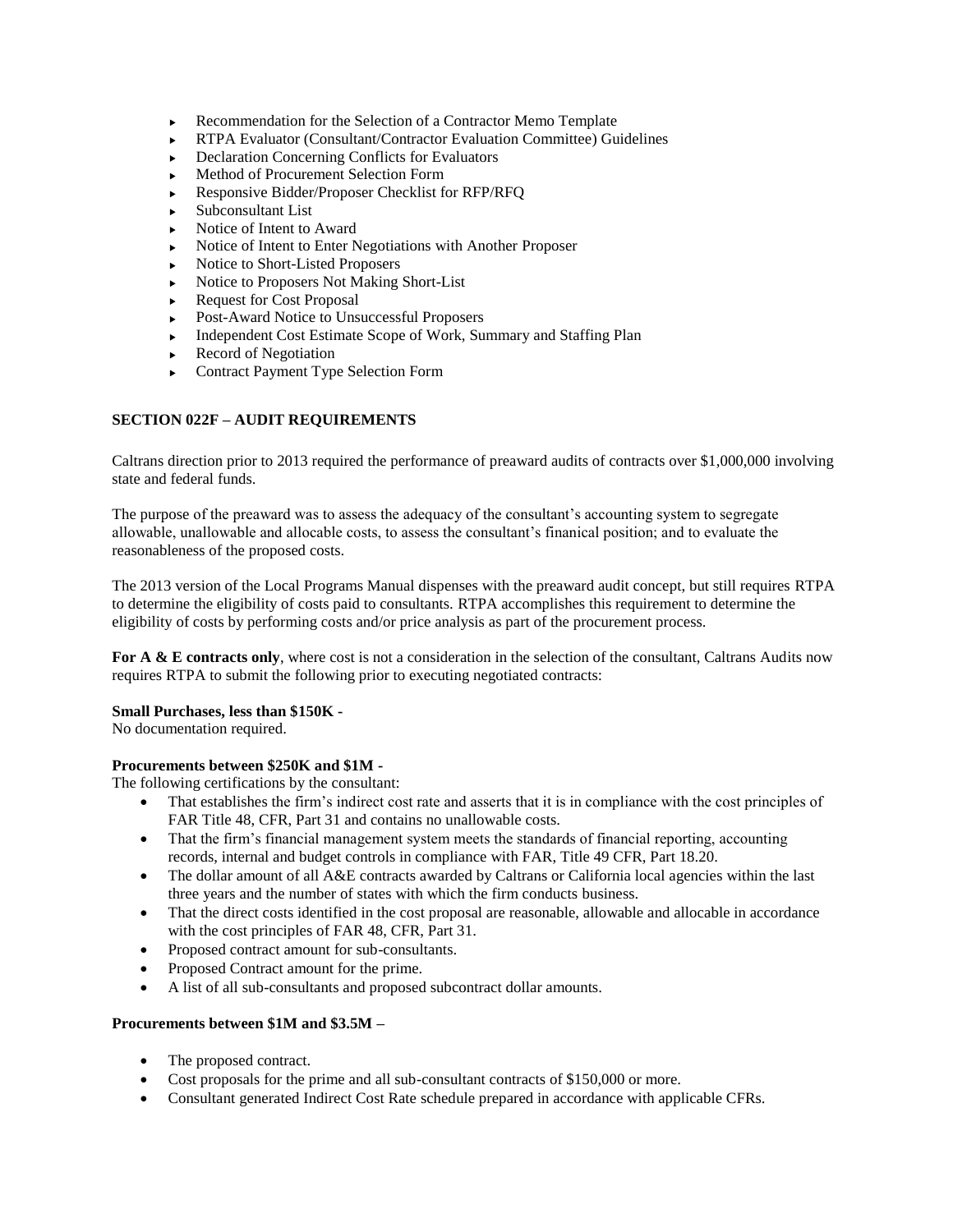- Recommendation for the Selection of a Contractor Memo Template
- RTPA Evaluator (Consultant/Contractor Evaluation Committee) Guidelines
- Declaration Concerning Conflicts for Evaluators
- Method of Procurement Selection Form
- Responsive Bidder/Proposer Checklist for RFP/RFQ
- Subconsultant List
- Notice of Intent to Award
- Notice of Intent to Enter Negotiations with Another Proposer
- Notice to Short-Listed Proposers
- Notice to Proposers Not Making Short-List
- Request for Cost Proposal
- Post-Award Notice to Unsuccessful Proposers
- Independent Cost Estimate Scope of Work, Summary and Staffing Plan
- Record of Negotiation
- Contract Payment Type Selection Form

## SECTION 022F – AUDIT REQUIREMENTS

Caltrans direction prior to 2013 required the performance of preaward audits of contracts over $1,000,000 involving state and federal funds.

The purpose of the preaward was to assess the adequacy of the consultant's accounting system to segregate allowable, unallowable and allocable costs, to assess the consultant's finanical position; and to evaluate the reasonableness of the proposed costs.

The 2013 version of the Local Programs Manual dispenses with the preaward audit concept, but still requires RTPA to determine the eligibility of costs paid to consultants. RTPA accomplishes this requirement to determine the eligibility of costs by performing costs and/or price analysis as part of the procurement process.

**For A & E contracts only**, where cost is not a consideration in the selection of the consultant, Caltrans Audits now requires RTPA to submit the following prior to executing negotiated contracts:

**Small Purchases, less than $150K -**
No documentation required.

**Procurements between $250K and $1M -**
The following certifications by the consultant:

- That establishes the firm's indirect cost rate and asserts that it is in compliance with the cost principles of FAR Title 48, CFR, Part 31 and contains no unallowable costs.
- That the firm's financial management system meets the standards of financial reporting, accounting records, internal and budget controls in compliance with FAR, Title 49 CFR, Part 18.20.
- The dollar amount of all A&E contracts awarded by Caltrans or California local agencies within the last three years and the number of states with which the firm conducts business.
- That the direct costs identified in the cost proposal are reasonable, allowable and allocable in accordance with the cost principles of FAR 48, CFR, Part 31.
- Proposed contract amount for sub-consultants.
- Proposed Contract amount for the prime.
- A list of all sub-consultants and proposed subcontract dollar amounts.

**Procurements between $1M and $3.5M –**

- The proposed contract.
- Cost proposals for the prime and all sub-consultant contracts of $150,000 or more.
- Consultant generated Indirect Cost Rate schedule prepared in accordance with applicable CFRs.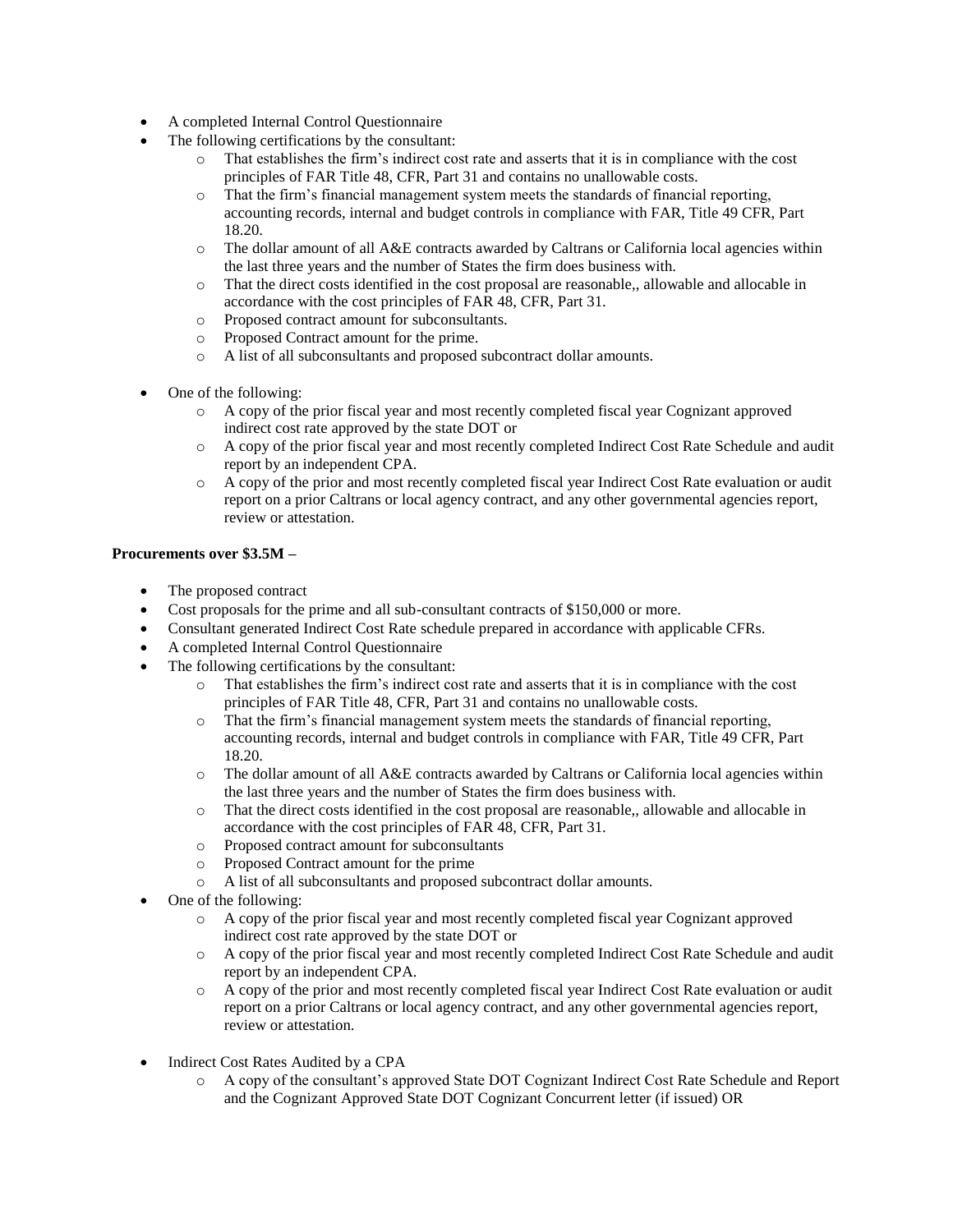- A completed Internal Control Questionnaire
- The following certifications by the consultant:
    - That establishes the firm's indirect cost rate and asserts that it is in compliance with the cost principles of FAR Title 48, CFR, Part 31 and contains no unallowable costs.
    - That the firm's financial management system meets the standards of financial reporting, accounting records, internal and budget controls in compliance with FAR, Title 49 CFR, Part 18.20.
    - The dollar amount of all A&E contracts awarded by Caltrans or California local agencies within the last three years and the number of States the firm does business with.
    - That the direct costs identified in the cost proposal are reasonable,, allowable and allocable in accordance with the cost principles of FAR 48, CFR, Part 31.
    - Proposed contract amount for subconsultants.
    - Proposed Contract amount for the prime.
    - A list of all subconsultants and proposed subcontract dollar amounts.

- One of the following:
    - A copy of the prior fiscal year and most recently completed fiscal year Cognizant approved indirect cost rate approved by the state DOT or
    - A copy of the prior fiscal year and most recently completed Indirect Cost Rate Schedule and audit report by an independent CPA.
    - A copy of the prior and most recently completed fiscal year Indirect Cost Rate evaluation or audit report on a prior Caltrans or local agency contract, and any other governmental agencies report, review or attestation.

**Procurements over $3.5M –**

- The proposed contract
- Cost proposals for the prime and all sub-consultant contracts of $150,000 or more.
- Consultant generated Indirect Cost Rate schedule prepared in accordance with applicable CFRs.
- A completed Internal Control Questionnaire
- The following certifications by the consultant:
    - That establishes the firm's indirect cost rate and asserts that it is in compliance with the cost principles of FAR Title 48, CFR, Part 31 and contains no unallowable costs.
    - That the firm's financial management system meets the standards of financial reporting, accounting records, internal and budget controls in compliance with FAR, Title 49 CFR, Part 18.20.
    - The dollar amount of all A&E contracts awarded by Caltrans or California local agencies within the last three years and the number of States the firm does business with.
    - That the direct costs identified in the cost proposal are reasonable,, allowable and allocable in accordance with the cost principles of FAR 48, CFR, Part 31.
    - Proposed contract amount for subconsultants
    - Proposed Contract amount for the prime
    - A list of all subconsultants and proposed subcontract dollar amounts.
- One of the following:
    - A copy of the prior fiscal year and most recently completed fiscal year Cognizant approved indirect cost rate approved by the state DOT or
    - A copy of the prior fiscal year and most recently completed Indirect Cost Rate Schedule and audit report by an independent CPA.
    - A copy of the prior and most recently completed fiscal year Indirect Cost Rate evaluation or audit report on a prior Caltrans or local agency contract, and any other governmental agencies report, review or attestation.

- Indirect Cost Rates Audited by a CPA
    - A copy of the consultant's approved State DOT Cognizant Indirect Cost Rate Schedule and Report and the Cognizant Approved State DOT Cognizant Concurrent letter (if issued) OR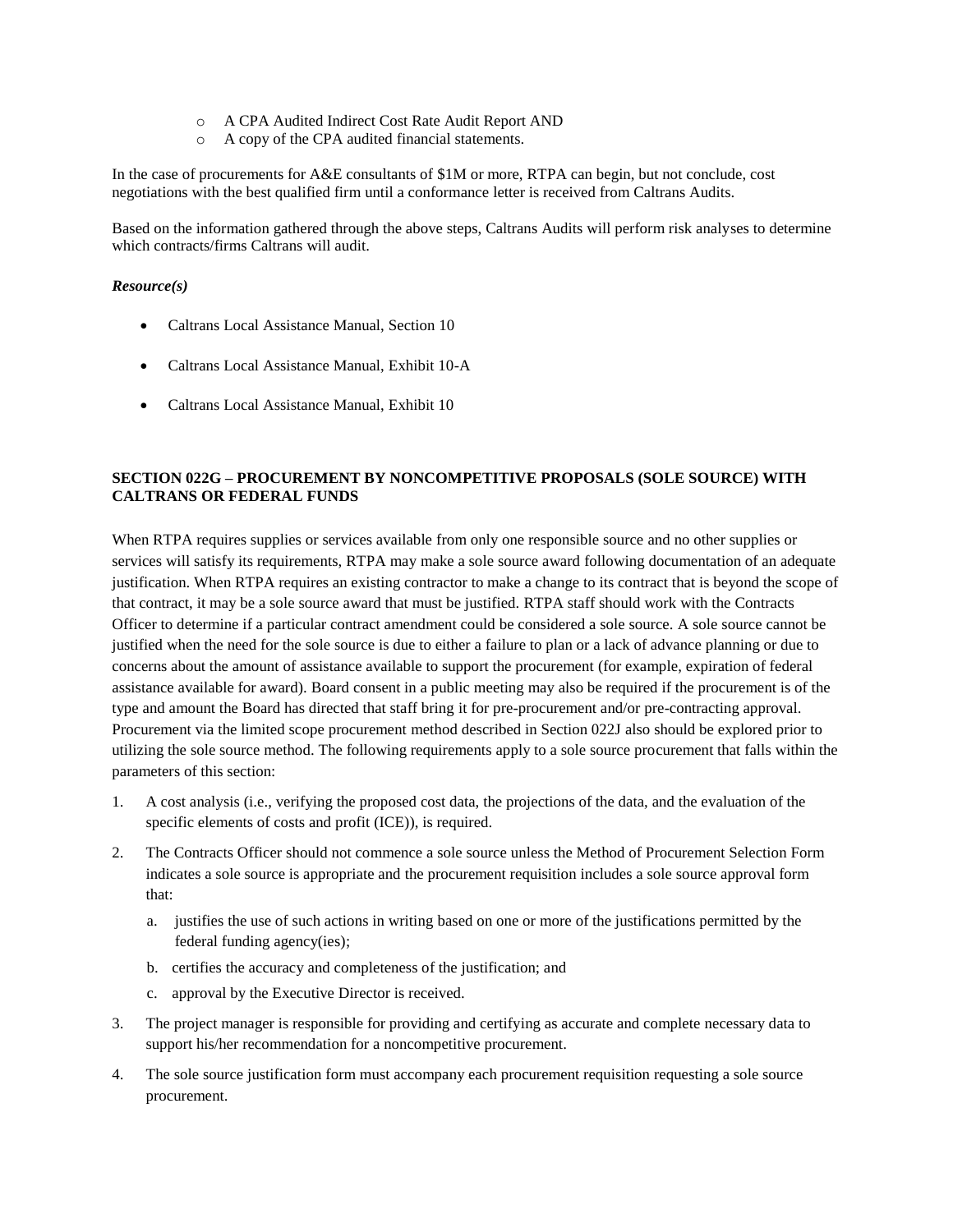- A CPA Audited Indirect Cost Rate Audit Report AND
- A copy of the CPA audited financial statements.

In the case of procurements for A&E consultants of $1M or more, RTPA can begin, but not conclude, cost negotiations with the best qualified firm until a conformance letter is received from Caltrans Audits.

Based on the information gathered through the above steps, Caltrans Audits will perform risk analyses to determine which contracts/firms Caltrans will audit.

***Resource(s)***

- Caltrans Local Assistance Manual, Section 10
- Caltrans Local Assistance Manual, Exhibit 10-A
- Caltrans Local Assistance Manual, Exhibit 10

**SECTION 022G – PROCUREMENT BY NONCOMPETITIVE PROPOSALS (SOLE SOURCE) WITH CALTRANS OR FEDERAL FUNDS**

When RTPA requires supplies or services available from only one responsible source and no other supplies or services will satisfy its requirements, RTPA may make a sole source award following documentation of an adequate justification. When RTPA requires an existing contractor to make a change to its contract that is beyond the scope of that contract, it may be a sole source award that must be justified. RTPA staff should work with the Contracts Officer to determine if a particular contract amendment could be considered a sole source. A sole source cannot be justified when the need for the sole source is due to either a failure to plan or a lack of advance planning or due to concerns about the amount of assistance available to support the procurement (for example, expiration of federal assistance available for award). Board consent in a public meeting may also be required if the procurement is of the type and amount the Board has directed that staff bring it for pre-procurement and/or pre-contracting approval. Procurement via the limited scope procurement method described in Section 022J also should be explored prior to utilizing the sole source method. The following requirements apply to a sole source procurement that falls within the parameters of this section:

1. A cost analysis (i.e., verifying the proposed cost data, the projections of the data, and the evaluation of the specific elements of costs and profit (ICE)), is required.
2. The Contracts Officer should not commence a sole source unless the Method of Procurement Selection Form indicates a sole source is appropriate and the procurement requisition includes a sole source approval form that:
   a. justifies the use of such actions in writing based on one or more of the justifications permitted by the federal funding agency(ies);
   b. certifies the accuracy and completeness of the justification; and
   c. approval by the Executive Director is received.
3. The project manager is responsible for providing and certifying as accurate and complete necessary data to support his/her recommendation for a noncompetitive procurement.
4. The sole source justification form must accompany each procurement requisition requesting a sole source procurement.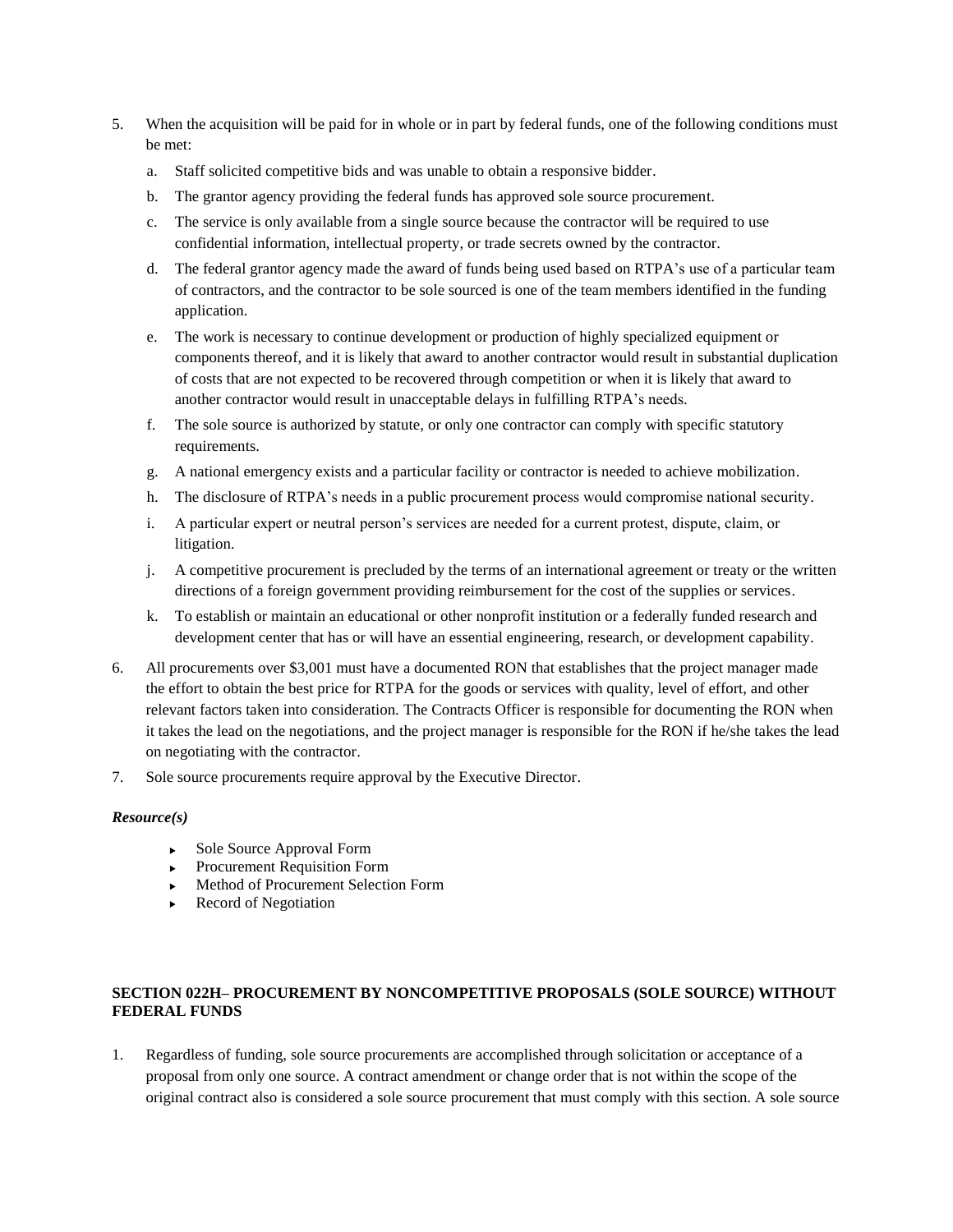5. When the acquisition will be paid for in whole or in part by federal funds, one of the following conditions must be met:
   a. Staff solicited competitive bids and was unable to obtain a responsive bidder.
   b. The grantor agency providing the federal funds has approved sole source procurement.
   c. The service is only available from a single source because the contractor will be required to use confidential information, intellectual property, or trade secrets owned by the contractor.
   d. The federal grantor agency made the award of funds being used based on RTPA's use of a particular team of contractors, and the contractor to be sole sourced is one of the team members identified in the funding application.
   e. The work is necessary to continue development or production of highly specialized equipment or components thereof, and it is likely that award to another contractor would result in substantial duplication of costs that are not expected to be recovered through competition or when it is likely that award to another contractor would result in unacceptable delays in fulfilling RTPA's needs.
   f. The sole source is authorized by statute, or only one contractor can comply with specific statutory requirements.
   g. A national emergency exists and a particular facility or contractor is needed to achieve mobilization.
   h. The disclosure of RTPA's needs in a public procurement process would compromise national security.
   i. A particular expert or neutral person's services are needed for a current protest, dispute, claim, or litigation.
   j. A competitive procurement is precluded by the terms of an international agreement or treaty or the written directions of a foreign government providing reimbursement for the cost of the supplies or services.
   k. To establish or maintain an educational or other nonprofit institution or a federally funded research and development center that has or will have an essential engineering, research, or development capability.
6. All procurements over $3,001 must have a documented RON that establishes that the project manager made the effort to obtain the best price for RTPA for the goods or services with quality, level of effort, and other relevant factors taken into consideration. The Contracts Officer is responsible for documenting the RON when it takes the lead on the negotiations, and the project manager is responsible for the RON if he/she takes the lead on negotiating with the contractor.
7. Sole source procurements require approval by the Executive Director.

***Resource(s)***

- Sole Source Approval Form
- Procurement Requisition Form
- Method of Procurement Selection Form
- Record of Negotiation

**SECTION 022H– PROCUREMENT BY NONCOMPETITIVE PROPOSALS (SOLE SOURCE) WITHOUT FEDERAL FUNDS**

1. Regardless of funding, sole source procurements are accomplished through solicitation or acceptance of a proposal from only one source. A contract amendment or change order that is not within the scope of the original contract also is considered a sole source procurement that must comply with this section. A sole source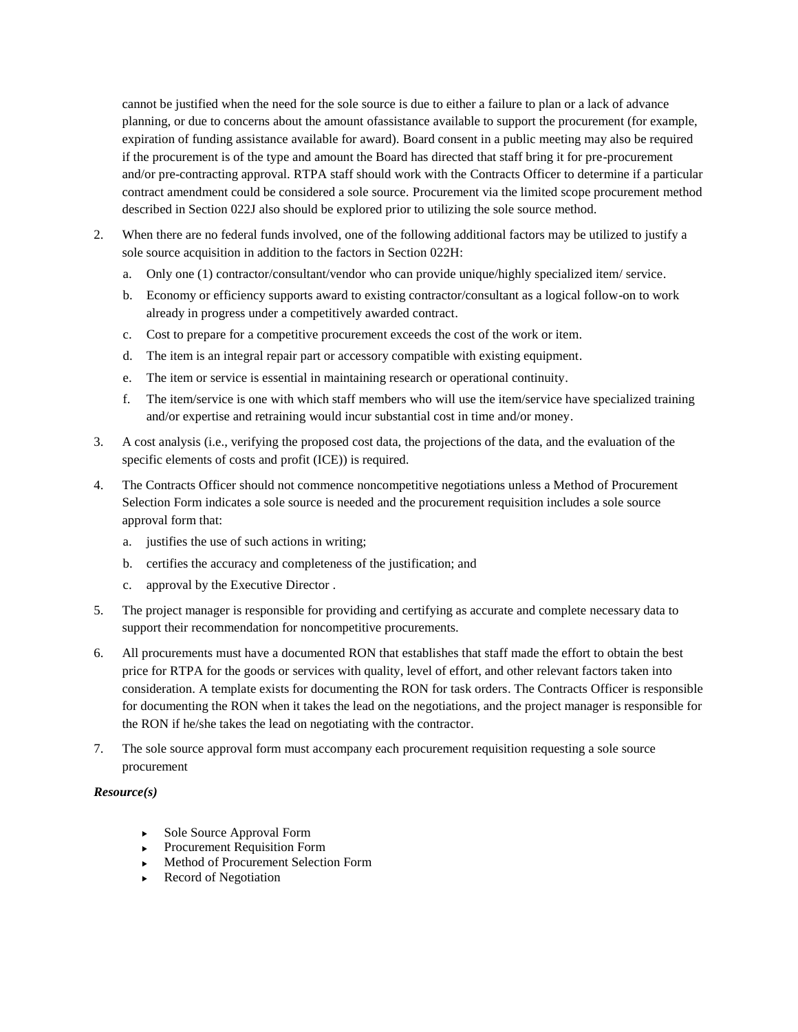cannot be justified when the need for the sole source is due to either a failure to plan or a lack of advance planning, or due to concerns about the amount ofassistance available to support the procurement (for example, expiration of funding assistance available for award). Board consent in a public meeting may also be required if the procurement is of the type and amount the Board has directed that staff bring it for pre-procurement and/or pre-contracting approval. RTPA staff should work with the Contracts Officer to determine if a particular contract amendment could be considered a sole source. Procurement via the limited scope procurement method described in Section 022J also should be explored prior to utilizing the sole source method.

2. When there are no federal funds involved, one of the following additional factors may be utilized to justify a sole source acquisition in addition to the factors in Section 022H:
   a. Only one (1) contractor/consultant/vendor who can provide unique/highly specialized item/ service.
   b. Economy or efficiency supports award to existing contractor/consultant as a logical follow-on to work already in progress under a competitively awarded contract.
   c. Cost to prepare for a competitive procurement exceeds the cost of the work or item.
   d. The item is an integral repair part or accessory compatible with existing equipment.
   e. The item or service is essential in maintaining research or operational continuity.
   f. The item/service is one with which staff members who will use the item/service have specialized training and/or expertise and retraining would incur substantial cost in time and/or money.
3. A cost analysis (i.e., verifying the proposed cost data, the projections of the data, and the evaluation of the specific elements of costs and profit (ICE)) is required.
4. The Contracts Officer should not commence noncompetitive negotiations unless a Method of Procurement Selection Form indicates a sole source is needed and the procurement requisition includes a sole source approval form that:
   a. justifies the use of such actions in writing;
   b. certifies the accuracy and completeness of the justification; and
   c. approval by the Executive Director .
5. The project manager is responsible for providing and certifying as accurate and complete necessary data to support their recommendation for noncompetitive procurements.
6. All procurements must have a documented RON that establishes that staff made the effort to obtain the best price for RTPA for the goods or services with quality, level of effort, and other relevant factors taken into consideration. A template exists for documenting the RON for task orders. The Contracts Officer is responsible for documenting the RON when it takes the lead on the negotiations, and the project manager is responsible for the RON if he/she takes the lead on negotiating with the contractor.
7. The sole source approval form must accompany each procurement requisition requesting a sole source procurement

***Resource(s)***

- Sole Source Approval Form
- Procurement Requisition Form
- Method of Procurement Selection Form
- Record of Negotiation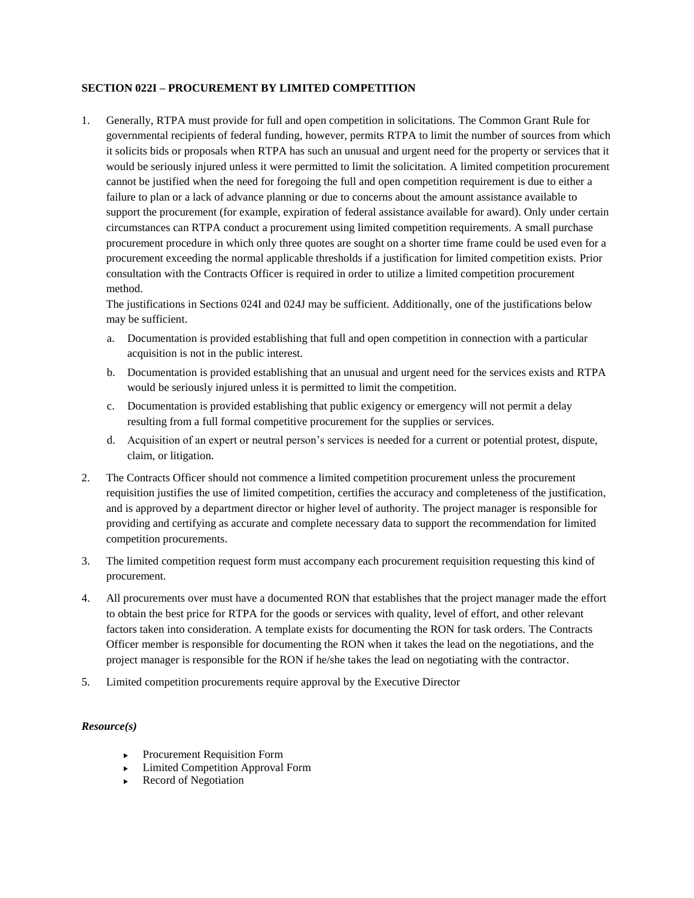**SECTION 022I – PROCUREMENT BY LIMITED COMPETITION**

1. Generally, RTPA must provide for full and open competition in solicitations. The Common Grant Rule for governmental recipients of federal funding, however, permits RTPA to limit the number of sources from which it solicits bids or proposals when RTPA has such an unusual and urgent need for the property or services that it would be seriously injured unless it were permitted to limit the solicitation. A limited competition procurement cannot be justified when the need for foregoing the full and open competition requirement is due to either a failure to plan or a lack of advance planning or due to concerns about the amount assistance available to support the procurement (for example, expiration of federal assistance available for award). Only under certain circumstances can RTPA conduct a procurement using limited competition requirements. A small purchase procurement procedure in which only three quotes are sought on a shorter time frame could be used even for a procurement exceeding the normal applicable thresholds if a justification for limited competition exists. Prior consultation with the Contracts Officer is required in order to utilize a limited competition procurement method.

   The justifications in Sections 024I and 024J may be sufficient. Additionally, one of the justifications below may be sufficient.

   a. Documentation is provided establishing that full and open competition in connection with a particular acquisition is not in the public interest.

   b. Documentation is provided establishing that an unusual and urgent need for the services exists and RTPA would be seriously injured unless it is permitted to limit the competition.

   c. Documentation is provided establishing that public exigency or emergency will not permit a delay resulting from a full formal competitive procurement for the supplies or services.

   d. Acquisition of an expert or neutral person's services is needed for a current or potential protest, dispute, claim, or litigation.

2. The Contracts Officer should not commence a limited competition procurement unless the procurement requisition justifies the use of limited competition, certifies the accuracy and completeness of the justification, and is approved by a department director or higher level of authority. The project manager is responsible for providing and certifying as accurate and complete necessary data to support the recommendation for limited competition procurements.

3. The limited competition request form must accompany each procurement requisition requesting this kind of procurement.

4. All procurements over must have a documented RON that establishes that the project manager made the effort to obtain the best price for RTPA for the goods or services with quality, level of effort, and other relevant factors taken into consideration. A template exists for documenting the RON for task orders. The Contracts Officer member is responsible for documenting the RON when it takes the lead on the negotiations, and the project manager is responsible for the RON if he/she takes the lead on negotiating with the contractor.

5. Limited competition procurements require approval by the Executive Director

***Resource(s)***

- Procurement Requisition Form
- Limited Competition Approval Form
- Record of Negotiation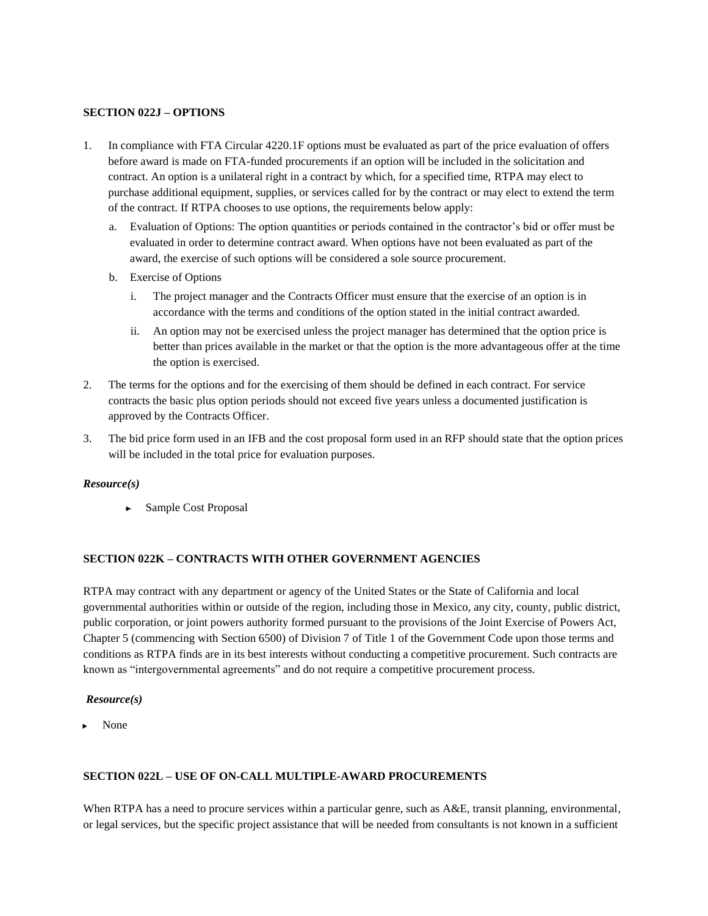**SECTION 022J – OPTIONS**

1. In compliance with FTA Circular 4220.1F options must be evaluated as part of the price evaluation of offers before award is made on FTA-funded procurements if an option will be included in the solicitation and contract. An option is a unilateral right in a contract by which, for a specified time, RTPA may elect to purchase additional equipment, supplies, or services called for by the contract or may elect to extend the term of the contract. If RTPA chooses to use options, the requirements below apply:
   a. Evaluation of Options: The option quantities or periods contained in the contractor's bid or offer must be evaluated in order to determine contract award. When options have not been evaluated as part of the award, the exercise of such options will be considered a sole source procurement.
   b. Exercise of Options
      i. The project manager and the Contracts Officer must ensure that the exercise of an option is in accordance with the terms and conditions of the option stated in the initial contract awarded.
      ii. An option may not be exercised unless the project manager has determined that the option price is better than prices available in the market or that the option is the more advantageous offer at the time the option is exercised.
2. The terms for the options and for the exercising of them should be defined in each contract. For service contracts the basic plus option periods should not exceed five years unless a documented justification is approved by the Contracts Officer.
3. The bid price form used in an IFB and the cost proposal form used in an RFP should state that the option prices will be included in the total price for evaluation purposes.

***Resource(s)***

- Sample Cost Proposal

**SECTION 022K – CONTRACTS WITH OTHER GOVERNMENT AGENCIES**

RTPA may contract with any department or agency of the United States or the State of California and local governmental authorities within or outside of the region, including those in Mexico, any city, county, public district, public corporation, or joint powers authority formed pursuant to the provisions of the Joint Exercise of Powers Act, Chapter 5 (commencing with Section 6500) of Division 7 of Title 1 of the Government Code upon those terms and conditions as RTPA finds are in its best interests without conducting a competitive procurement. Such contracts are known as "intergovernmental agreements" and do not require a competitive procurement process.

***Resource(s)***

- None

**SECTION 022L – USE OF ON-CALL MULTIPLE-AWARD PROCUREMENTS**

When RTPA has a need to procure services within a particular genre, such as A&E, transit planning, environmental, or legal services, but the specific project assistance that will be needed from consultants is not known in a sufficient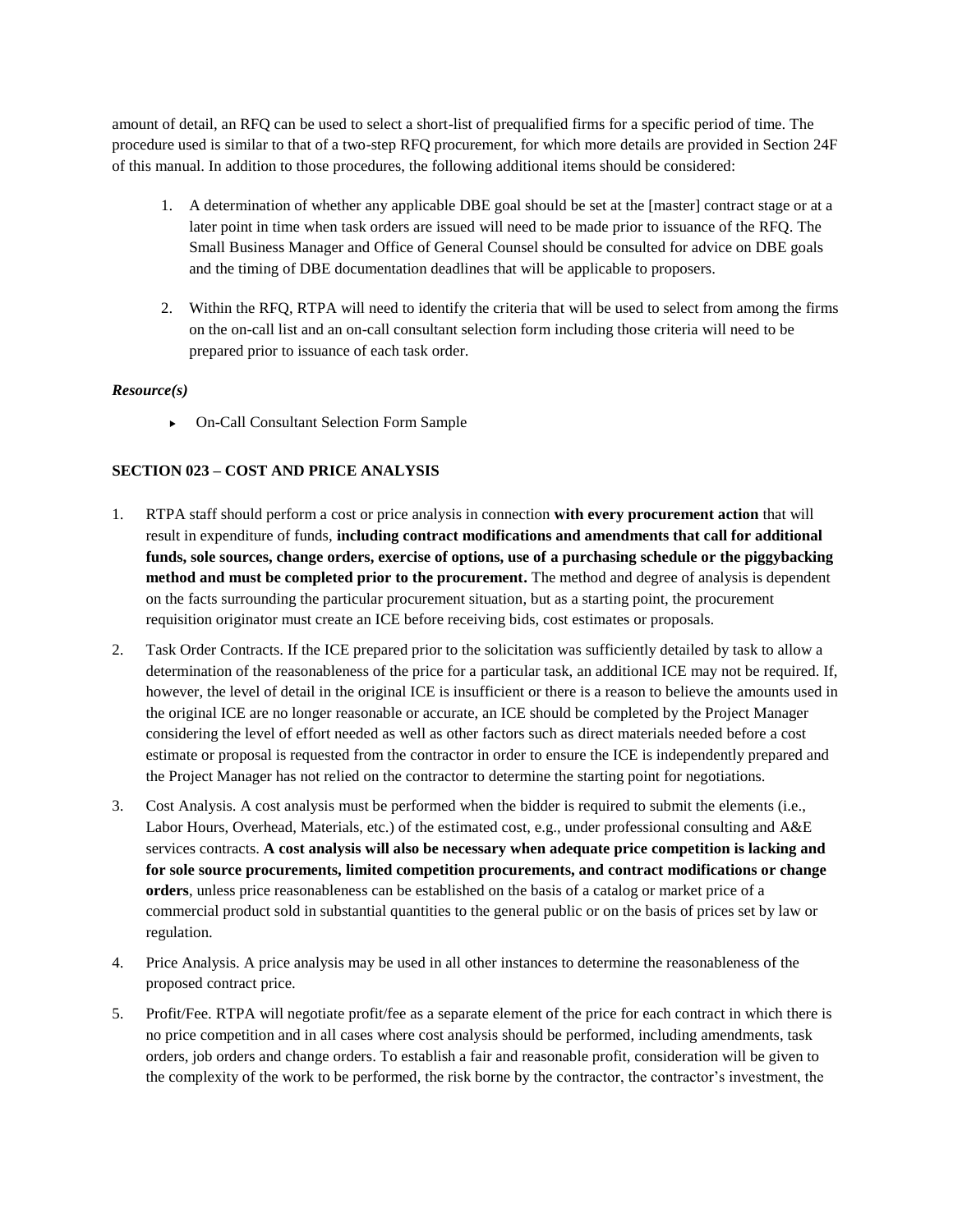amount of detail, an RFQ can be used to select a short-list of prequalified firms for a specific period of time. The procedure used is similar to that of a two-step RFQ procurement, for which more details are provided in Section 24F of this manual. In addition to those procedures, the following additional items should be considered:

1. A determination of whether any applicable DBE goal should be set at the [master] contract stage or at a later point in time when task orders are issued will need to be made prior to issuance of the RFQ. The Small Business Manager and Office of General Counsel should be consulted for advice on DBE goals and the timing of DBE documentation deadlines that will be applicable to proposers.

2. Within the RFQ, RTPA will need to identify the criteria that will be used to select from among the firms on the on-call list and an on-call consultant selection form including those criteria will need to be prepared prior to issuance of each task order.

***Resource(s)***

- On-Call Consultant Selection Form Sample

**SECTION 023 – COST AND PRICE ANALYSIS**

1. RTPA staff should perform a cost or price analysis in connection **with every procurement action** that will result in expenditure of funds, **including contract modifications and amendments that call for additional funds, sole sources, change orders, exercise of options, use of a purchasing schedule or the piggybacking method and must be completed prior to the procurement.** The method and degree of analysis is dependent on the facts surrounding the particular procurement situation, but as a starting point, the procurement requisition originator must create an ICE before receiving bids, cost estimates or proposals.

2. Task Order Contracts. If the ICE prepared prior to the solicitation was sufficiently detailed by task to allow a determination of the reasonableness of the price for a particular task, an additional ICE may not be required. If, however, the level of detail in the original ICE is insufficient or there is a reason to believe the amounts used in the original ICE are no longer reasonable or accurate, an ICE should be completed by the Project Manager considering the level of effort needed as well as other factors such as direct materials needed before a cost estimate or proposal is requested from the contractor in order to ensure the ICE is independently prepared and the Project Manager has not relied on the contractor to determine the starting point for negotiations.

3. Cost Analysis. A cost analysis must be performed when the bidder is required to submit the elements (i.e., Labor Hours, Overhead, Materials, etc.) of the estimated cost, e.g., under professional consulting and A&E services contracts. **A cost analysis will also be necessary when adequate price competition is lacking and for sole source procurements, limited competition procurements, and contract modifications or change orders**, unless price reasonableness can be established on the basis of a catalog or market price of a commercial product sold in substantial quantities to the general public or on the basis of prices set by law or regulation.

4. Price Analysis. A price analysis may be used in all other instances to determine the reasonableness of the proposed contract price.

5. Profit/Fee. RTPA will negotiate profit/fee as a separate element of the price for each contract in which there is no price competition and in all cases where cost analysis should be performed, including amendments, task orders, job orders and change orders. To establish a fair and reasonable profit, consideration will be given to the complexity of the work to be performed, the risk borne by the contractor, the contractor's investment, the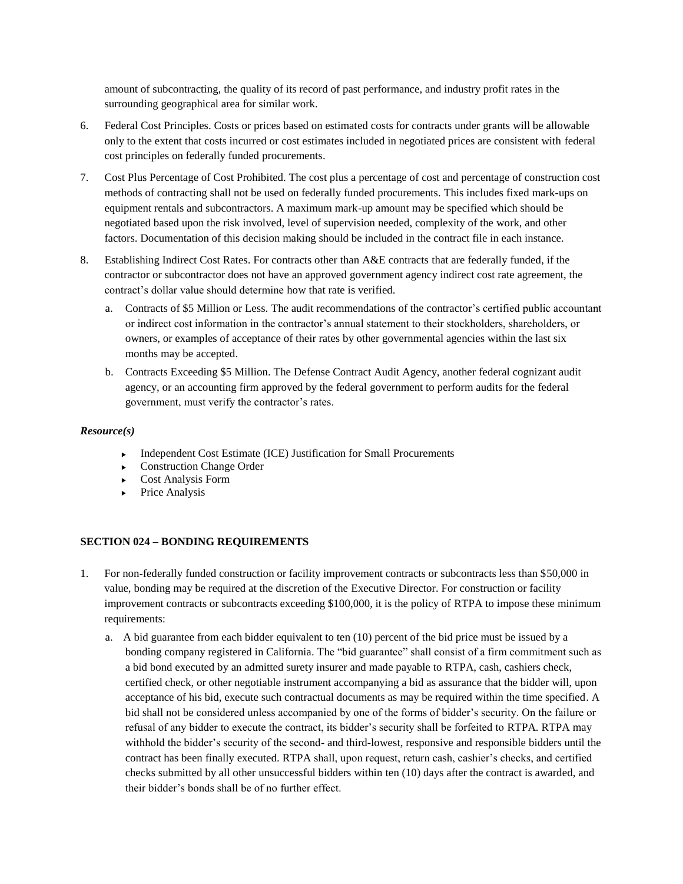amount of subcontracting, the quality of its record of past performance, and industry profit rates in the surrounding geographical area for similar work.

6. Federal Cost Principles. Costs or prices based on estimated costs for contracts under grants will be allowable only to the extent that costs incurred or cost estimates included in negotiated prices are consistent with federal cost principles on federally funded procurements.

7. Cost Plus Percentage of Cost Prohibited. The cost plus a percentage of cost and percentage of construction cost methods of contracting shall not be used on federally funded procurements. This includes fixed mark-ups on equipment rentals and subcontractors. A maximum mark-up amount may be specified which should be negotiated based upon the risk involved, level of supervision needed, complexity of the work, and other factors. Documentation of this decision making should be included in the contract file in each instance.

8. Establishing Indirect Cost Rates. For contracts other than A&E contracts that are federally funded, if the contractor or subcontractor does not have an approved government agency indirect cost rate agreement, the contract's dollar value should determine how that rate is verified.

   a. Contracts of $5 Million or Less. The audit recommendations of the contractor's certified public accountant or indirect cost information in the contractor's annual statement to their stockholders, shareholders, or owners, or examples of acceptance of their rates by other governmental agencies within the last six months may be accepted.

   b. Contracts Exceeding $5 Million. The Defense Contract Audit Agency, another federal cognizant audit agency, or an accounting firm approved by the federal government to perform audits for the federal government, must verify the contractor's rates.

***Resource(s)***

- Independent Cost Estimate (ICE) Justification for Small Procurements
- Construction Change Order
- Cost Analysis Form
- Price Analysis

**SECTION 024 – BONDING REQUIREMENTS**

1. For non-federally funded construction or facility improvement contracts or subcontracts less than $50,000 in value, bonding may be required at the discretion of the Executive Director. For construction or facility improvement contracts or subcontracts exceeding $100,000, it is the policy of RTPA to impose these minimum requirements:

   a. A bid guarantee from each bidder equivalent to ten (10) percent of the bid price must be issued by a bonding company registered in California. The "bid guarantee" shall consist of a firm commitment such as a bid bond executed by an admitted surety insurer and made payable to RTPA, cash, cashiers check, certified check, or other negotiable instrument accompanying a bid as assurance that the bidder will, upon acceptance of his bid, execute such contractual documents as may be required within the time specified. A bid shall not be considered unless accompanied by one of the forms of bidder's security. On the failure or refusal of any bidder to execute the contract, its bidder's security shall be forfeited to RTPA. RTPA may withhold the bidder's security of the second- and third-lowest, responsive and responsible bidders until the contract has been finally executed. RTPA shall, upon request, return cash, cashier's checks, and certified checks submitted by all other unsuccessful bidders within ten (10) days after the contract is awarded, and their bidder's bonds shall be of no further effect.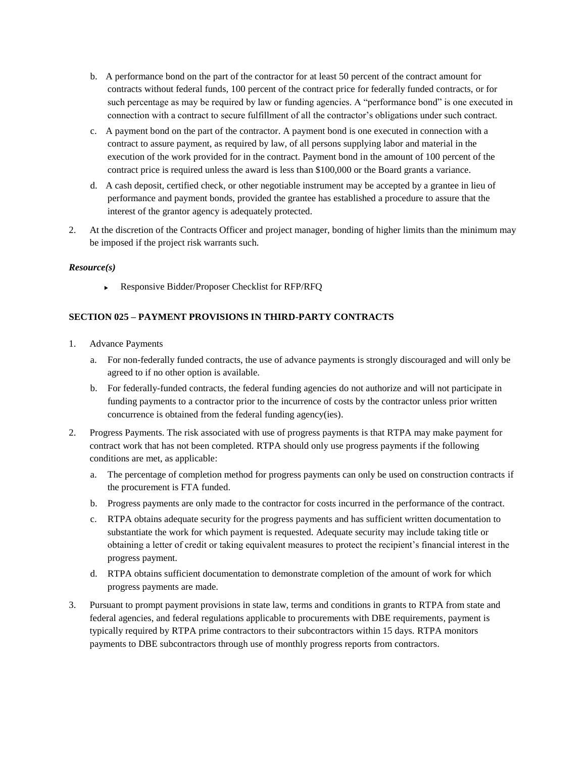b. A performance bond on the part of the contractor for at least 50 percent of the contract amount for contracts without federal funds, 100 percent of the contract price for federally funded contracts, or for such percentage as may be required by law or funding agencies. A "performance bond" is one executed in connection with a contract to secure fulfillment of all the contractor's obligations under such contract.

c. A payment bond on the part of the contractor. A payment bond is one executed in connection with a contract to assure payment, as required by law, of all persons supplying labor and material in the execution of the work provided for in the contract. Payment bond in the amount of 100 percent of the contract price is required unless the award is less than $100,000 or the Board grants a variance.

d. A cash deposit, certified check, or other negotiable instrument may be accepted by a grantee in lieu of performance and payment bonds, provided the grantee has established a procedure to assure that the interest of the grantor agency is adequately protected.

2. At the discretion of the Contracts Officer and project manager, bonding of higher limits than the minimum may be imposed if the project risk warrants such.

***Resource(s)***

- Responsive Bidder/Proposer Checklist for RFP/RFQ

**SECTION 025 – PAYMENT PROVISIONS IN THIRD-PARTY CONTRACTS**

1. Advance Payments
   a. For non-federally funded contracts, the use of advance payments is strongly discouraged and will only be agreed to if no other option is available.
   b. For federally-funded contracts, the federal funding agencies do not authorize and will not participate in funding payments to a contractor prior to the incurrence of costs by the contractor unless prior written concurrence is obtained from the federal funding agency(ies).

2. Progress Payments. The risk associated with use of progress payments is that RTPA may make payment for contract work that has not been completed. RTPA should only use progress payments if the following conditions are met, as applicable:
   a. The percentage of completion method for progress payments can only be used on construction contracts if the procurement is FTA funded.
   b. Progress payments are only made to the contractor for costs incurred in the performance of the contract.
   c. RTPA obtains adequate security for the progress payments and has sufficient written documentation to substantiate the work for which payment is requested. Adequate security may include taking title or obtaining a letter of credit or taking equivalent measures to protect the recipient's financial interest in the progress payment.
   d. RTPA obtains sufficient documentation to demonstrate completion of the amount of work for which progress payments are made.

3. Pursuant to prompt payment provisions in state law, terms and conditions in grants to RTPA from state and federal agencies, and federal regulations applicable to procurements with DBE requirements, payment is typically required by RTPA prime contractors to their subcontractors within 15 days. RTPA monitors payments to DBE subcontractors through use of monthly progress reports from contractors.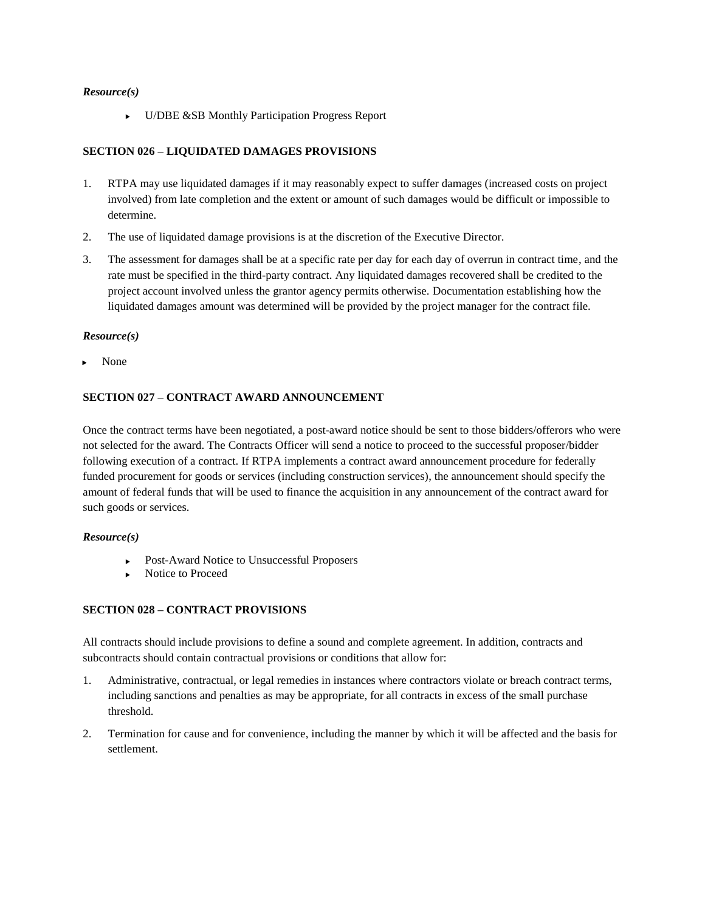***Resource(s)***

- U/DBE &SB Monthly Participation Progress Report

**SECTION 026 – LIQUIDATED DAMAGES PROVISIONS**

1. RTPA may use liquidated damages if it may reasonably expect to suffer damages (increased costs on project involved) from late completion and the extent or amount of such damages would be difficult or impossible to determine.
2. The use of liquidated damage provisions is at the discretion of the Executive Director.
3. The assessment for damages shall be at a specific rate per day for each day of overrun in contract time, and the rate must be specified in the third-party contract. Any liquidated damages recovered shall be credited to the project account involved unless the grantor agency permits otherwise. Documentation establishing how the liquidated damages amount was determined will be provided by the project manager for the contract file.

***Resource(s)***

- None

**SECTION 027 – CONTRACT AWARD ANNOUNCEMENT**

Once the contract terms have been negotiated, a post-award notice should be sent to those bidders/offerors who were not selected for the award. The Contracts Officer will send a notice to proceed to the successful proposer/bidder following execution of a contract. If RTPA implements a contract award announcement procedure for federally funded procurement for goods or services (including construction services), the announcement should specify the amount of federal funds that will be used to finance the acquisition in any announcement of the contract award for such goods or services.

***Resource(s)***

- Post-Award Notice to Unsuccessful Proposers
- Notice to Proceed

**SECTION 028 – CONTRACT PROVISIONS**

All contracts should include provisions to define a sound and complete agreement. In addition, contracts and subcontracts should contain contractual provisions or conditions that allow for:

1. Administrative, contractual, or legal remedies in instances where contractors violate or breach contract terms, including sanctions and penalties as may be appropriate, for all contracts in excess of the small purchase threshold.
2. Termination for cause and for convenience, including the manner by which it will be affected and the basis for settlement.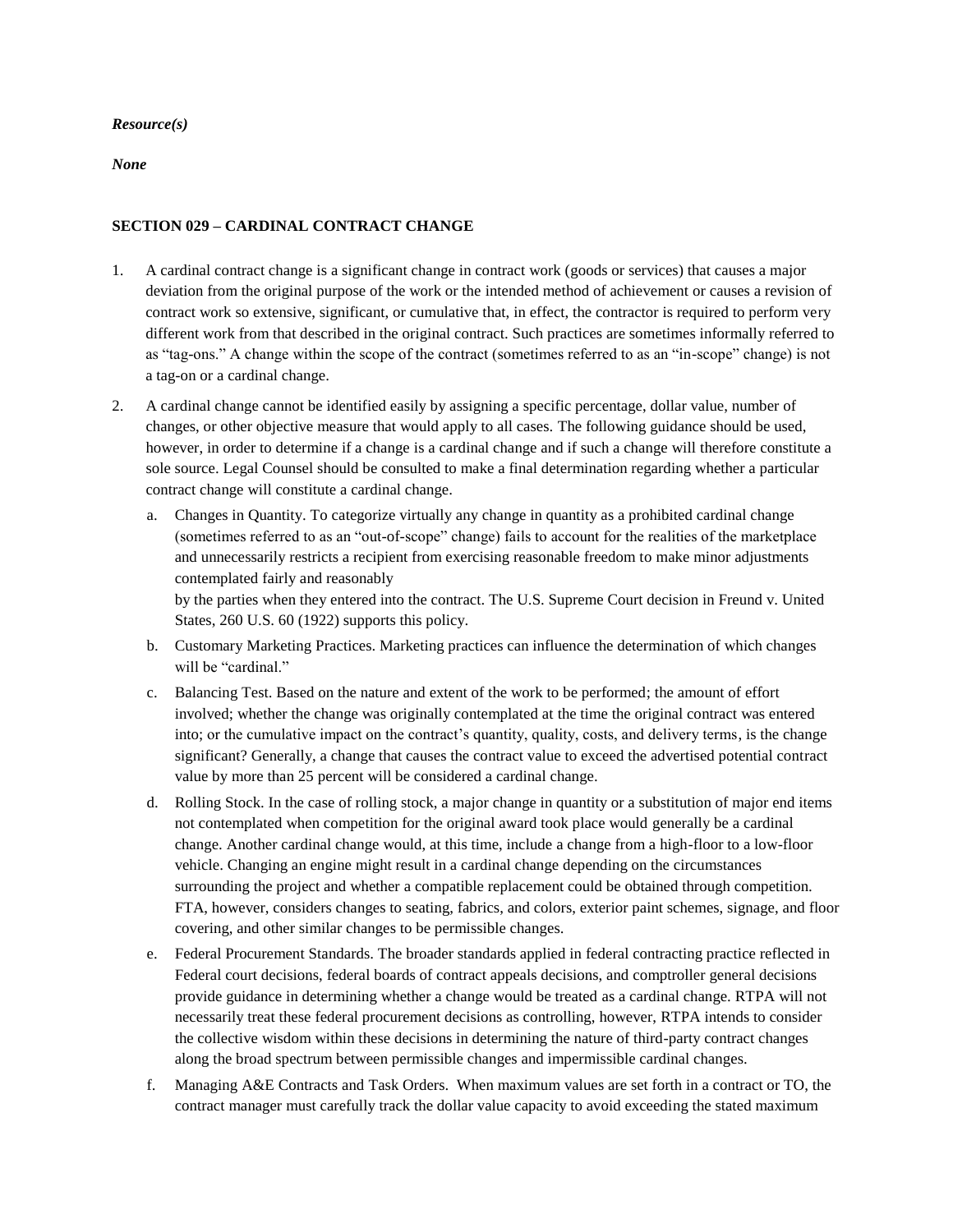***Resource(s)***

***None***

**SECTION 029 – CARDINAL CONTRACT CHANGE**

1. A cardinal contract change is a significant change in contract work (goods or services) that causes a major deviation from the original purpose of the work or the intended method of achievement or causes a revision of contract work so extensive, significant, or cumulative that, in effect, the contractor is required to perform very different work from that described in the original contract. Such practices are sometimes informally referred to as "tag-ons." A change within the scope of the contract (sometimes referred to as an "in-scope" change) is not a tag-on or a cardinal change.

2. A cardinal change cannot be identified easily by assigning a specific percentage, dollar value, number of changes, or other objective measure that would apply to all cases. The following guidance should be used, however, in order to determine if a change is a cardinal change and if such a change will therefore constitute a sole source. Legal Counsel should be consulted to make a final determination regarding whether a particular contract change will constitute a cardinal change.

   a. Changes in Quantity. To categorize virtually any change in quantity as a prohibited cardinal change (sometimes referred to as an "out-of-scope" change) fails to account for the realities of the marketplace and unnecessarily restricts a recipient from exercising reasonable freedom to make minor adjustments contemplated fairly and reasonably by the parties when they entered into the contract. The U.S. Supreme Court decision in Freund v. United States, 260 U.S. 60 (1922) supports this policy.

   b. Customary Marketing Practices. Marketing practices can influence the determination of which changes will be "cardinal."

   c. Balancing Test. Based on the nature and extent of the work to be performed; the amount of effort involved; whether the change was originally contemplated at the time the original contract was entered into; or the cumulative impact on the contract's quantity, quality, costs, and delivery terms, is the change significant? Generally, a change that causes the contract value to exceed the advertised potential contract value by more than 25 percent will be considered a cardinal change.

   d. Rolling Stock. In the case of rolling stock, a major change in quantity or a substitution of major end items not contemplated when competition for the original award took place would generally be a cardinal change. Another cardinal change would, at this time, include a change from a high-floor to a low-floor vehicle. Changing an engine might result in a cardinal change depending on the circumstances surrounding the project and whether a compatible replacement could be obtained through competition. FTA, however, considers changes to seating, fabrics, and colors, exterior paint schemes, signage, and floor covering, and other similar changes to be permissible changes.

   e. Federal Procurement Standards. The broader standards applied in federal contracting practice reflected in Federal court decisions, federal boards of contract appeals decisions, and comptroller general decisions provide guidance in determining whether a change would be treated as a cardinal change. RTPA will not necessarily treat these federal procurement decisions as controlling, however, RTPA intends to consider the collective wisdom within these decisions in determining the nature of third-party contract changes along the broad spectrum between permissible changes and impermissible cardinal changes.

   f. Managing A&E Contracts and Task Orders. When maximum values are set forth in a contract or TO, the contract manager must carefully track the dollar value capacity to avoid exceeding the stated maximum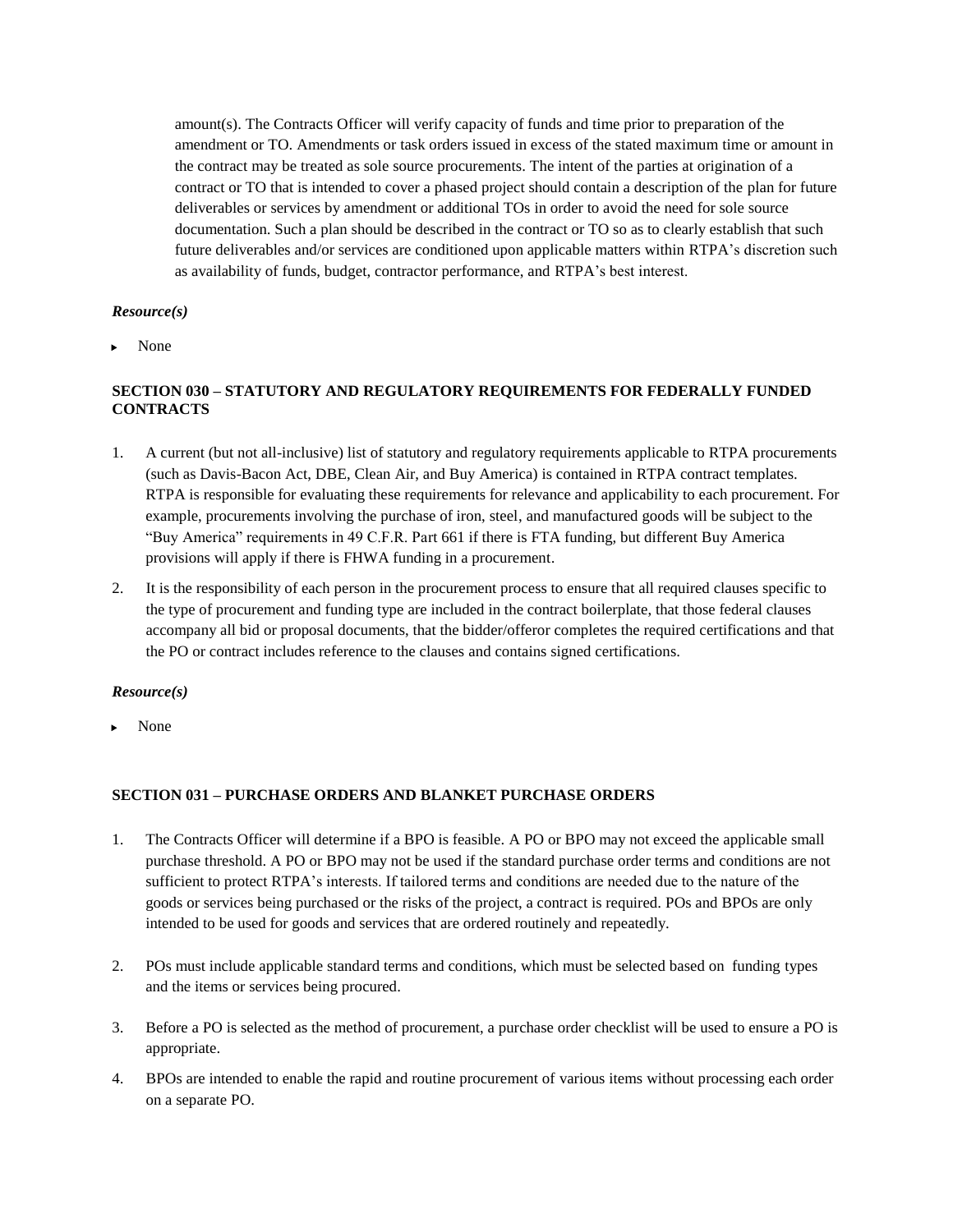amount(s). The Contracts Officer will verify capacity of funds and time prior to preparation of the amendment or TO. Amendments or task orders issued in excess of the stated maximum time or amount in the contract may be treated as sole source procurements. The intent of the parties at origination of a contract or TO that is intended to cover a phased project should contain a description of the plan for future deliverables or services by amendment or additional TOs in order to avoid the need for sole source documentation. Such a plan should be described in the contract or TO so as to clearly establish that such future deliverables and/or services are conditioned upon applicable matters within RTPA's discretion such as availability of funds, budget, contractor performance, and RTPA's best interest.

***Resource(s)***

- None

**SECTION 030 – STATUTORY AND REGULATORY REQUIREMENTS FOR FEDERALLY FUNDED CONTRACTS**

1. A current (but not all-inclusive) list of statutory and regulatory requirements applicable to RTPA procurements (such as Davis-Bacon Act, DBE, Clean Air, and Buy America) is contained in RTPA contract templates. RTPA is responsible for evaluating these requirements for relevance and applicability to each procurement. For example, procurements involving the purchase of iron, steel, and manufactured goods will be subject to the "Buy America" requirements in 49 C.F.R. Part 661 if there is FTA funding, but different Buy America provisions will apply if there is FHWA funding in a procurement.
2. It is the responsibility of each person in the procurement process to ensure that all required clauses specific to the type of procurement and funding type are included in the contract boilerplate, that those federal clauses accompany all bid or proposal documents, that the bidder/offeror completes the required certifications and that the PO or contract includes reference to the clauses and contains signed certifications.

***Resource(s)***

- None

**SECTION 031 – PURCHASE ORDERS AND BLANKET PURCHASE ORDERS**

1. The Contracts Officer will determine if a BPO is feasible. A PO or BPO may not exceed the applicable small purchase threshold. A PO or BPO may not be used if the standard purchase order terms and conditions are not sufficient to protect RTPA's interests. If tailored terms and conditions are needed due to the nature of the goods or services being purchased or the risks of the project, a contract is required. POs and BPOs are only intended to be used for goods and services that are ordered routinely and repeatedly.
2. POs must include applicable standard terms and conditions, which must be selected based on funding types and the items or services being procured.
3. Before a PO is selected as the method of procurement, a purchase order checklist will be used to ensure a PO is appropriate.
4. BPOs are intended to enable the rapid and routine procurement of various items without processing each order on a separate PO.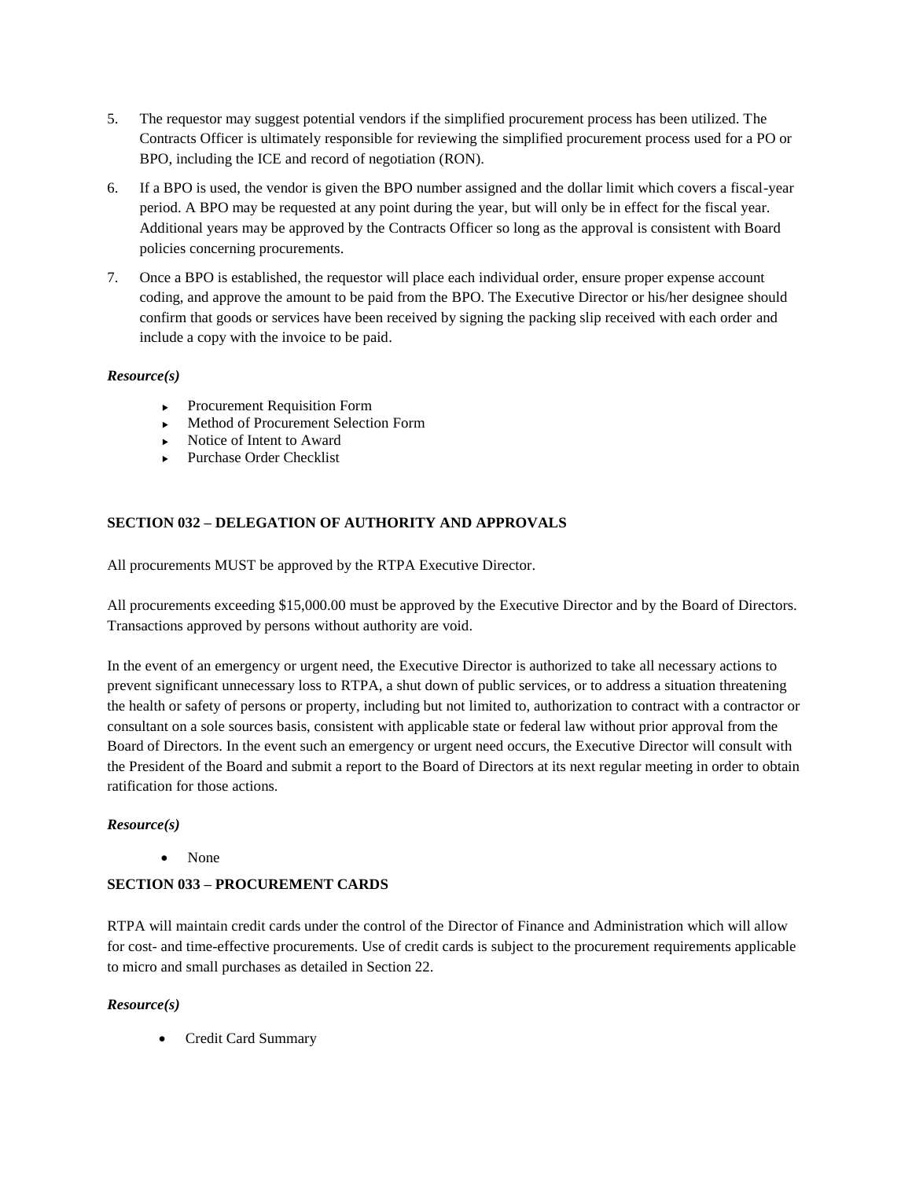5. The requestor may suggest potential vendors if the simplified procurement process has been utilized. The Contracts Officer is ultimately responsible for reviewing the simplified procurement process used for a PO or BPO, including the ICE and record of negotiation (RON).
6. If a BPO is used, the vendor is given the BPO number assigned and the dollar limit which covers a fiscal-year period. A BPO may be requested at any point during the year, but will only be in effect for the fiscal year. Additional years may be approved by the Contracts Officer so long as the approval is consistent with Board policies concerning procurements.
7. Once a BPO is established, the requestor will place each individual order, ensure proper expense account coding, and approve the amount to be paid from the BPO. The Executive Director or his/her designee should confirm that goods or services have been received by signing the packing slip received with each order and include a copy with the invoice to be paid.

***Resource(s)***

- Procurement Requisition Form
- Method of Procurement Selection Form
- Notice of Intent to Award
- Purchase Order Checklist

**SECTION 032 – DELEGATION OF AUTHORITY AND APPROVALS**

All procurements MUST be approved by the RTPA Executive Director.

All procurements exceeding $15,000.00 must be approved by the Executive Director and by the Board of Directors. Transactions approved by persons without authority are void.

In the event of an emergency or urgent need, the Executive Director is authorized to take all necessary actions to prevent significant unnecessary loss to RTPA, a shut down of public services, or to address a situation threatening the health or safety of persons or property, including but not limited to, authorization to contract with a contractor or consultant on a sole sources basis, consistent with applicable state or federal law without prior approval from the Board of Directors. In the event such an emergency or urgent need occurs, the Executive Director will consult with the President of the Board and submit a report to the Board of Directors at its next regular meeting in order to obtain ratification for those actions.

***Resource(s)***

- None

**SECTION 033 – PROCUREMENT CARDS**

RTPA will maintain credit cards under the control of the Director of Finance and Administration which will allow for cost- and time-effective procurements. Use of credit cards is subject to the procurement requirements applicable to micro and small purchases as detailed in Section 22.

***Resource(s)***

- Credit Card Summary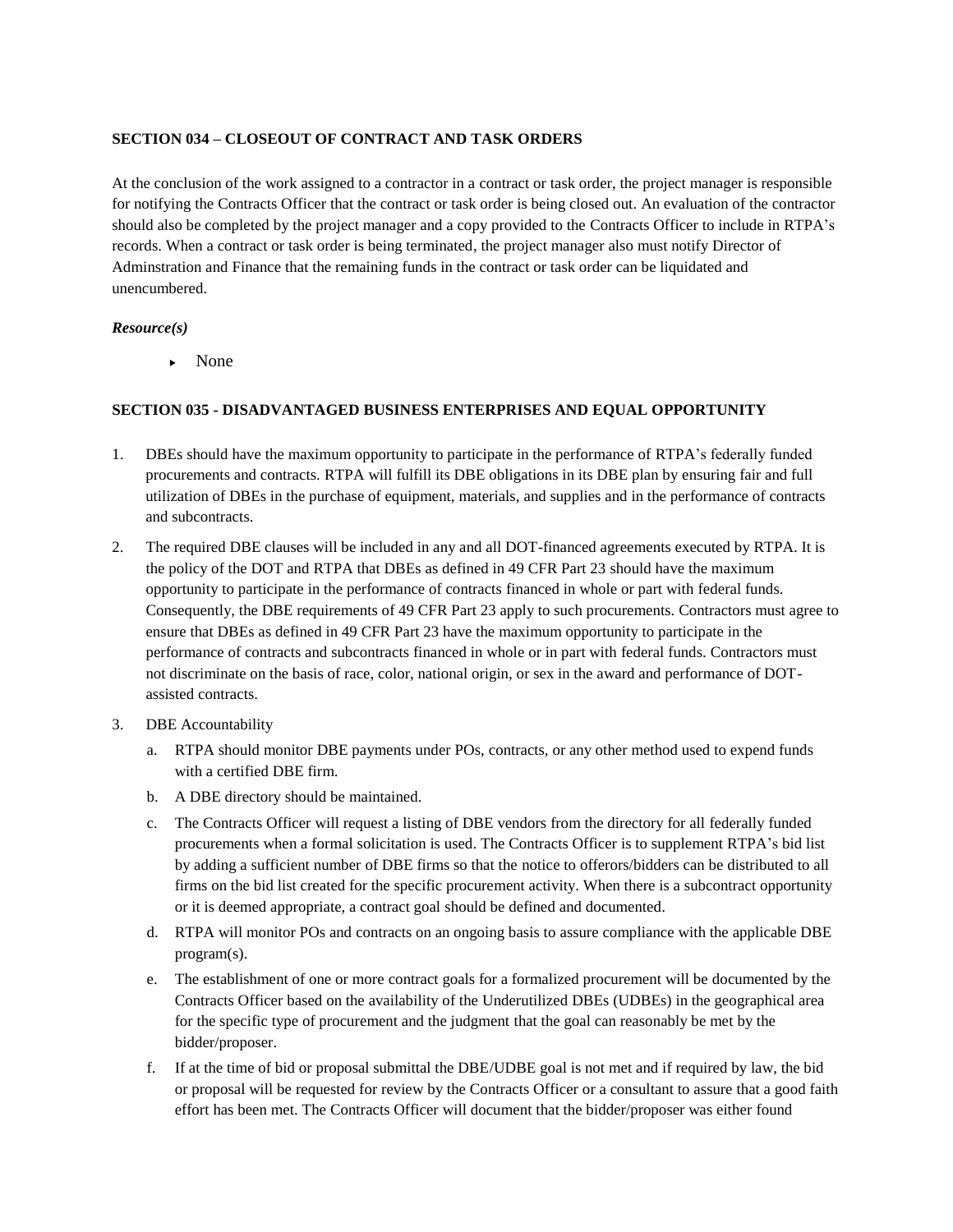**SECTION 034 – CLOSEOUT OF CONTRACT AND TASK ORDERS**

At the conclusion of the work assigned to a contractor in a contract or task order, the project manager is responsible for notifying the Contracts Officer that the contract or task order is being closed out. An evaluation of the contractor should also be completed by the project manager and a copy provided to the Contracts Officer to include in RTPA's records. When a contract or task order is being terminated, the project manager also must notify Director of Adminstration and Finance that the remaining funds in the contract or task order can be liquidated and unencumbered.

***Resource(s)***

- None

**SECTION 035 - DISADVANTAGED BUSINESS ENTERPRISES AND EQUAL OPPORTUNITY**

1. DBEs should have the maximum opportunity to participate in the performance of RTPA's federally funded procurements and contracts. RTPA will fulfill its DBE obligations in its DBE plan by ensuring fair and full utilization of DBEs in the purchase of equipment, materials, and supplies and in the performance of contracts and subcontracts.
2. The required DBE clauses will be included in any and all DOT-financed agreements executed by RTPA. It is the policy of the DOT and RTPA that DBEs as defined in 49 CFR Part 23 should have the maximum opportunity to participate in the performance of contracts financed in whole or part with federal funds. Consequently, the DBE requirements of 49 CFR Part 23 apply to such procurements. Contractors must agree to ensure that DBEs as defined in 49 CFR Part 23 have the maximum opportunity to participate in the performance of contracts and subcontracts financed in whole or in part with federal funds. Contractors must not discriminate on the basis of race, color, national origin, or sex in the award and performance of DOT-assisted contracts.
3. DBE Accountability
   a. RTPA should monitor DBE payments under POs, contracts, or any other method used to expend funds with a certified DBE firm.
   b. A DBE directory should be maintained.
   c. The Contracts Officer will request a listing of DBE vendors from the directory for all federally funded procurements when a formal solicitation is used. The Contracts Officer is to supplement RTPA's bid list by adding a sufficient number of DBE firms so that the notice to offerors/bidders can be distributed to all firms on the bid list created for the specific procurement activity. When there is a subcontract opportunity or it is deemed appropriate, a contract goal should be defined and documented.
   d. RTPA will monitor POs and contracts on an ongoing basis to assure compliance with the applicable DBE program(s).
   e. The establishment of one or more contract goals for a formalized procurement will be documented by the Contracts Officer based on the availability of the Underutilized DBEs (UDBEs) in the geographical area for the specific type of procurement and the judgment that the goal can reasonably be met by the bidder/proposer.
   f. If at the time of bid or proposal submittal the DBE/UDBE goal is not met and if required by law, the bid or proposal will be requested for review by the Contracts Officer or a consultant to assure that a good faith effort has been met. The Contracts Officer will document that the bidder/proposer was either found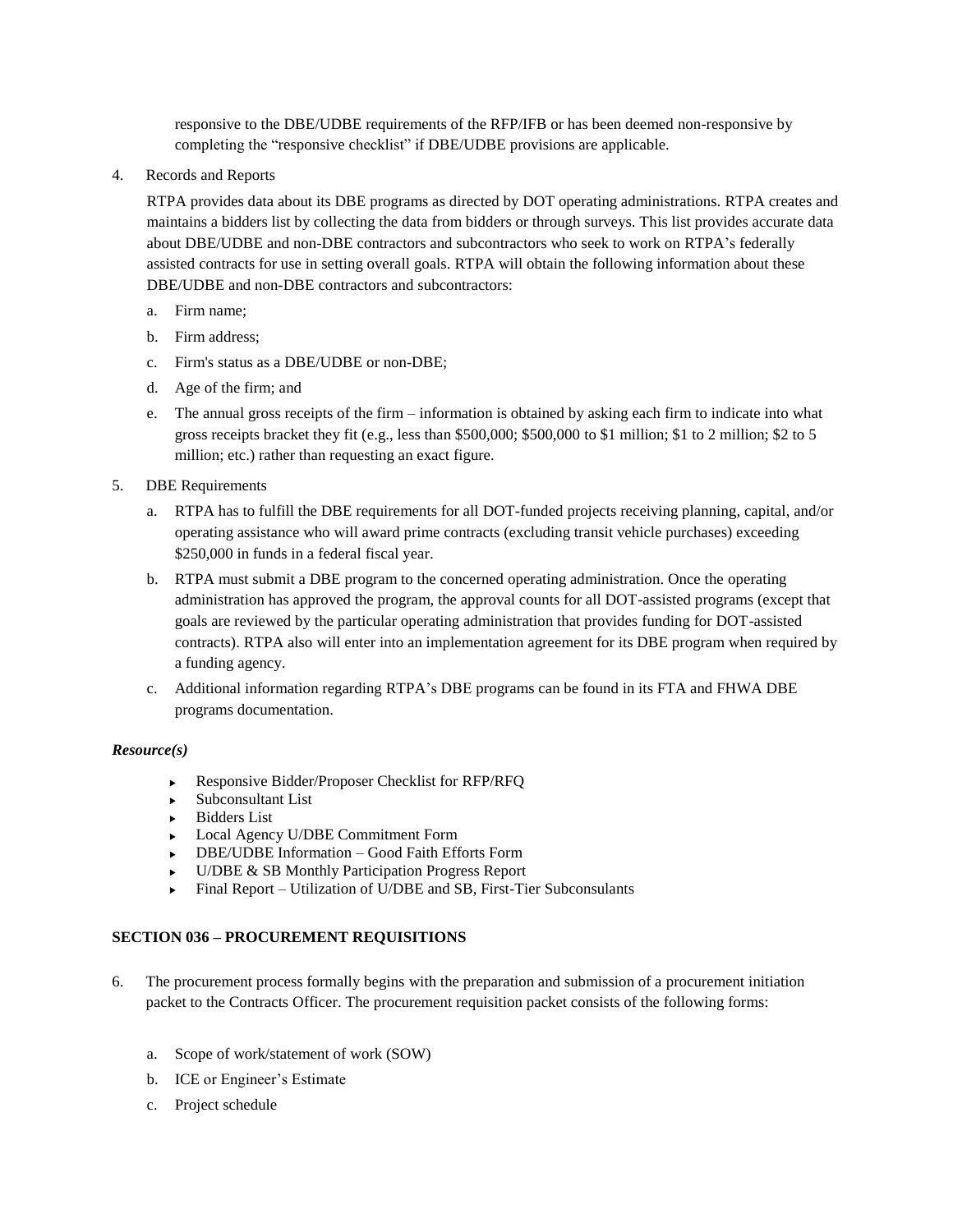responsive to the DBE/UDBE requirements of the RFP/IFB or has been deemed non-responsive by completing the "responsive checklist" if DBE/UDBE provisions are applicable.

4. Records and Reports

   RTPA provides data about its DBE programs as directed by DOT operating administrations. RTPA creates and maintains a bidders list by collecting the data from bidders or through surveys. This list provides accurate data about DBE/UDBE and non-DBE contractors and subcontractors who seek to work on RTPA's federally assisted contracts for use in setting overall goals. RTPA will obtain the following information about these DBE/UDBE and non-DBE contractors and subcontractors:

   a. Firm name;
   b. Firm address;
   c. Firm's status as a DBE/UDBE or non-DBE;
   d. Age of the firm; and
   e. The annual gross receipts of the firm – information is obtained by asking each firm to indicate into what gross receipts bracket they fit (e.g., less than $500,000; $500,000 to $1 million; $1 to 2 million; $2 to 5 million; etc.) rather than requesting an exact figure.

5. DBE Requirements

   a. RTPA has to fulfill the DBE requirements for all DOT-funded projects receiving planning, capital, and/or operating assistance who will award prime contracts (excluding transit vehicle purchases) exceeding $250,000 in funds in a federal fiscal year.
   b. RTPA must submit a DBE program to the concerned operating administration. Once the operating administration has approved the program, the approval counts for all DOT-assisted programs (except that goals are reviewed by the particular operating administration that provides funding for DOT-assisted contracts). RTPA also will enter into an implementation agreement for its DBE program when required by a funding agency.
   c. Additional information regarding RTPA's DBE programs can be found in its FTA and FHWA DBE programs documentation.

***Resource(s)***

- Responsive Bidder/Proposer Checklist for RFP/RFQ
- Subconsultant List
- Bidders List
- Local Agency U/DBE Commitment Form
- DBE/UDBE Information – Good Faith Efforts Form
- U/DBE & SB Monthly Participation Progress Report
- Final Report – Utilization of U/DBE and SB, First-Tier Subconsulants

**SECTION 036 – PROCUREMENT REQUISITIONS**

6. The procurement process formally begins with the preparation and submission of a procurement initiation packet to the Contracts Officer. The procurement requisition packet consists of the following forms:

   a. Scope of work/statement of work (SOW)
   b. ICE or Engineer's Estimate
   c. Project schedule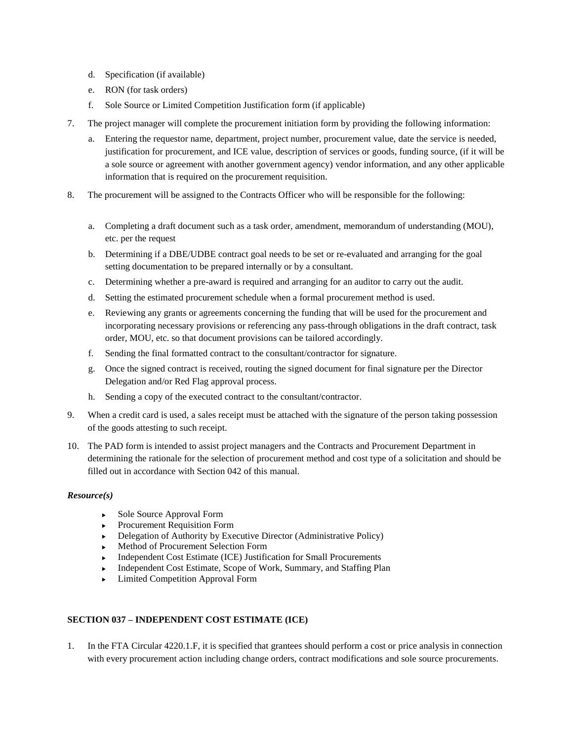d. Specification (if available)
   e. RON (for task orders)
   f. Sole Source or Limited Competition Justification form (if applicable)

7. The project manager will complete the procurement initiation form by providing the following information:
   a. Entering the requestor name, department, project number, procurement value, date the service is needed, justification for procurement, and ICE value, description of services or goods, funding source, (if it will be a sole source or agreement with another government agency) vendor information, and any other applicable information that is required on the procurement requisition.

8. The procurement will be assigned to the Contracts Officer who will be responsible for the following:
   a. Completing a draft document such as a task order, amendment, memorandum of understanding (MOU), etc. per the request
   b. Determining if a DBE/UDBE contract goal needs to be set or re-evaluated and arranging for the goal setting documentation to be prepared internally or by a consultant.
   c. Determining whether a pre-award is required and arranging for an auditor to carry out the audit.
   d. Setting the estimated procurement schedule when a formal procurement method is used.
   e. Reviewing any grants or agreements concerning the funding that will be used for the procurement and incorporating necessary provisions or referencing any pass-through obligations in the draft contract, task order, MOU, etc. so that document provisions can be tailored accordingly.
   f. Sending the final formatted contract to the consultant/contractor for signature.
   g. Once the signed contract is received, routing the signed document for final signature per the Director Delegation and/or Red Flag approval process.
   h. Sending a copy of the executed contract to the consultant/contractor.

9. When a credit card is used, a sales receipt must be attached with the signature of the person taking possession of the goods attesting to such receipt.

10. The PAD form is intended to assist project managers and the Contracts and Procurement Department in determining the rationale for the selection of procurement method and cost type of a solicitation and should be filled out in accordance with Section 042 of this manual.

***Resource(s)***

- Sole Source Approval Form
- Procurement Requisition Form
- Delegation of Authority by Executive Director (Administrative Policy)
- Method of Procurement Selection Form
- Independent Cost Estimate (ICE) Justification for Small Procurements
- Independent Cost Estimate, Scope of Work, Summary, and Staffing Plan
- Limited Competition Approval Form

## SECTION 037 – INDEPENDENT COST ESTIMATE (ICE)

1. In the FTA Circular 4220.1.F, it is specified that grantees should perform a cost or price analysis in connection with every procurement action including change orders, contract modifications and sole source procurements.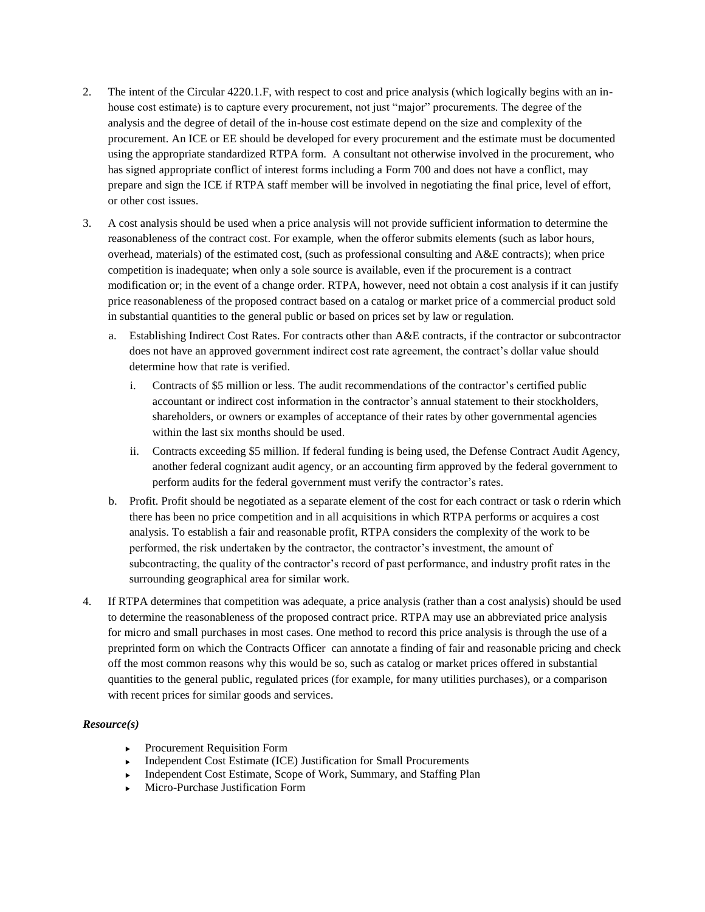2. The intent of the Circular 4220.1.F, with respect to cost and price analysis (which logically begins with an in-house cost estimate) is to capture every procurement, not just "major" procurements. The degree of the analysis and the degree of detail of the in-house cost estimate depend on the size and complexity of the procurement. An ICE or EE should be developed for every procurement and the estimate must be documented using the appropriate standardized RTPA form. A consultant not otherwise involved in the procurement, who has signed appropriate conflict of interest forms including a Form 700 and does not have a conflict, may prepare and sign the ICE if RTPA staff member will be involved in negotiating the final price, level of effort, or other cost issues.

3. A cost analysis should be used when a price analysis will not provide sufficient information to determine the reasonableness of the contract cost. For example, when the offeror submits elements (such as labor hours, overhead, materials) of the estimated cost, (such as professional consulting and A&E contracts); when price competition is inadequate; when only a sole source is available, even if the procurement is a contract modification or; in the event of a change order. RTPA, however, need not obtain a cost analysis if it can justify price reasonableness of the proposed contract based on a catalog or market price of a commercial product sold in substantial quantities to the general public or based on prices set by law or regulation.

   a. Establishing Indirect Cost Rates. For contracts other than A&E contracts, if the contractor or subcontractor does not have an approved government indirect cost rate agreement, the contract's dollar value should determine how that rate is verified.

      i. Contracts of $5 million or less. The audit recommendations of the contractor's certified public accountant or indirect cost information in the contractor's annual statement to their stockholders, shareholders, or owners or examples of acceptance of their rates by other governmental agencies within the last six months should be used.

      ii. Contracts exceeding $5 million. If federal funding is being used, the Defense Contract Audit Agency, another federal cognizant audit agency, or an accounting firm approved by the federal government to perform audits for the federal government must verify the contractor's rates.

   b. Profit. Profit should be negotiated as a separate element of the cost for each contract or task o rderin which there has been no price competition and in all acquisitions in which RTPA performs or acquires a cost analysis. To establish a fair and reasonable profit, RTPA considers the complexity of the work to be performed, the risk undertaken by the contractor, the contractor's investment, the amount of subcontracting, the quality of the contractor's record of past performance, and industry profit rates in the surrounding geographical area for similar work.

4. If RTPA determines that competition was adequate, a price analysis (rather than a cost analysis) should be used to determine the reasonableness of the proposed contract price. RTPA may use an abbreviated price analysis for micro and small purchases in most cases. One method to record this price analysis is through the use of a preprinted form on which the Contracts Officer can annotate a finding of fair and reasonable pricing and check off the most common reasons why this would be so, such as catalog or market prices offered in substantial quantities to the general public, regulated prices (for example, for many utilities purchases), or a comparison with recent prices for similar goods and services.

***Resource(s)***

- Procurement Requisition Form
- Independent Cost Estimate (ICE) Justification for Small Procurements
- Independent Cost Estimate, Scope of Work, Summary, and Staffing Plan
- Micro-Purchase Justification Form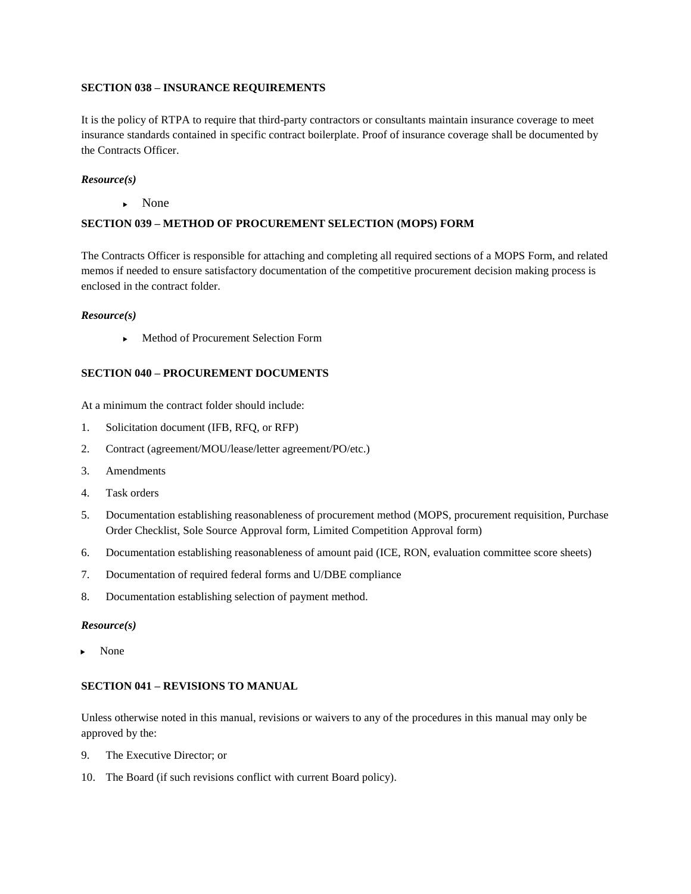**SECTION 038 – INSURANCE REQUIREMENTS**

It is the policy of RTPA to require that third-party contractors or consultants maintain insurance coverage to meet insurance standards contained in specific contract boilerplate. Proof of insurance coverage shall be documented by the Contracts Officer.

***Resource(s)***

- None

**SECTION 039 – METHOD OF PROCUREMENT SELECTION (MOPS) FORM**

The Contracts Officer is responsible for attaching and completing all required sections of a MOPS Form, and related memos if needed to ensure satisfactory documentation of the competitive procurement decision making process is enclosed in the contract folder.

***Resource(s)***

- Method of Procurement Selection Form

**SECTION 040 – PROCUREMENT DOCUMENTS**

At a minimum the contract folder should include:

1. Solicitation document (IFB, RFQ, or RFP)
2. Contract (agreement/MOU/lease/letter agreement/PO/etc.)
3. Amendments
4. Task orders
5. Documentation establishing reasonableness of procurement method (MOPS, procurement requisition, Purchase Order Checklist, Sole Source Approval form, Limited Competition Approval form)
6. Documentation establishing reasonableness of amount paid (ICE, RON, evaluation committee score sheets)
7. Documentation of required federal forms and U/DBE compliance
8. Documentation establishing selection of payment method.

***Resource(s)***

- None

**SECTION 041 – REVISIONS TO MANUAL**

Unless otherwise noted in this manual, revisions or waivers to any of the procedures in this manual may only be approved by the:

9. The Executive Director; or
10. The Board (if such revisions conflict with current Board policy).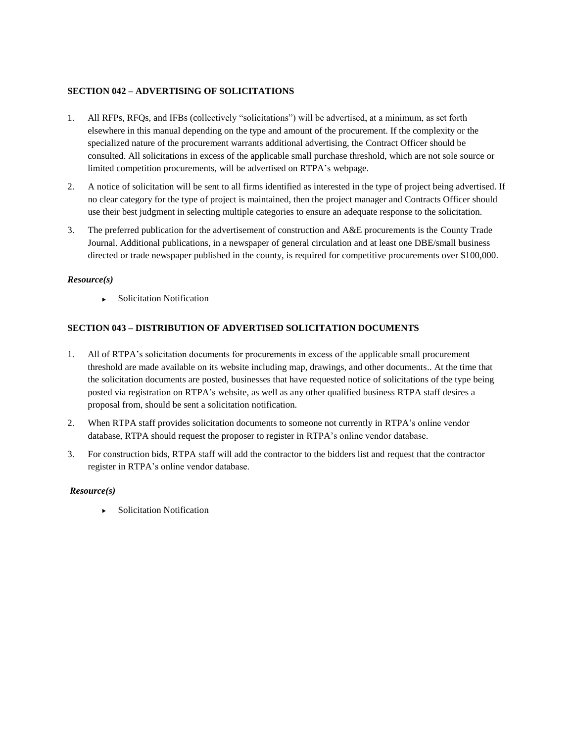**SECTION 042 – ADVERTISING OF SOLICITATIONS**

1. All RFPs, RFQs, and IFBs (collectively "solicitations") will be advertised, at a minimum, as set forth elsewhere in this manual depending on the type and amount of the procurement. If the complexity or the specialized nature of the procurement warrants additional advertising, the Contract Officer should be consulted. All solicitations in excess of the applicable small purchase threshold, which are not sole source or limited competition procurements, will be advertised on RTPA's webpage.
2. A notice of solicitation will be sent to all firms identified as interested in the type of project being advertised. If no clear category for the type of project is maintained, then the project manager and Contracts Officer should use their best judgment in selecting multiple categories to ensure an adequate response to the solicitation.
3. The preferred publication for the advertisement of construction and A&E procurements is the County Trade Journal. Additional publications, in a newspaper of general circulation and at least one DBE/small business directed or trade newspaper published in the county, is required for competitive procurements over $100,000.

***Resource(s)***

- Solicitation Notification

**SECTION 043 – DISTRIBUTION OF ADVERTISED SOLICITATION DOCUMENTS**

1. All of RTPA's solicitation documents for procurements in excess of the applicable small procurement threshold are made available on its website including map, drawings, and other documents.. At the time that the solicitation documents are posted, businesses that have requested notice of solicitations of the type being posted via registration on RTPA's website, as well as any other qualified business RTPA staff desires a proposal from, should be sent a solicitation notification.
2. When RTPA staff provides solicitation documents to someone not currently in RTPA's online vendor database, RTPA should request the proposer to register in RTPA's online vendor database.
3. For construction bids, RTPA staff will add the contractor to the bidders list and request that the contractor register in RTPA's online vendor database.

***Resource(s)***

- Solicitation Notification